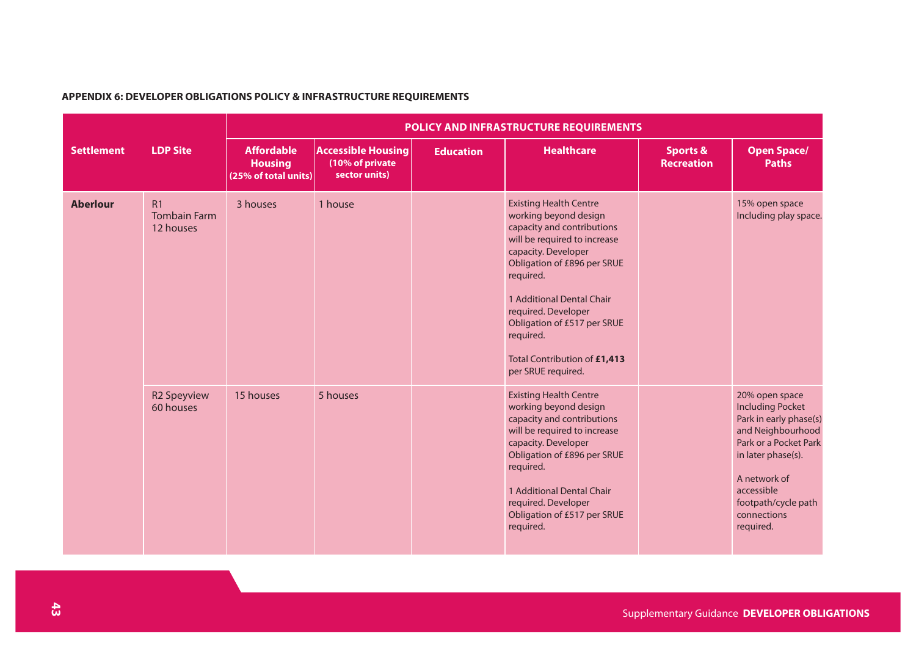**APPENDIX 6: DEVELOPER OBLIGATIONS POLICY & INFRASTRUCTURE REQUIREMENTS**

| Settlement | LDP Site | POLICY AND INFRASTRUCTURE REQUIREMENTS | | | | | |
|---|---|---|---|---|---|---|---|
| | | Affordable Housing (25% of total units) | Accessible Housing (10% of private sector units) | Education | Healthcare | Sports & Recreation | Open Space/ Paths |
| **Aberlour** | R1 Tombain Farm 12 houses | 3 houses | 1 house | | Existing Health Centre working beyond design capacity and contributions will be required to increase capacity. Developer Obligation of £896 per SRUE required.<br><br>1 Additional Dental Chair required. Developer Obligation of £517 per SRUE required.<br><br>Total Contribution of **£1,413** per SRUE required. | | 15% open space Including play space. |
| | R2 Speyview 60 houses | 15 houses | 5 houses | | Existing Health Centre working beyond design capacity and contributions will be required to increase capacity. Developer Obligation of £896 per SRUE required.<br><br>1 Additional Dental Chair required. Developer Obligation of £517 per SRUE required. | | 20% open space Including Pocket Park in early phase(s) and Neighbourhood Park or a Pocket Park in later phase(s).<br><br>A network of accessible footpath/cycle path connections required. |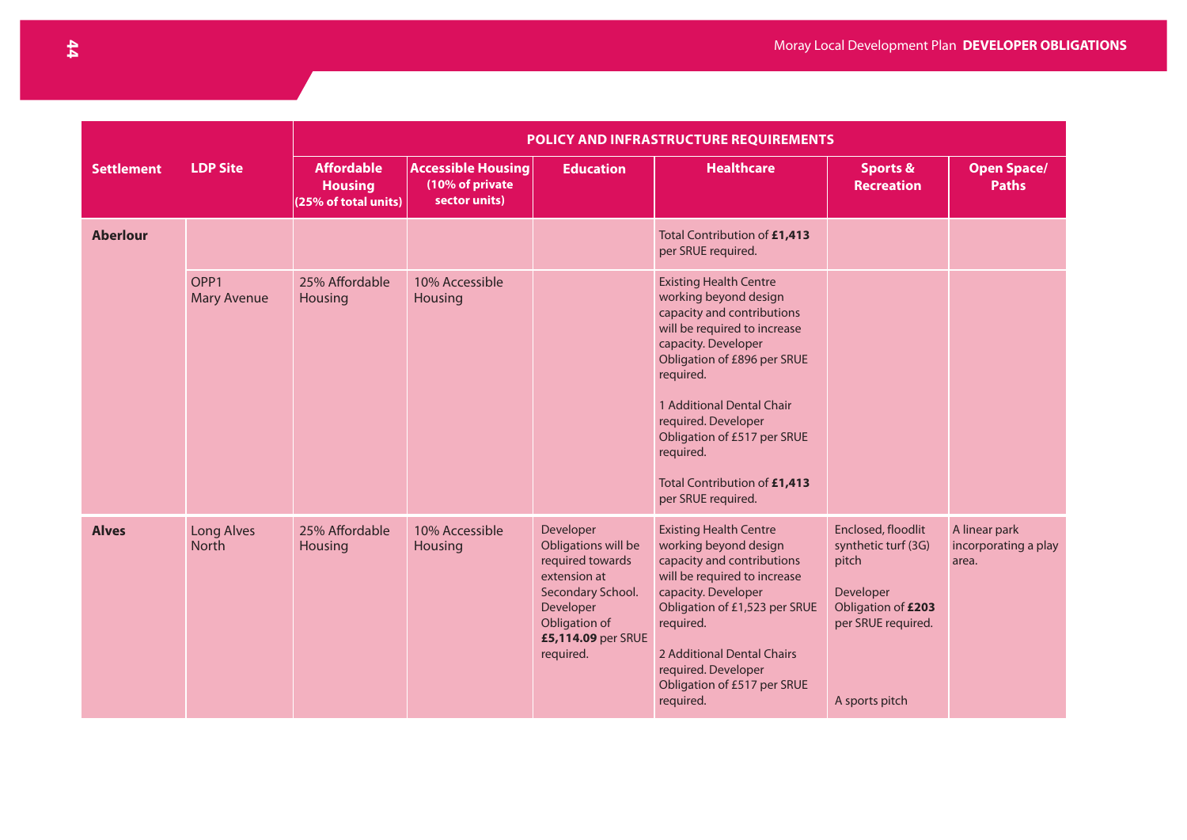| Settlement | LDP Site | POLICY AND INFRASTRUCTURE REQUIREMENTS | | | | | |
|---|---|---|---|---|---|---|---|
| | | **Affordable Housing (25% of total units)** | **Accessible Housing (10% of private sector units)** | **Education** | **Healthcare** | **Sports & Recreation** | **Open Space/ Paths** |
| **Aberlour** | | | | | Total Contribution of **£1,413** per SRUE required. | | |
| | OPP1 Mary Avenue | 25% Affordable Housing | 10% Accessible Housing | | Existing Health Centre working beyond design capacity and contributions will be required to increase capacity. Developer Obligation of £896 per SRUE required.<br><br>1 Additional Dental Chair required. Developer Obligation of £517 per SRUE required.<br><br>Total Contribution of **£1,413** per SRUE required. | | |
| **Alves** | Long Alves North | 25% Affordable Housing | 10% Accessible Housing | Developer Obligations will be required towards extension at Secondary School. Developer Obligation of **£5,114.09** per SRUE required. | Existing Health Centre working beyond design capacity and contributions will be required to increase capacity. Developer Obligation of £1,523 per SRUE required.<br><br>2 Additional Dental Chairs required. Developer Obligation of £517 per SRUE required. | Enclosed, floodlit synthetic turf (3G) pitch<br><br>Developer Obligation of **£203** per SRUE required.<br><br>A sports pitch | A linear park incorporating a play area. |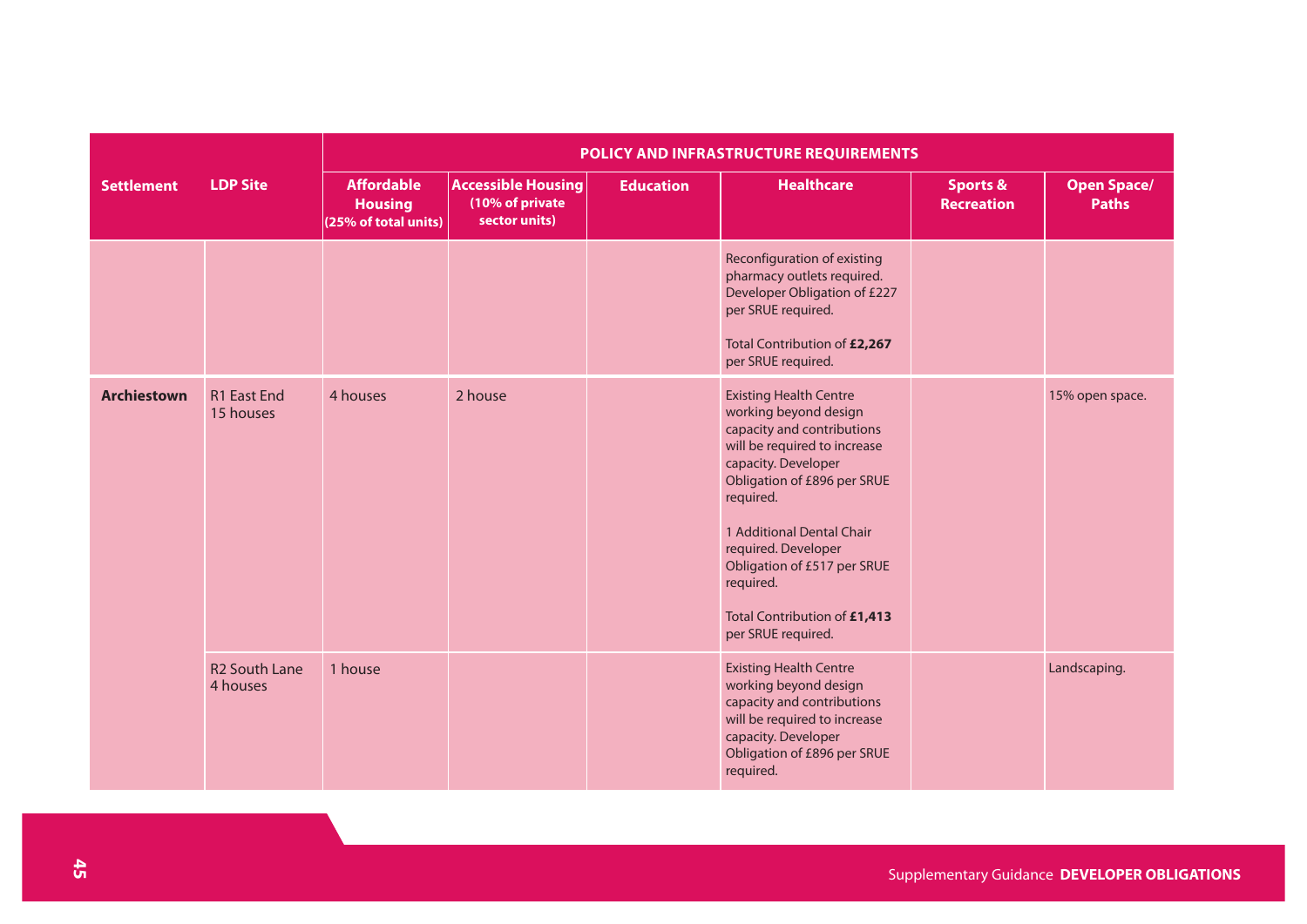| Settlement | LDP Site | POLICY AND INFRASTRUCTURE REQUIREMENTS | | | | | |
|---|---|---|---|---|---|---|---|
| | | Affordable Housing (25% of total units) | Accessible Housing (10% of private sector units) | Education | Healthcare | Sports & Recreation | Open Space/ Paths |
| | | | | | Reconfiguration of existing pharmacy outlets required. Developer Obligation of £227 per SRUE required.<br><br>Total Contribution of **£2,267** per SRUE required. | | |
| **Archiestown** | R1 East End 15 houses | 4 houses | 2 house | | Existing Health Centre working beyond design capacity and contributions will be required to increase capacity. Developer Obligation of £896 per SRUE required.<br><br>1 Additional Dental Chair required. Developer Obligation of £517 per SRUE required.<br><br>Total Contribution of **£1,413** per SRUE required. | | 15% open space. |
| | R2 South Lane 4 houses | 1 house | | | Existing Health Centre working beyond design capacity and contributions will be required to increase capacity. Developer Obligation of £896 per SRUE required. | | Landscaping. |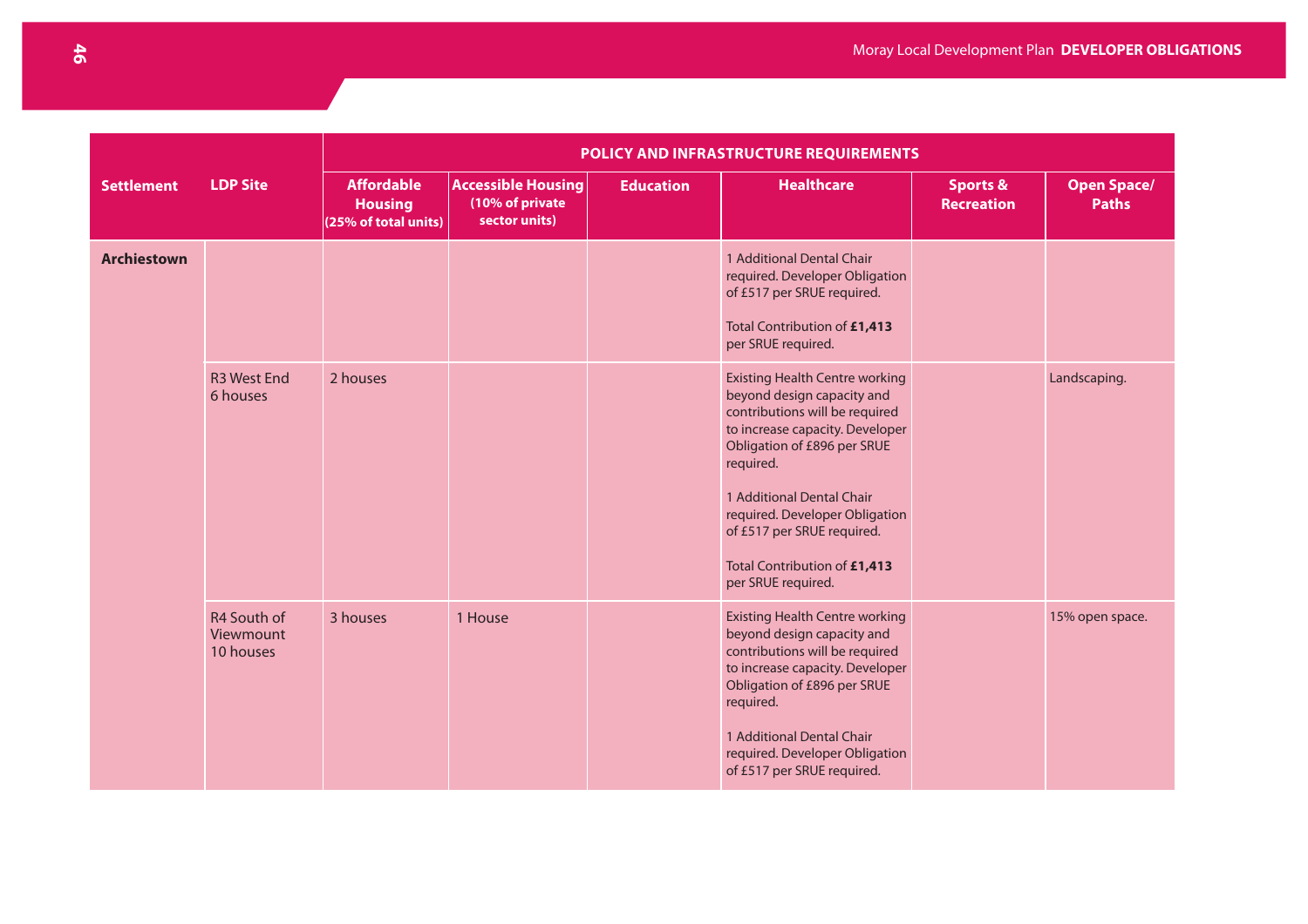| Settlement | LDP Site | POLICY AND INFRASTRUCTURE REQUIREMENTS | | | | | |
|---|---|---|---|---|---|---|---|
| | | **Affordable Housing (25% of total units)** | **Accessible Housing (10% of private sector units)** | **Education** | **Healthcare** | **Sports & Recreation** | **Open Space/ Paths** |
| **Archiestown** | | | | | 1 Additional Dental Chair required. Developer Obligation of £517 per SRUE required.<br><br>Total Contribution of **£1,413** per SRUE required. | | |
| | R3 West End 6 houses | 2 houses | | | Existing Health Centre working beyond design capacity and contributions will be required to increase capacity. Developer Obligation of £896 per SRUE required.<br><br>1 Additional Dental Chair required. Developer Obligation of £517 per SRUE required.<br><br>Total Contribution of **£1,413** per SRUE required. | | Landscaping. |
| | R4 South of Viewmount 10 houses | 3 houses | 1 House | | Existing Health Centre working beyond design capacity and contributions will be required to increase capacity. Developer Obligation of £896 per SRUE required.<br><br>1 Additional Dental Chair required. Developer Obligation of £517 per SRUE required. | | 15% open space. |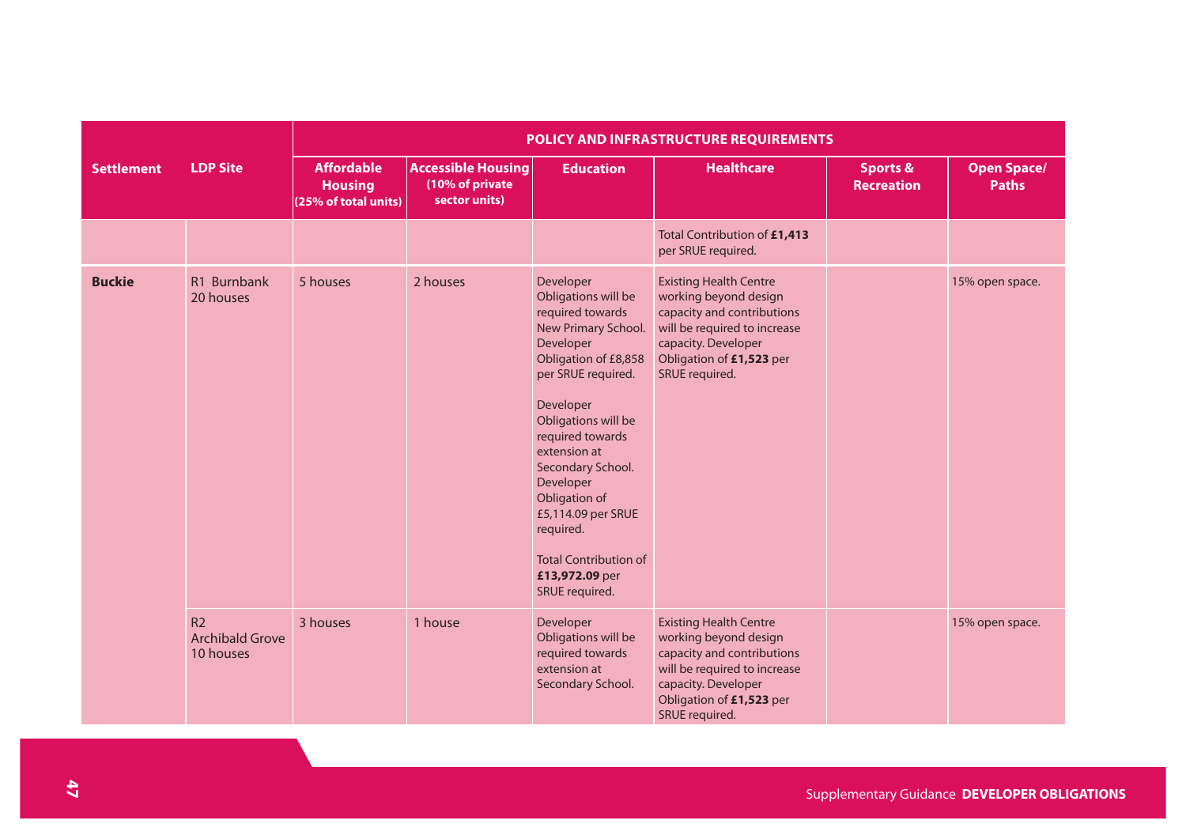| Settlement | LDP Site | POLICY AND INFRASTRUCTURE REQUIREMENTS | | | | | |
|---|---|---|---|---|---|---|---|
| | | **Affordable Housing (25% of total units)** | **Accessible Housing (10% of private sector units)** | **Education** | **Healthcare** | **Sports & Recreation** | **Open Space/ Paths** |
| | | | | | Total Contribution of **£1,413** per SRUE required. | | |
| **Buckie** | R1 Burnbank 20 houses | 5 houses | 2 houses | Developer Obligations will be required towards New Primary School. Developer Obligation of £8,858 per SRUE required.<br><br>Developer Obligations will be required towards extension at Secondary School. Developer Obligation of £5,114.09 per SRUE required.<br><br>Total Contribution of **£13,972.09** per SRUE required. | Existing Health Centre working beyond design capacity and contributions will be required to increase capacity. Developer Obligation of **£1,523** per SRUE required. | | 15% open space. |
| | R2 Archibald Grove 10 houses | 3 houses | 1 house | Developer Obligations will be required towards extension at Secondary School. | Existing Health Centre working beyond design capacity and contributions will be required to increase capacity. Developer Obligation of **£1,523** per SRUE required. | | 15% open space. |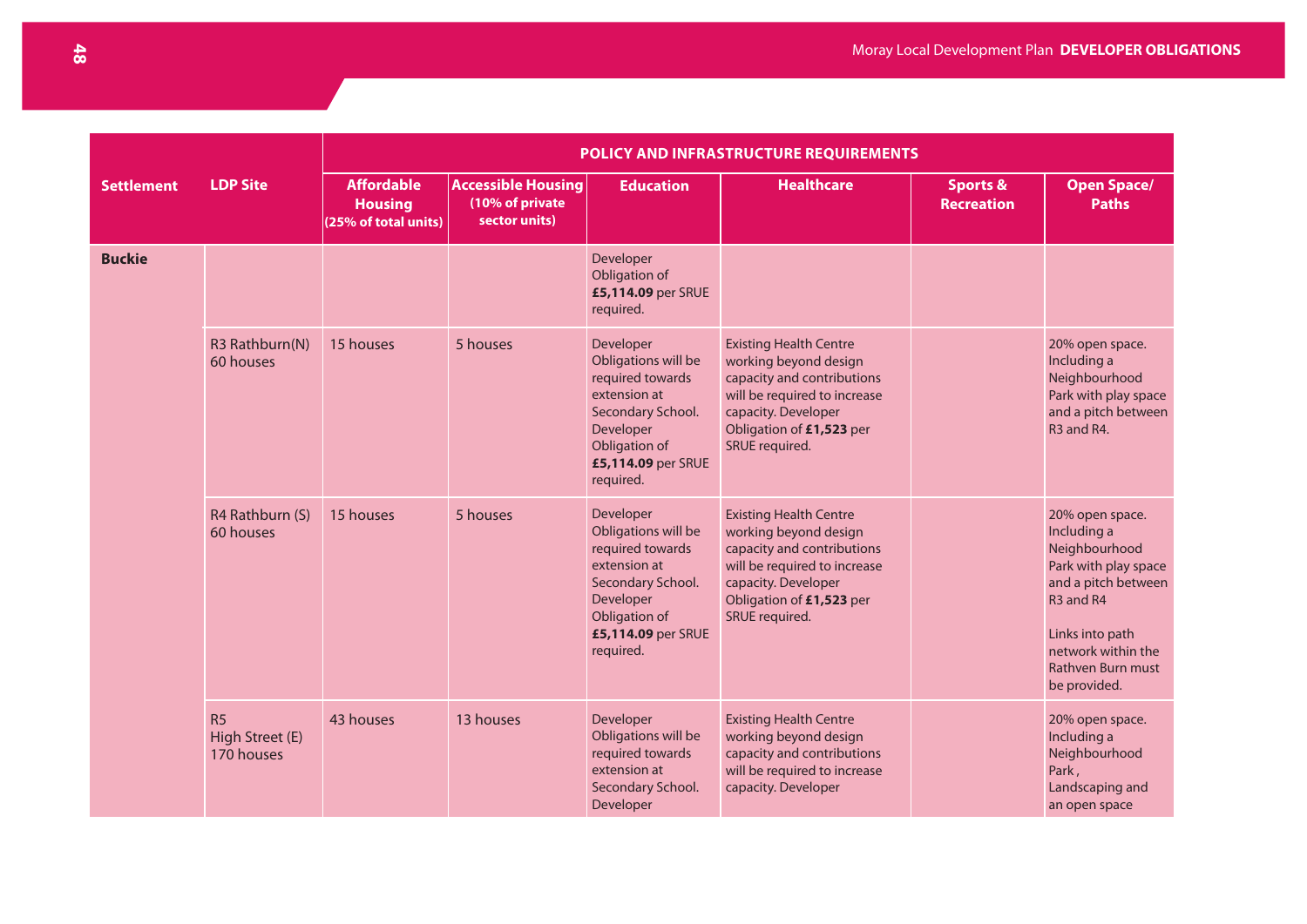| Settlement | LDP Site | POLICY AND INFRASTRUCTURE REQUIREMENTS | | | | | |
|---|---|---|---|---|---|---|---|
| | | **Affordable Housing (25% of total units)** | **Accessible Housing (10% of private sector units)** | **Education** | **Healthcare** | **Sports & Recreation** | **Open Space/ Paths** |
| **Buckie** | | | | Developer Obligation of **£5,114.09** per SRUE required. | | | |
| | R3 Rathburn(N) 60 houses | 15 houses | 5 houses | Developer Obligations will be required towards extension at Secondary School. Developer Obligation of **£5,114.09** per SRUE required. | Existing Health Centre working beyond design capacity and contributions will be required to increase capacity. Developer Obligation of **£1,523** per SRUE required. | | 20% open space. Including a Neighbourhood Park with play space and a pitch between R3 and R4. |
| | R4 Rathburn (S) 60 houses | 15 houses | 5 houses | Developer Obligations will be required towards extension at Secondary School. Developer Obligation of **£5,114.09** per SRUE required. | Existing Health Centre working beyond design capacity and contributions will be required to increase capacity. Developer Obligation of **£1,523** per SRUE required. | | 20% open space. Including a Neighbourhood Park with play space and a pitch between R3 and R4<br><br>Links into path network within the Rathven Burn must be provided. |
| | R5 High Street (E) 170 houses | 43 houses | 13 houses | Developer Obligations will be required towards extension at Secondary School. Developer | Existing Health Centre working beyond design capacity and contributions will be required to increase capacity. Developer | | 20% open space. Including a Neighbourhood Park , Landscaping and an open space |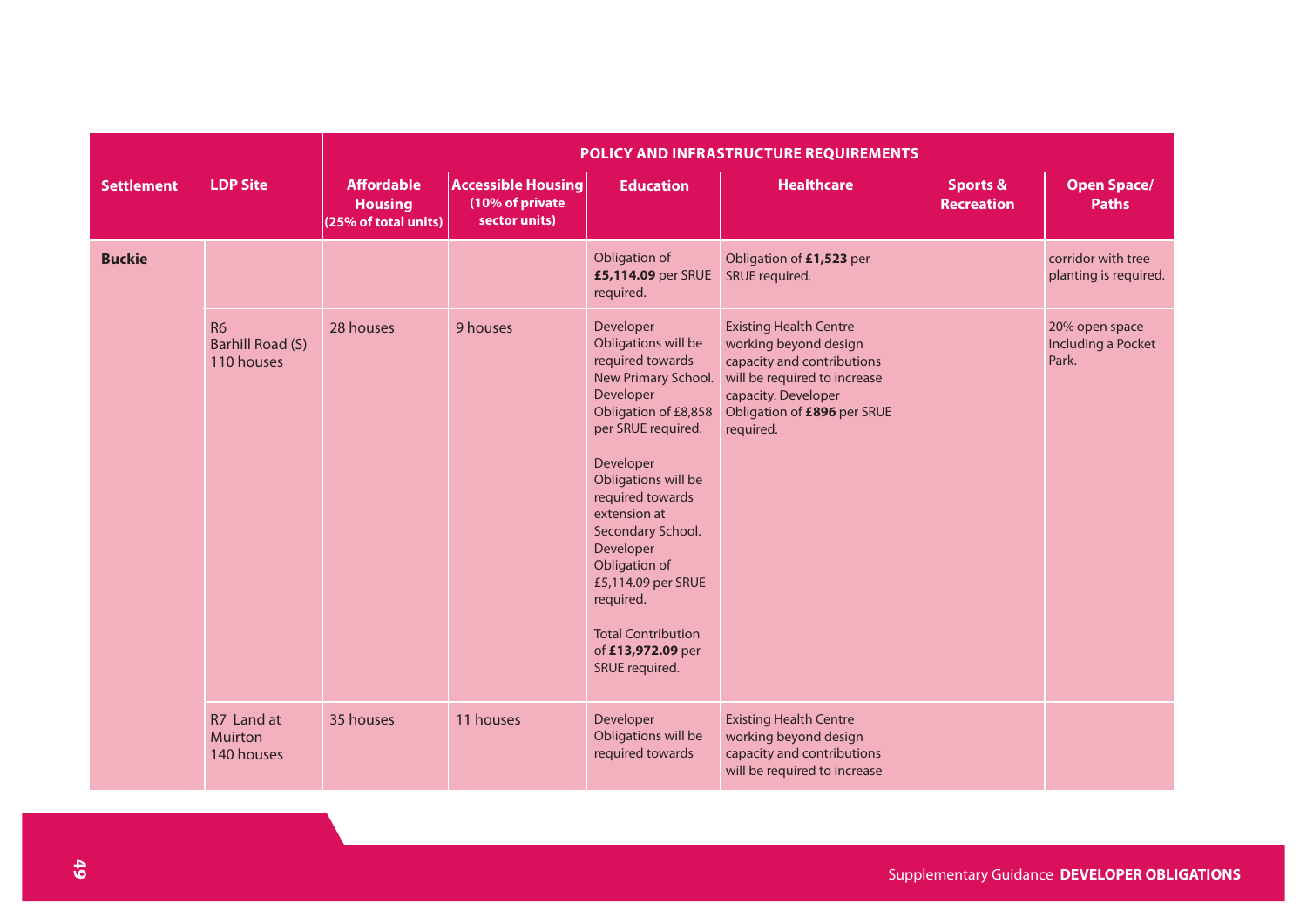| Settlement | LDP Site | POLICY AND INFRASTRUCTURE REQUIREMENTS | | | | | |
|---|---|---|---|---|---|---|---|
| | | Affordable Housing (25% of total units) | Accessible Housing (10% of private sector units) | Education | Healthcare | Sports & Recreation | Open Space/ Paths |
| **Buckie** | | | | Obligation of **£5,114.09** per SRUE required. | Obligation of **£1,523** per SRUE required. | | corridor with tree planting is required. |
| | R6 Barhill Road (S) 110 houses | 28 houses | 9 houses | Developer Obligations will be required towards New Primary School. Developer Obligation of £8,858 per SRUE required.<br><br>Developer Obligations will be required towards extension at Secondary School. Developer Obligation of £5,114.09 per SRUE required.<br><br>Total Contribution of **£13,972.09** per SRUE required. | Existing Health Centre working beyond design capacity and contributions will be required to increase capacity. Developer Obligation of **£896** per SRUE required. | | 20% open space Including a Pocket Park. |
| | R7 Land at Muirton 140 houses | 35 houses | 11 houses | Developer Obligations will be required towards | Existing Health Centre working beyond design capacity and contributions will be required to increase | | |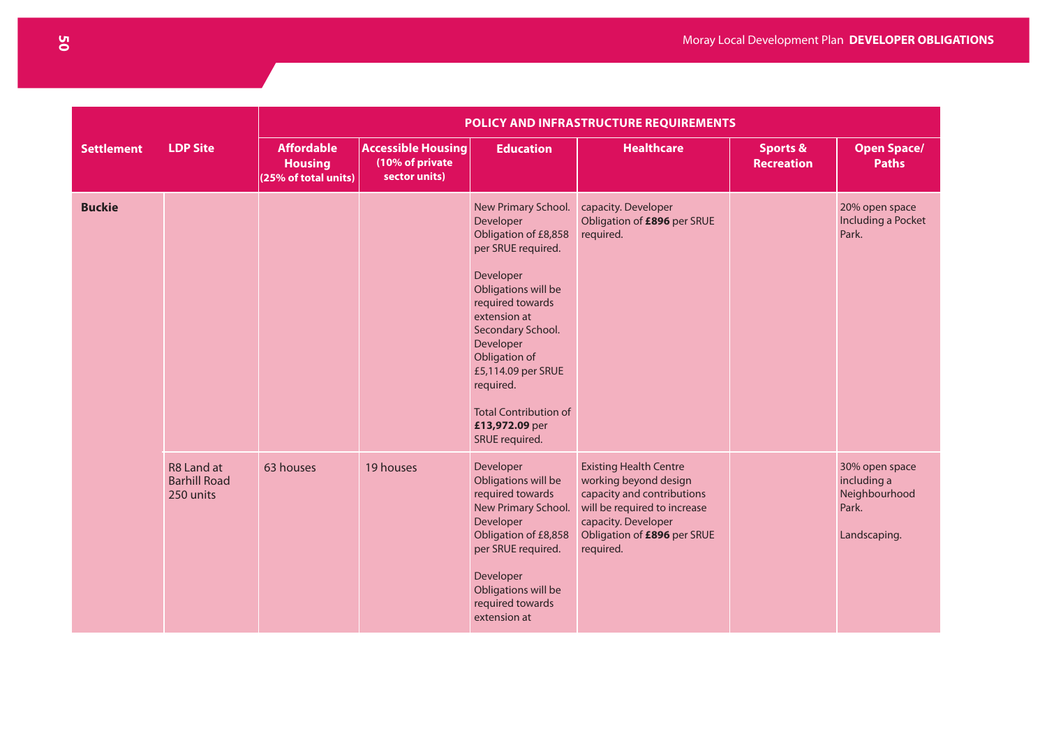| Settlement | LDP Site | POLICY AND INFRASTRUCTURE REQUIREMENTS | | | | | |
|---|---|---|---|---|---|---|---|
| | | Affordable Housing (25% of total units) | Accessible Housing (10% of private sector units) | Education | Healthcare | Sports & Recreation | Open Space/ Paths |
| **Buckie** | | | | New Primary School. Developer Obligation of £8,858 per SRUE required.<br><br>Developer Obligations will be required towards extension at Secondary School. Developer Obligation of £5,114.09 per SRUE required.<br><br>Total Contribution of **£13,972.09** per SRUE required. | capacity. Developer Obligation of **£896** per SRUE required. | | 20% open space Including a Pocket Park. |
| | R8 Land at Barhill Road 250 units | 63 houses | 19 houses | Developer Obligations will be required towards New Primary School. Developer Obligation of £8,858 per SRUE required.<br><br>Developer Obligations will be required towards extension at | Existing Health Centre working beyond design capacity and contributions will be required to increase capacity. Developer Obligation of **£896** per SRUE required. | | 30% open space including a Neighbourhood Park.<br><br>Landscaping. |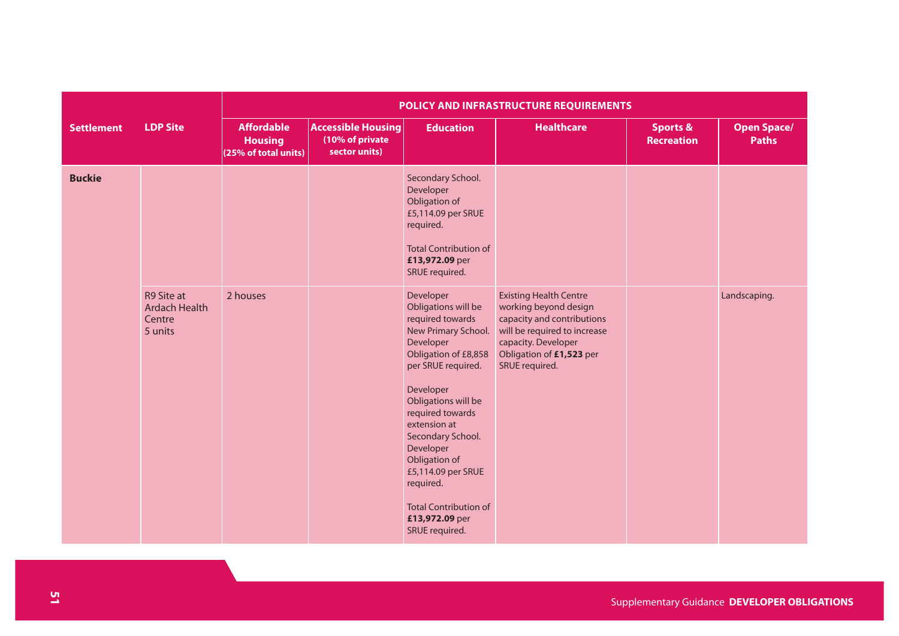| Settlement | LDP Site | POLICY AND INFRASTRUCTURE REQUIREMENTS | | | | | |
|---|---|---|---|---|---|---|---|
| | | Affordable Housing (25% of total units) | Accessible Housing (10% of private sector units) | Education | Healthcare | Sports & Recreation | Open Space/ Paths |
| **Buckie** | | | | Secondary School. Developer Obligation of £5,114.09 per SRUE required.<br><br>Total Contribution of **£13,972.09** per SRUE required. | | | |
| | R9 Site at Ardach Health Centre 5 units | 2 houses | | Developer Obligations will be required towards New Primary School. Developer Obligation of £8,858 per SRUE required.<br><br>Developer Obligations will be required towards extension at Secondary School. Developer Obligation of £5,114.09 per SRUE required.<br><br>Total Contribution of **£13,972.09** per SRUE required. | Existing Health Centre working beyond design capacity and contributions will be required to increase capacity. Developer Obligation of **£1,523** per SRUE required. | | Landscaping. |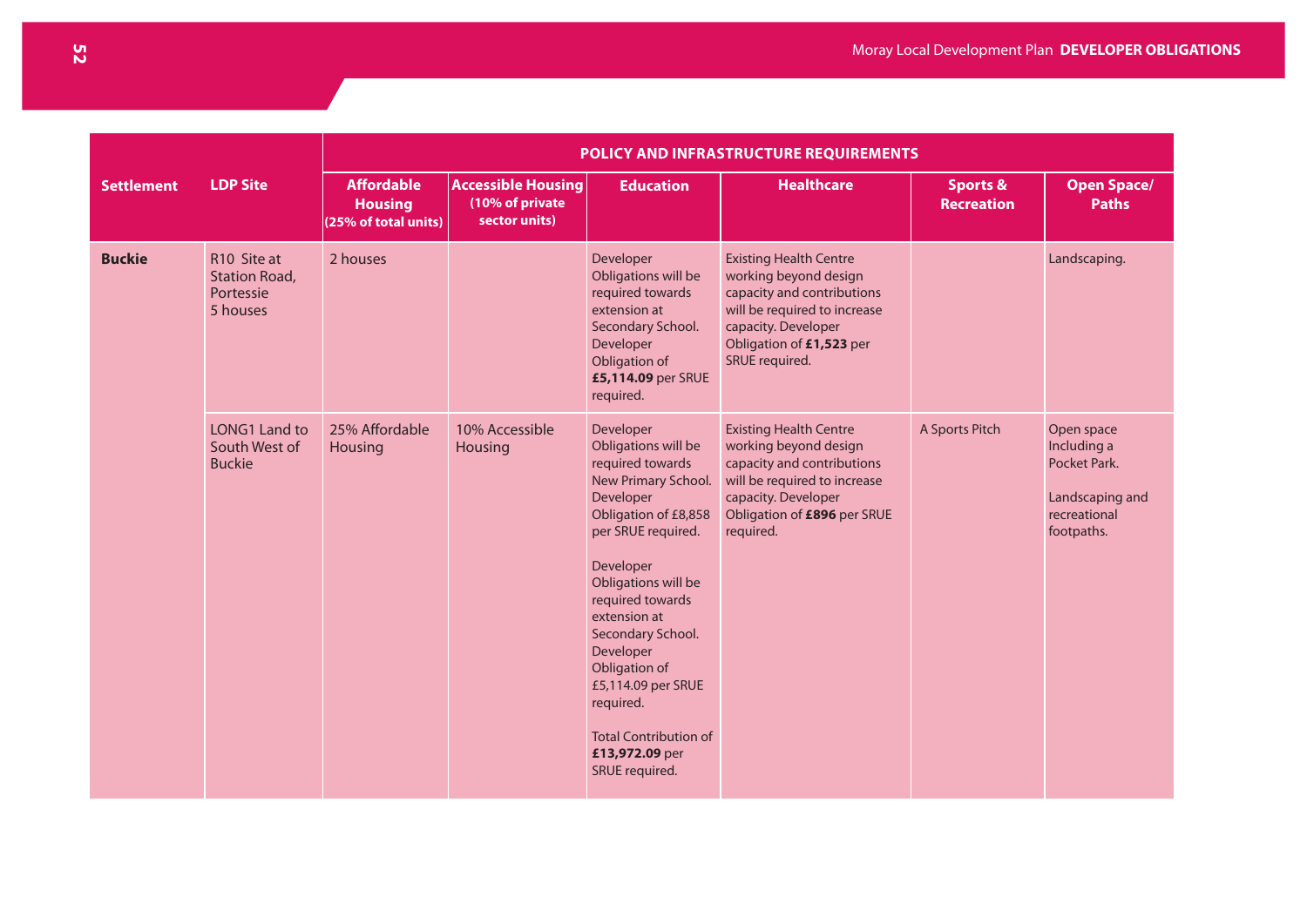| Settlement | LDP Site | POLICY AND INFRASTRUCTURE REQUIREMENTS | | | | | |
|---|---|---|---|---|---|---|---|
| | | Affordable Housing (25% of total units) | Accessible Housing (10% of private sector units) | Education | Healthcare | Sports & Recreation | Open Space/ Paths |
| **Buckie** | R10 Site at Station Road, Portessie 5 houses | 2 houses | | Developer Obligations will be required towards extension at Secondary School. Developer Obligation of **£5,114.09** per SRUE required. | Existing Health Centre working beyond design capacity and contributions will be required to increase capacity. Developer Obligation of **£1,523** per SRUE required. | | Landscaping. |
| | LONG1 Land to South West of Buckie | 25% Affordable Housing | 10% Accessible Housing | Developer Obligations will be required towards New Primary School. Developer Obligation of £8,858 per SRUE required.<br><br>Developer Obligations will be required towards extension at Secondary School. Developer Obligation of £5,114.09 per SRUE required.<br><br>Total Contribution of **£13,972.09** per SRUE required. | Existing Health Centre working beyond design capacity and contributions will be required to increase capacity. Developer Obligation of **£896** per SRUE required. | A Sports Pitch | Open space Including a Pocket Park.<br><br>Landscaping and recreational footpaths. |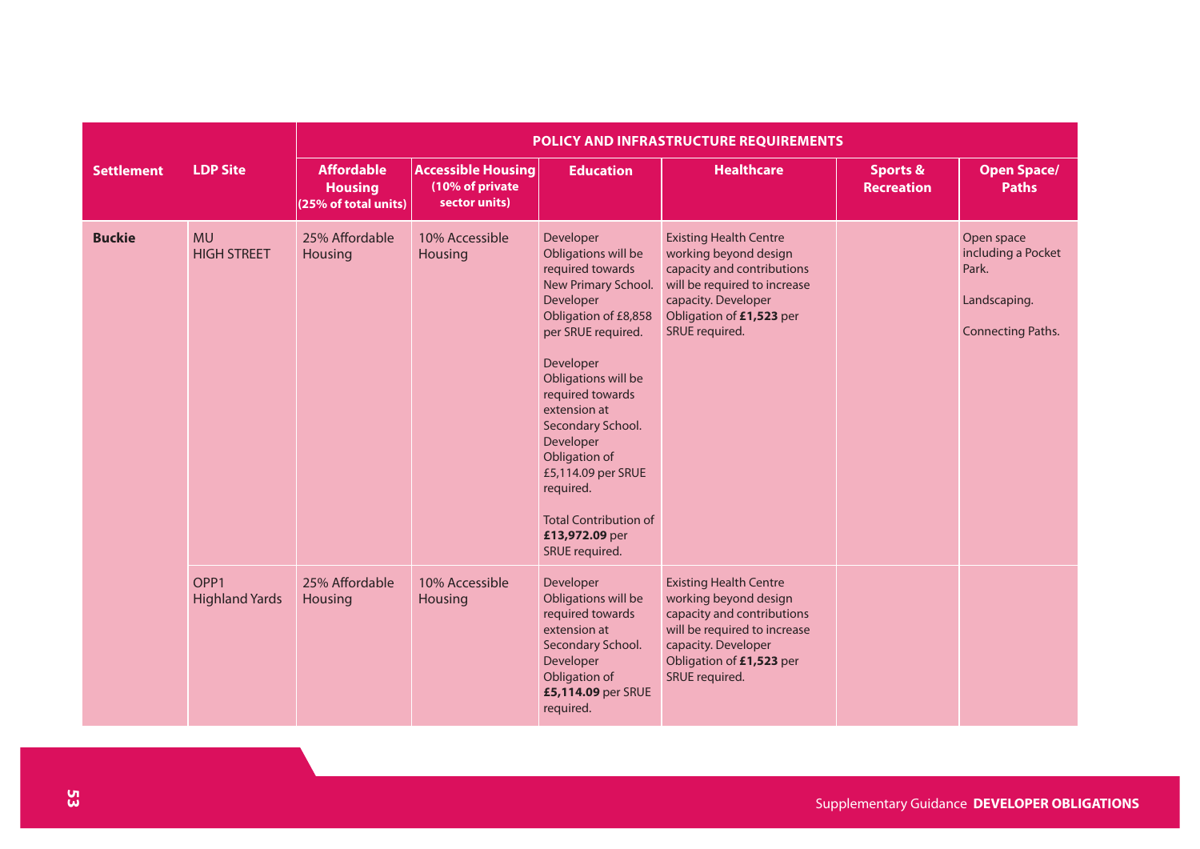| Settlement | LDP Site | POLICY AND INFRASTRUCTURE REQUIREMENTS | | | | | |
|---|---|---|---|---|---|---|---|
| | | Affordable Housing (25% of total units) | Accessible Housing (10% of private sector units) | Education | Healthcare | Sports & Recreation | Open Space/ Paths |
| **Buckie** | MU HIGH STREET | 25% Affordable Housing | 10% Accessible Housing | Developer Obligations will be required towards New Primary School. Developer Obligation of £8,858 per SRUE required.<br><br>Developer Obligations will be required towards extension at Secondary School. Developer Obligation of £5,114.09 per SRUE required.<br><br>Total Contribution of **£13,972.09** per SRUE required. | Existing Health Centre working beyond design capacity and contributions will be required to increase capacity. Developer Obligation of **£1,523** per SRUE required. | | Open space including a Pocket Park.<br><br>Landscaping.<br><br>Connecting Paths. |
| | OPP1 Highland Yards | 25% Affordable Housing | 10% Accessible Housing | Developer Obligations will be required towards extension at Secondary School. Developer Obligation of **£5,114.09** per SRUE required. | Existing Health Centre working beyond design capacity and contributions will be required to increase capacity. Developer Obligation of **£1,523** per SRUE required. | | |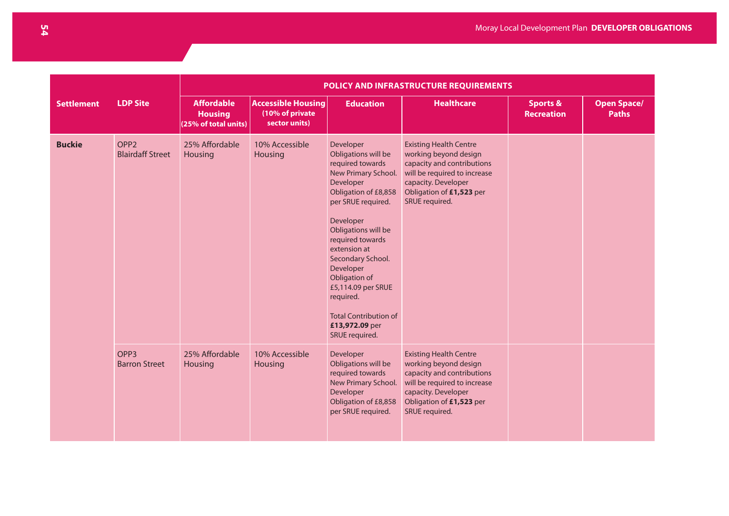| Settlement | LDP Site | POLICY AND INFRASTRUCTURE REQUIREMENTS | | | | | |
|---|---|---|---|---|---|---|---|
| | | Affordable Housing (25% of total units) | Accessible Housing (10% of private sector units) | Education | Healthcare | Sports & Recreation | Open Space/ Paths |
| **Buckie** | OPP2 Blairdaff Street | 25% Affordable Housing | 10% Accessible Housing | Developer Obligations will be required towards New Primary School. Developer Obligation of £8,858 per SRUE required.<br><br>Developer Obligations will be required towards extension at Secondary School. Developer Obligation of £5,114.09 per SRUE required.<br><br>Total Contribution of **£13,972.09** per SRUE required. | Existing Health Centre working beyond design capacity and contributions will be required to increase capacity. Developer Obligation of **£1,523** per SRUE required. | | |
| | OPP3 Barron Street | 25% Affordable Housing | 10% Accessible Housing | Developer Obligations will be required towards New Primary School. Developer Obligation of £8,858 per SRUE required. | Existing Health Centre working beyond design capacity and contributions will be required to increase capacity. Developer Obligation of **£1,523** per SRUE required. | | |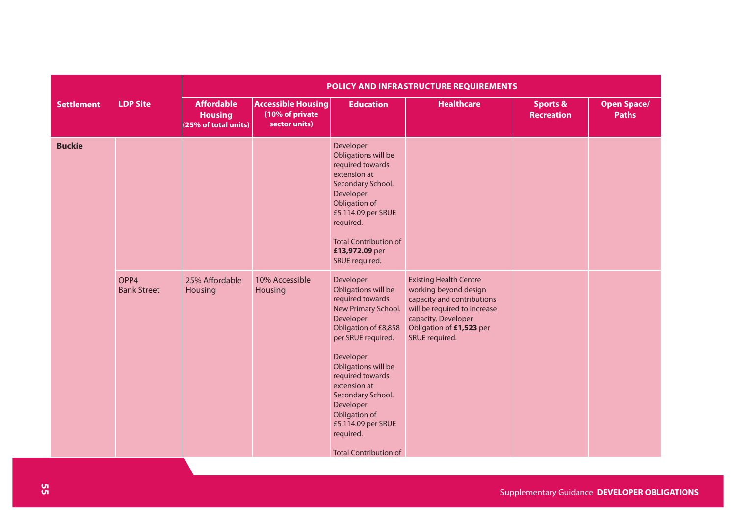| Settlement | LDP Site | POLICY AND INFRASTRUCTURE REQUIREMENTS | | | | | |
|---|---|---|---|---|---|---|---|
| | | Affordable Housing (25% of total units) | Accessible Housing (10% of private sector units) | Education | Healthcare | Sports & Recreation | Open Space/ Paths |
| **Buckie** | | | | Developer Obligations will be required towards extension at Secondary School. Developer Obligation of £5,114.09 per SRUE required.<br><br>Total Contribution of **£13,972.09** per SRUE required. | | | |
| | OPP4 Bank Street | 25% Affordable Housing | 10% Accessible Housing | Developer Obligations will be required towards New Primary School. Developer Obligation of £8,858 per SRUE required.<br><br>Developer Obligations will be required towards extension at Secondary School. Developer Obligation of £5,114.09 per SRUE required.<br><br>Total Contribution of | Existing Health Centre working beyond design capacity and contributions will be required to increase capacity. Developer Obligation of **£1,523** per SRUE required. | | |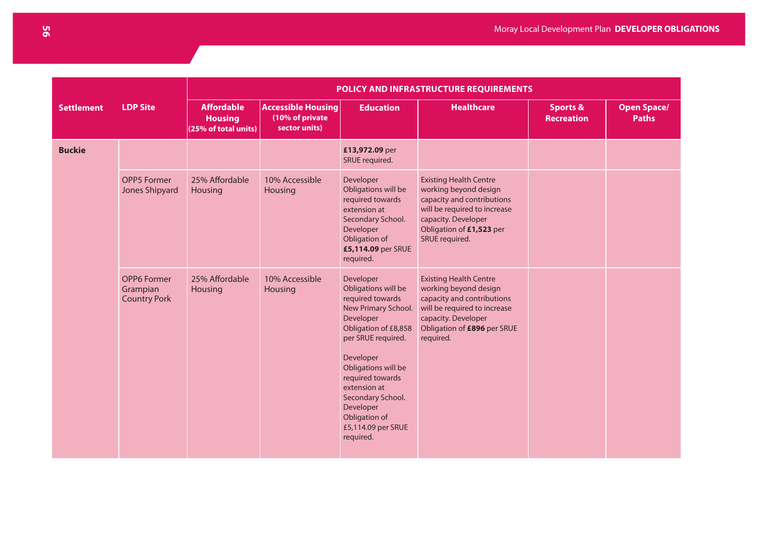| Settlement | LDP Site | POLICY AND INFRASTRUCTURE REQUIREMENTS | | | | | |
|---|---|---|---|---|---|---|---|
| | | Affordable Housing (25% of total units) | Accessible Housing (10% of private sector units) | Education | Healthcare | Sports & Recreation | Open Space/ Paths |
| **Buckie** | | | | **£13,972.09** per SRUE required. | | | |
| | OPP5 Former Jones Shipyard | 25% Affordable Housing | 10% Accessible Housing | Developer Obligations will be required towards extension at Secondary School. Developer Obligation of **£5,114.09** per SRUE required. | Existing Health Centre working beyond design capacity and contributions will be required to increase capacity. Developer Obligation of **£1,523** per SRUE required. | | |
| | OPP6 Former Grampian Country Pork | 25% Affordable Housing | 10% Accessible Housing | Developer Obligations will be required towards New Primary School. Developer Obligation of £8,858 per SRUE required. Developer Obligations will be required towards extension at Secondary School. Developer Obligation of £5,114.09 per SRUE required. | Existing Health Centre working beyond design capacity and contributions will be required to increase capacity. Developer Obligation of **£896** per SRUE required. | | |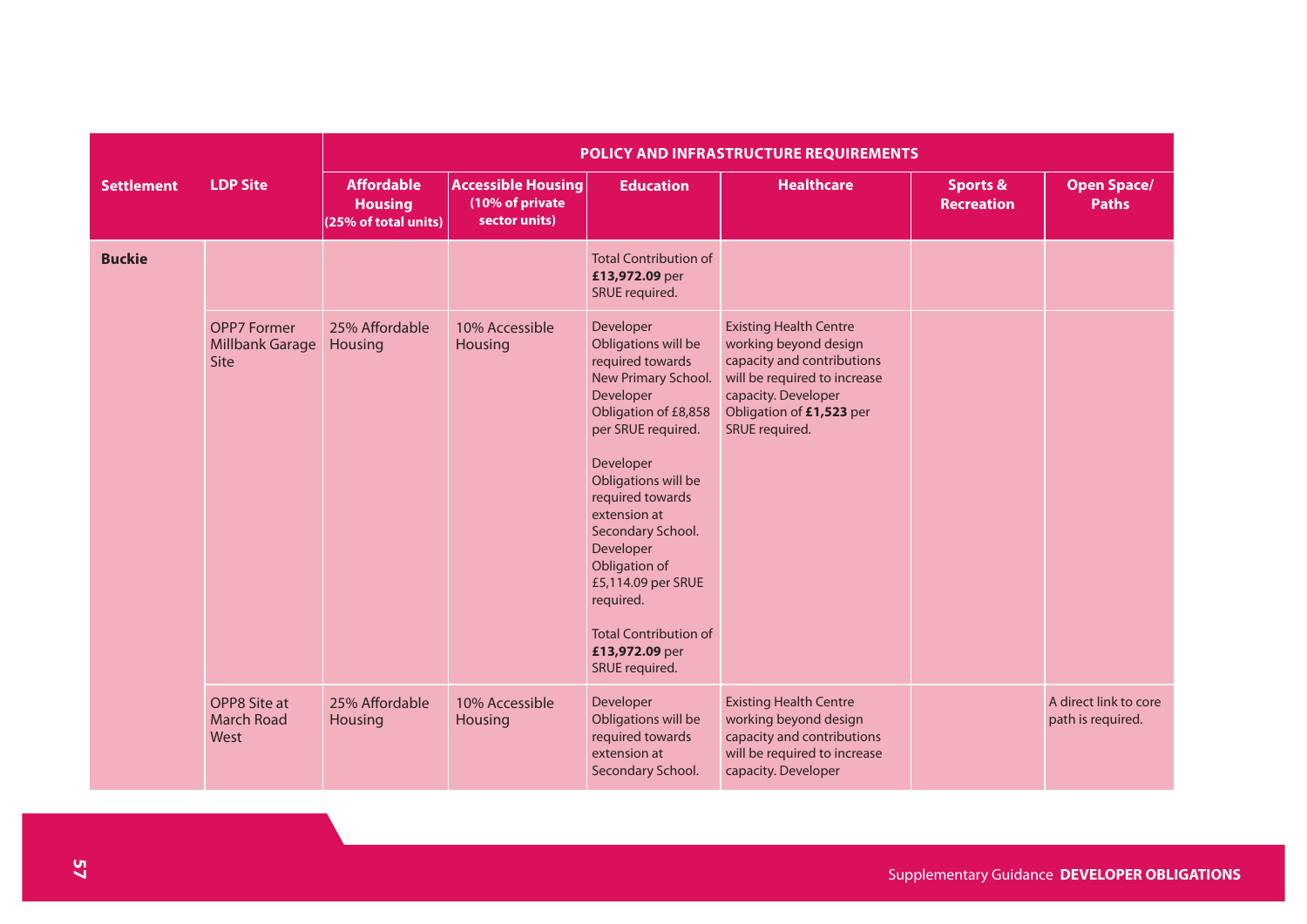| Settlement | LDP Site | POLICY AND INFRASTRUCTURE REQUIREMENTS | | | | | |
|---|---|---|---|---|---|---|---|
| | | Affordable Housing (25% of total units) | Accessible Housing (10% of private sector units) | Education | Healthcare | Sports & Recreation | Open Space/ Paths |
| **Buckie** | | | | Total Contribution of **£13,972.09** per SRUE required. | | | |
| | OPP7 Former Millbank Garage Site | 25% Affordable Housing | 10% Accessible Housing | Developer Obligations will be required towards New Primary School. Developer Obligation of £8,858 per SRUE required.<br><br>Developer Obligations will be required towards extension at Secondary School. Developer Obligation of £5,114.09 per SRUE required.<br><br>Total Contribution of **£13,972.09** per SRUE required. | Existing Health Centre working beyond design capacity and contributions will be required to increase capacity. Developer Obligation of **£1,523** per SRUE required. | | |
| | OPP8 Site at March Road West | 25% Affordable Housing | 10% Accessible Housing | Developer Obligations will be required towards extension at Secondary School. | Existing Health Centre working beyond design capacity and contributions will be required to increase capacity. Developer | | A direct link to core path is required. |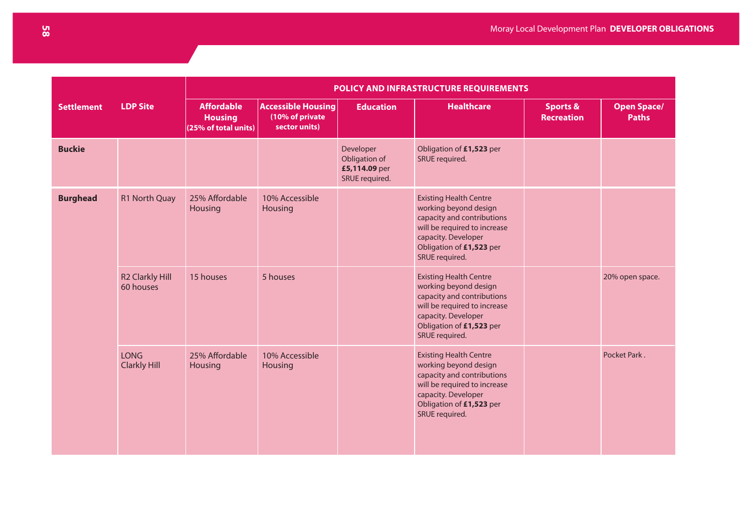| Settlement | LDP Site | POLICY AND INFRASTRUCTURE REQUIREMENTS | | | | | |
|---|---|---|---|---|---|---|---|
| | | Affordable Housing (25% of total units) | Accessible Housing (10% of private sector units) | Education | Healthcare | Sports & Recreation | Open Space/ Paths |
| **Buckie** | | | | Developer Obligation of **£5,114.09** per SRUE required. | Obligation of **£1,523** per SRUE required. | | |
| **Burghead** | R1 North Quay | 25% Affordable Housing | 10% Accessible Housing | | Existing Health Centre working beyond design capacity and contributions will be required to increase capacity. Developer Obligation of **£1,523** per SRUE required. | | |
| | R2 Clarkly Hill 60 houses | 15 houses | 5 houses | | Existing Health Centre working beyond design capacity and contributions will be required to increase capacity. Developer Obligation of **£1,523** per SRUE required. | | 20% open space. |
| | LONG Clarkly Hill | 25% Affordable Housing | 10% Accessible Housing | | Existing Health Centre working beyond design capacity and contributions will be required to increase capacity. Developer Obligation of **£1,523** per SRUE required. | | Pocket Park . |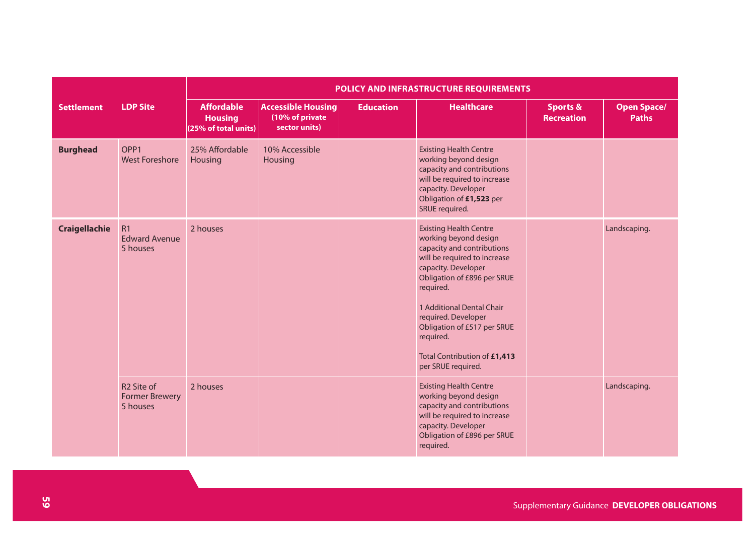| Settlement | LDP Site | POLICY AND INFRASTRUCTURE REQUIREMENTS | | | | | |
|---|---|---|---|---|---|---|---|
| | | **Affordable Housing (25% of total units)** | **Accessible Housing (10% of private sector units)** | **Education** | **Healthcare** | **Sports & Recreation** | **Open Space/ Paths** |
| **Burghead** | OPP1 West Foreshore | 25% Affordable Housing | 10% Accessible Housing | | Existing Health Centre working beyond design capacity and contributions will be required to increase capacity. Developer Obligation of **£1,523** per SRUE required. | | |
| **Craigellachie** | R1 Edward Avenue 5 houses | 2 houses | | | Existing Health Centre working beyond design capacity and contributions will be required to increase capacity. Developer Obligation of £896 per SRUE required.<br><br>1 Additional Dental Chair required. Developer Obligation of £517 per SRUE required.<br><br>Total Contribution of **£1,413** per SRUE required. | | Landscaping. |
| | R2 Site of Former Brewery 5 houses | 2 houses | | | Existing Health Centre working beyond design capacity and contributions will be required to increase capacity. Developer Obligation of £896 per SRUE required. | | Landscaping. |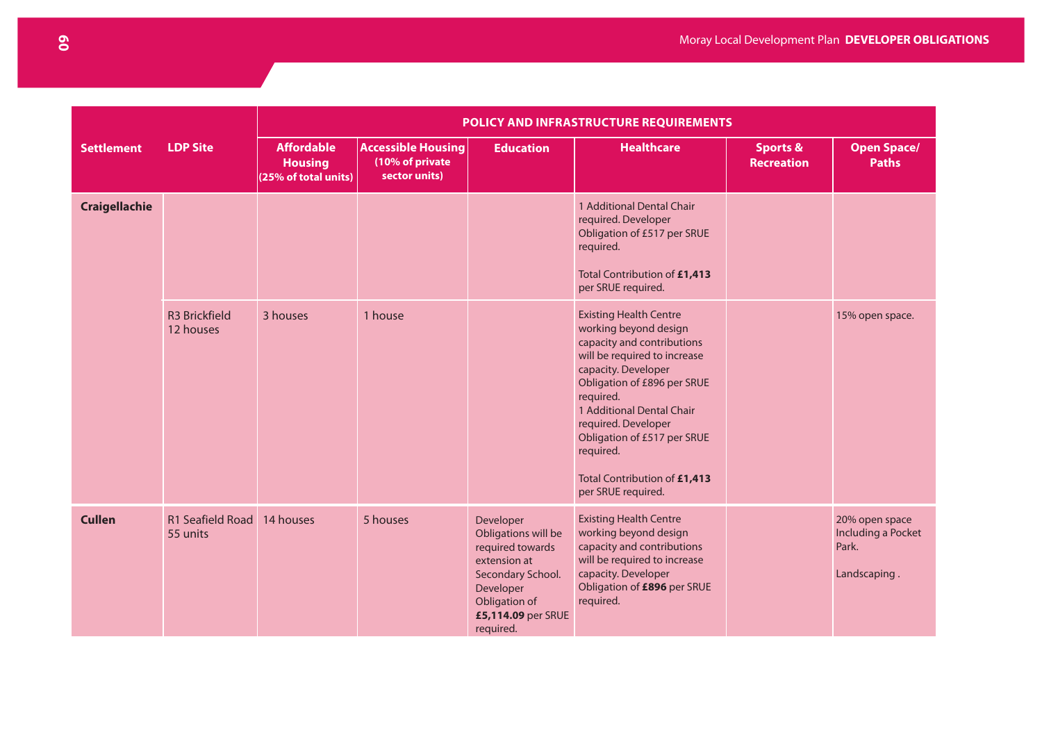| Settlement | LDP Site | POLICY AND INFRASTRUCTURE REQUIREMENTS | | | | | |
|---|---|---|---|---|---|---|---|
| | | Affordable Housing (25% of total units) | Accessible Housing (10% of private sector units) | Education | Healthcare | Sports & Recreation | Open Space/ Paths |
| **Craigellachie** | | | | | 1 Additional Dental Chair required. Developer Obligation of £517 per SRUE required. Total Contribution of **£1,413** per SRUE required. | | |
| | R3 Brickfield 12 houses | 3 houses | 1 house | | Existing Health Centre working beyond design capacity and contributions will be required to increase capacity. Developer Obligation of £896 per SRUE required. 1 Additional Dental Chair required. Developer Obligation of £517 per SRUE required. Total Contribution of **£1,413** per SRUE required. | | 15% open space. |
| **Cullen** | R1 Seafield Road 55 units | 14 houses | 5 houses | Developer Obligations will be required towards extension at Secondary School. Developer Obligation of **£5,114.09** per SRUE required. | Existing Health Centre working beyond design capacity and contributions will be required to increase capacity. Developer Obligation of **£896** per SRUE required. | | 20% open space Including a Pocket Park. Landscaping . |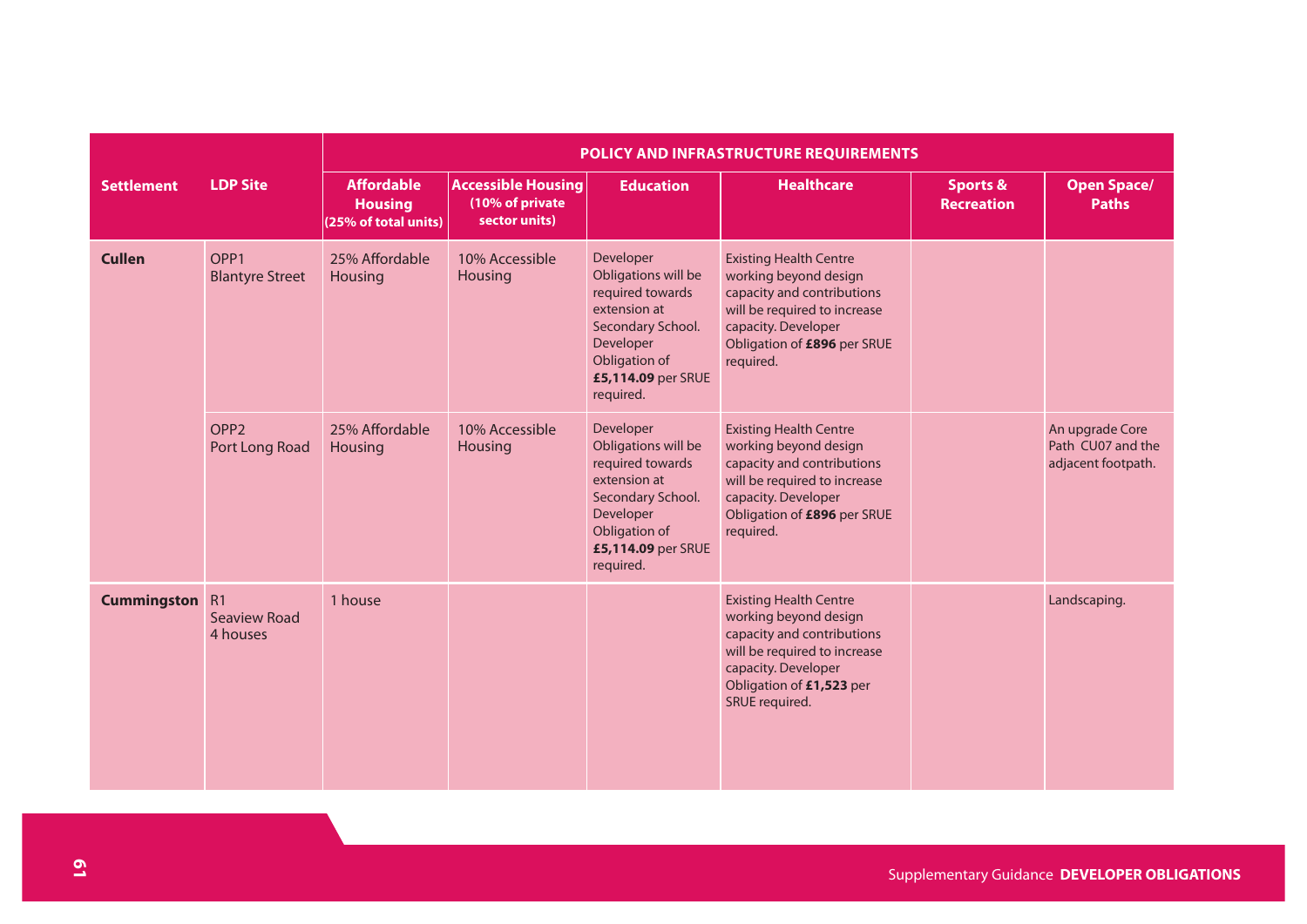| Settlement | LDP Site | POLICY AND INFRASTRUCTURE REQUIREMENTS | | | | | |
|---|---|---|---|---|---|---|---|
| | | Affordable Housing (25% of total units) | Accessible Housing (10% of private sector units) | Education | Healthcare | Sports & Recreation | Open Space/ Paths |
| **Cullen** | OPP1 Blantyre Street | 25% Affordable Housing | 10% Accessible Housing | Developer Obligations will be required towards extension at Secondary School. Developer Obligation of **£5,114.09** per SRUE required. | Existing Health Centre working beyond design capacity and contributions will be required to increase capacity. Developer Obligation of **£896** per SRUE required. | | |
| | OPP2 Port Long Road | 25% Affordable Housing | 10% Accessible Housing | Developer Obligations will be required towards extension at Secondary School. Developer Obligation of **£5,114.09** per SRUE required. | Existing Health Centre working beyond design capacity and contributions will be required to increase capacity. Developer Obligation of **£896** per SRUE required. | | An upgrade Core Path CU07 and the adjacent footpath. |
| **Cummingston** | R1 Seaview Road 4 houses | 1 house | | | Existing Health Centre working beyond design capacity and contributions will be required to increase capacity. Developer Obligation of **£1,523** per SRUE required. | | Landscaping. |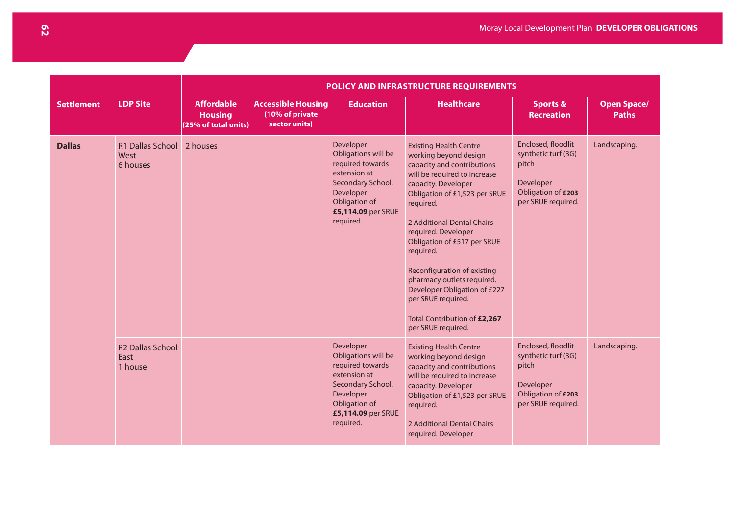| Settlement | LDP Site | POLICY AND INFRASTRUCTURE REQUIREMENTS | | | | | |
|---|---|---|---|---|---|---|---|
| | | Affordable Housing (25% of total units) | Accessible Housing (10% of private sector units) | Education | Healthcare | Sports & Recreation | Open Space/ Paths |
| **Dallas** | R1 Dallas School West 6 houses | 2 houses | | Developer Obligations will be required towards extension at Secondary School. Developer Obligation of **£5,114.09** per SRUE required. | Existing Health Centre working beyond design capacity and contributions will be required to increase capacity. Developer Obligation of £1,523 per SRUE required.<br><br>2 Additional Dental Chairs required. Developer Obligation of £517 per SRUE required.<br><br>Reconfiguration of existing pharmacy outlets required. Developer Obligation of £227 per SRUE required.<br><br>Total Contribution of **£2,267** per SRUE required. | Enclosed, floodlit synthetic turf (3G) pitch<br><br>Developer Obligation of **£203** per SRUE required. | Landscaping. |
| | R2 Dallas School East 1 house | | | Developer Obligations will be required towards extension at Secondary School. Developer Obligation of **£5,114.09** per SRUE required. | Existing Health Centre working beyond design capacity and contributions will be required to increase capacity. Developer Obligation of £1,523 per SRUE required.<br><br>2 Additional Dental Chairs required. Developer | Enclosed, floodlit synthetic turf (3G) pitch<br><br>Developer Obligation of **£203** per SRUE required. | Landscaping. |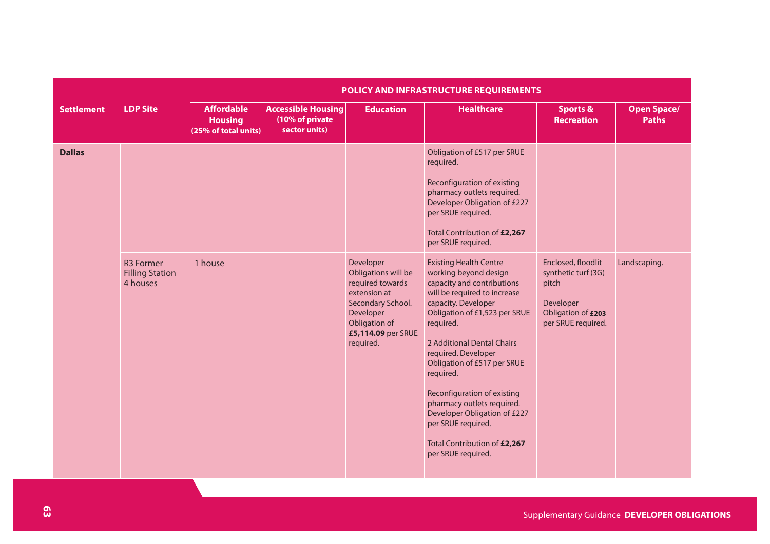| Settlement | LDP Site | POLICY AND INFRASTRUCTURE REQUIREMENTS | | | | | |
|---|---|---|---|---|---|---|---|
| | | Affordable Housing (25% of total units) | Accessible Housing (10% of private sector units) | Education | Healthcare | Sports & Recreation | Open Space/ Paths |
| **Dallas** | | | | | Obligation of £517 per SRUE required.<br><br>Reconfiguration of existing pharmacy outlets required. Developer Obligation of £227 per SRUE required.<br><br>Total Contribution of **£2,267** per SRUE required. | | |
| | R3 Former Filling Station 4 houses | 1 house | | Developer Obligations will be required towards extension at Secondary School. Developer Obligation of **£5,114.09** per SRUE required. | Existing Health Centre working beyond design capacity and contributions will be required to increase capacity. Developer Obligation of £1,523 per SRUE required.<br><br>2 Additional Dental Chairs required. Developer Obligation of £517 per SRUE required.<br><br>Reconfiguration of existing pharmacy outlets required. Developer Obligation of £227 per SRUE required.<br><br>Total Contribution of **£2,267** per SRUE required. | Enclosed, floodlit synthetic turf (3G) pitch<br><br>Developer Obligation of **£203** per SRUE required. | Landscaping. |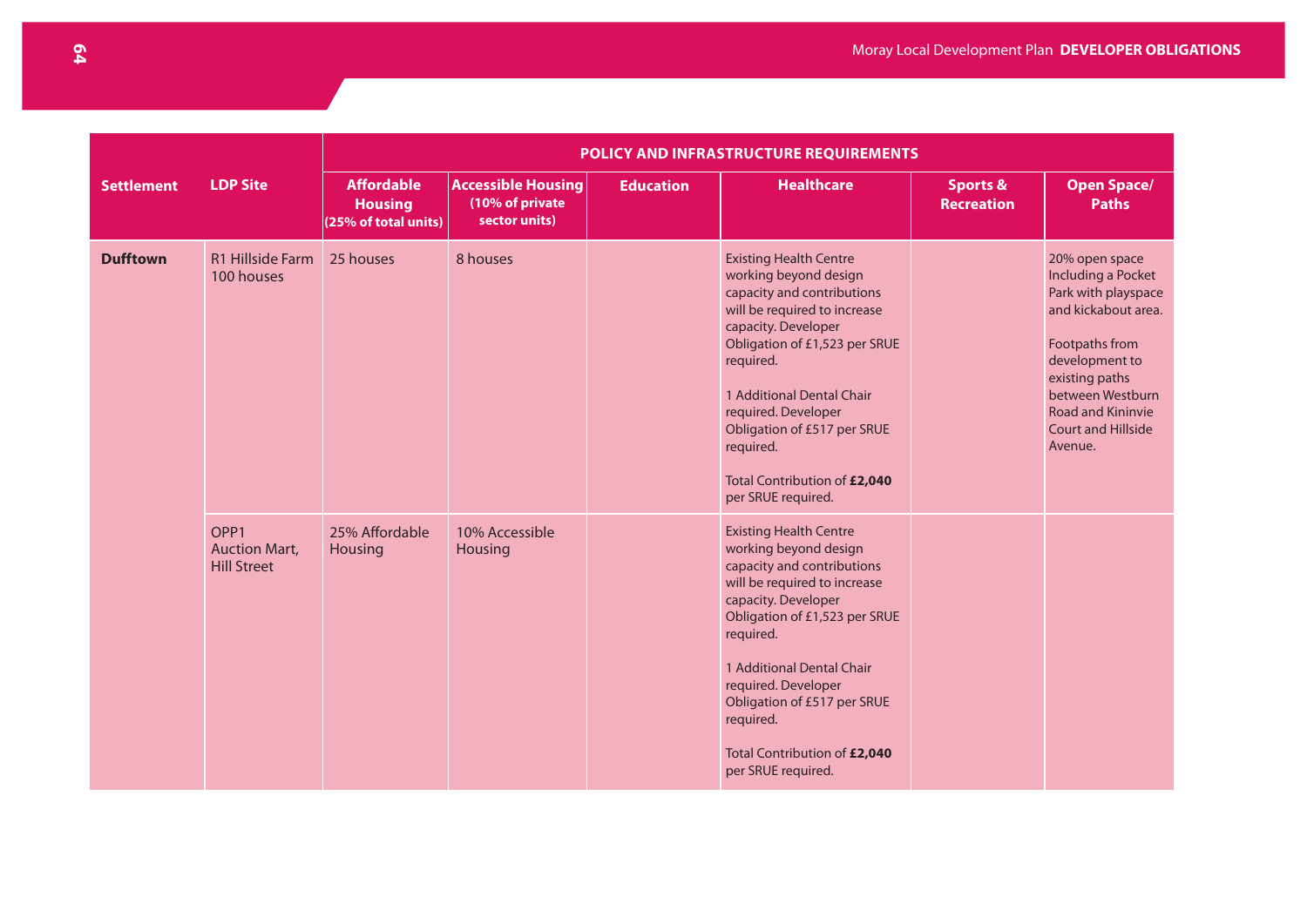| Settlement | LDP Site | POLICY AND INFRASTRUCTURE REQUIREMENTS | | | | | |
|---|---|---|---|---|---|---|---|
| | | Affordable Housing (25% of total units) | Accessible Housing (10% of private sector units) | Education | Healthcare | Sports & Recreation | Open Space/ Paths |
| **Dufftown** | R1 Hillside Farm 100 houses | 25 houses | 8 houses | | Existing Health Centre working beyond design capacity and contributions will be required to increase capacity. Developer Obligation of £1,523 per SRUE required.<br><br>1 Additional Dental Chair required. Developer Obligation of £517 per SRUE required.<br><br>Total Contribution of **£2,040** per SRUE required. | | 20% open space Including a Pocket Park with playspace and kickabout area.<br><br>Footpaths from development to existing paths between Westburn Road and Kininvie Court and Hillside Avenue. |
| | OPP1 Auction Mart, Hill Street | 25% Affordable Housing | 10% Accessible Housing | | Existing Health Centre working beyond design capacity and contributions will be required to increase capacity. Developer Obligation of £1,523 per SRUE required.<br><br>1 Additional Dental Chair required. Developer Obligation of £517 per SRUE required.<br><br>Total Contribution of **£2,040** per SRUE required. | | |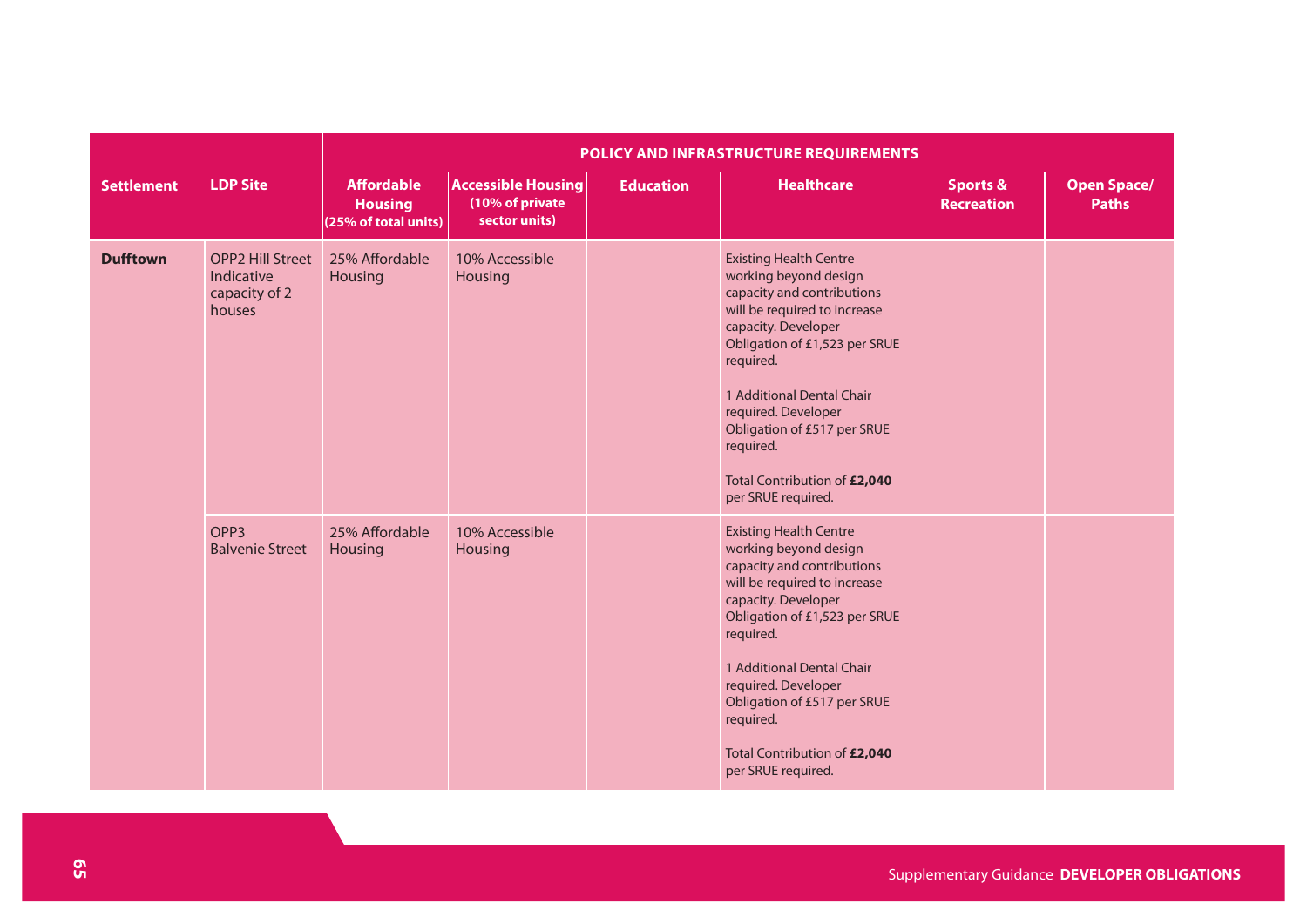| Settlement | LDP Site | POLICY AND INFRASTRUCTURE REQUIREMENTS | | | | | |
|---|---|---|---|---|---|---|---|
| | | Affordable Housing (25% of total units) | Accessible Housing (10% of private sector units) | Education | Healthcare | Sports & Recreation | Open Space/ Paths |
| **Dufftown** | OPP2 Hill Street Indicative capacity of 2 houses | 25% Affordable Housing | 10% Accessible Housing | | Existing Health Centre working beyond design capacity and contributions will be required to increase capacity. Developer Obligation of £1,523 per SRUE required.<br><br>1 Additional Dental Chair required. Developer Obligation of £517 per SRUE required.<br><br>Total Contribution of **£2,040** per SRUE required. | | |
| | OPP3 Balvenie Street | 25% Affordable Housing | 10% Accessible Housing | | Existing Health Centre working beyond design capacity and contributions will be required to increase capacity. Developer Obligation of £1,523 per SRUE required.<br><br>1 Additional Dental Chair required. Developer Obligation of £517 per SRUE required.<br><br>Total Contribution of **£2,040** per SRUE required. | | |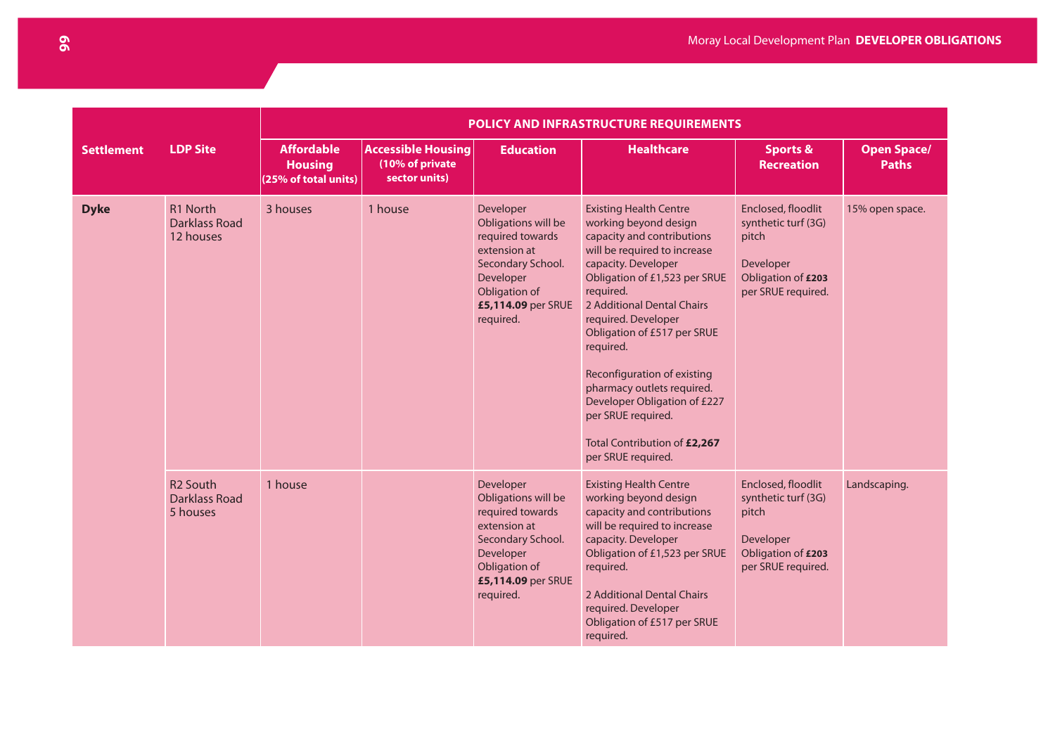| Settlement | LDP Site | POLICY AND INFRASTRUCTURE REQUIREMENTS | | | | | |
|---|---|---|---|---|---|---|---|
| | | Affordable Housing (25% of total units) | Accessible Housing (10% of private sector units) | Education | Healthcare | Sports & Recreation | Open Space/ Paths |
| **Dyke** | R1 North Darklass Road 12 houses | 3 houses | 1 house | Developer Obligations will be required towards extension at Secondary School. Developer Obligation of **£5,114.09** per SRUE required. | Existing Health Centre working beyond design capacity and contributions will be required to increase capacity. Developer Obligation of £1,523 per SRUE required. 2 Additional Dental Chairs required. Developer Obligation of £517 per SRUE required. Reconfiguration of existing pharmacy outlets required. Developer Obligation of £227 per SRUE required. Total Contribution of **£2,267** per SRUE required. | Enclosed, floodlit synthetic turf (3G) pitch Developer Obligation of **£203** per SRUE required. | 15% open space. |
| | R2 South Darklass Road 5 houses | 1 house | | Developer Obligations will be required towards extension at Secondary School. Developer Obligation of **£5,114.09** per SRUE required. | Existing Health Centre working beyond design capacity and contributions will be required to increase capacity. Developer Obligation of £1,523 per SRUE required. 2 Additional Dental Chairs required. Developer Obligation of £517 per SRUE required. | Enclosed, floodlit synthetic turf (3G) pitch Developer Obligation of **£203** per SRUE required. | Landscaping. |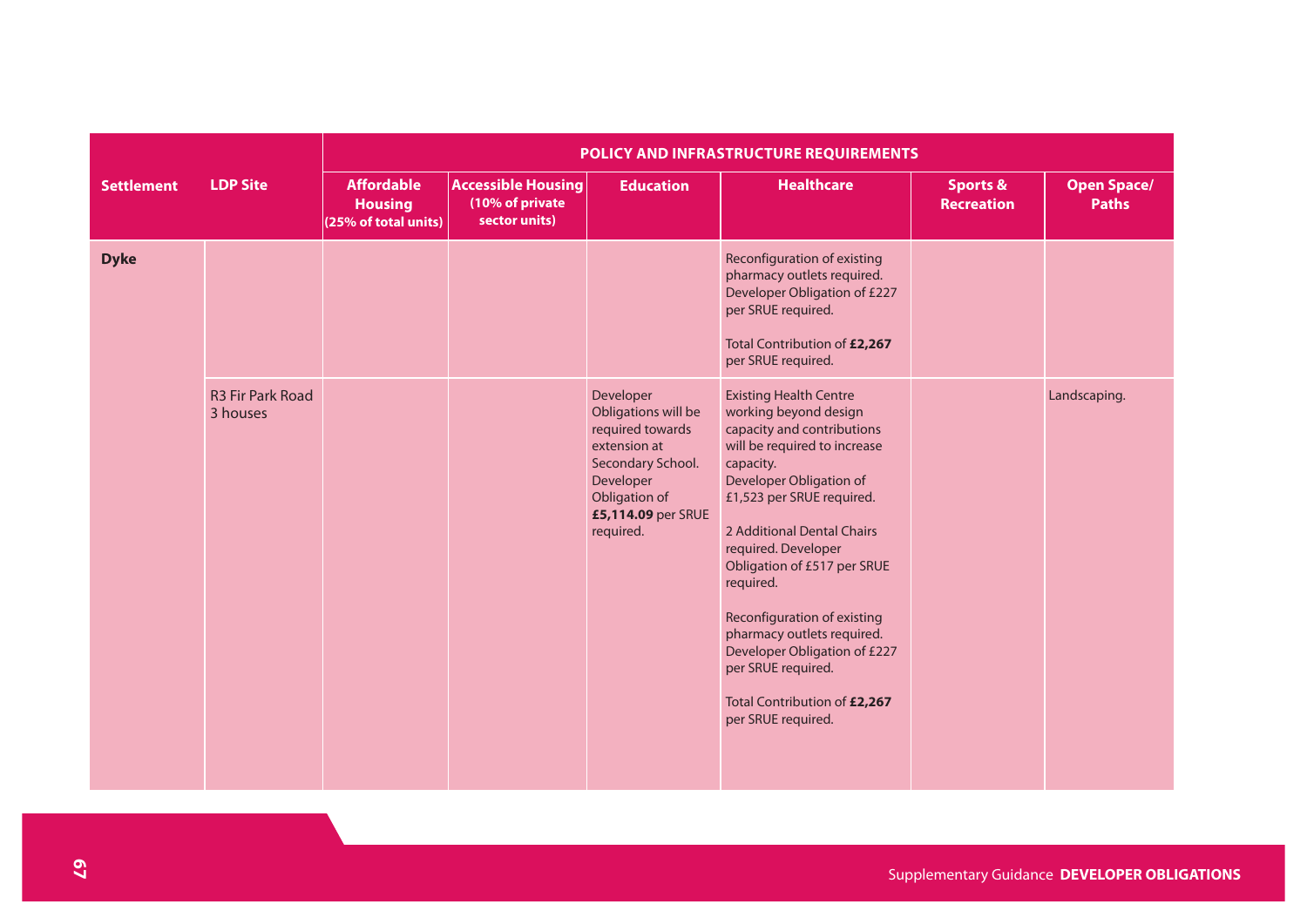| Settlement | LDP Site | POLICY AND INFRASTRUCTURE REQUIREMENTS | | | | | |
|---|---|---|---|---|---|---|---|
| | | Affordable Housing (25% of total units) | Accessible Housing (10% of private sector units) | Education | Healthcare | Sports & Recreation | Open Space/ Paths |
| **Dyke** | | | | | Reconfiguration of existing pharmacy outlets required. Developer Obligation of £227 per SRUE required.<br><br>Total Contribution of **£2,267** per SRUE required. | | |
| | R3 Fir Park Road 3 houses | | | Developer Obligations will be required towards extension at Secondary School. Developer Obligation of **£5,114.09** per SRUE required. | Existing Health Centre working beyond design capacity and contributions will be required to increase capacity. Developer Obligation of £1,523 per SRUE required.<br><br>2 Additional Dental Chairs required. Developer Obligation of £517 per SRUE required.<br><br>Reconfiguration of existing pharmacy outlets required. Developer Obligation of £227 per SRUE required.<br><br>Total Contribution of **£2,267** per SRUE required. | | Landscaping. |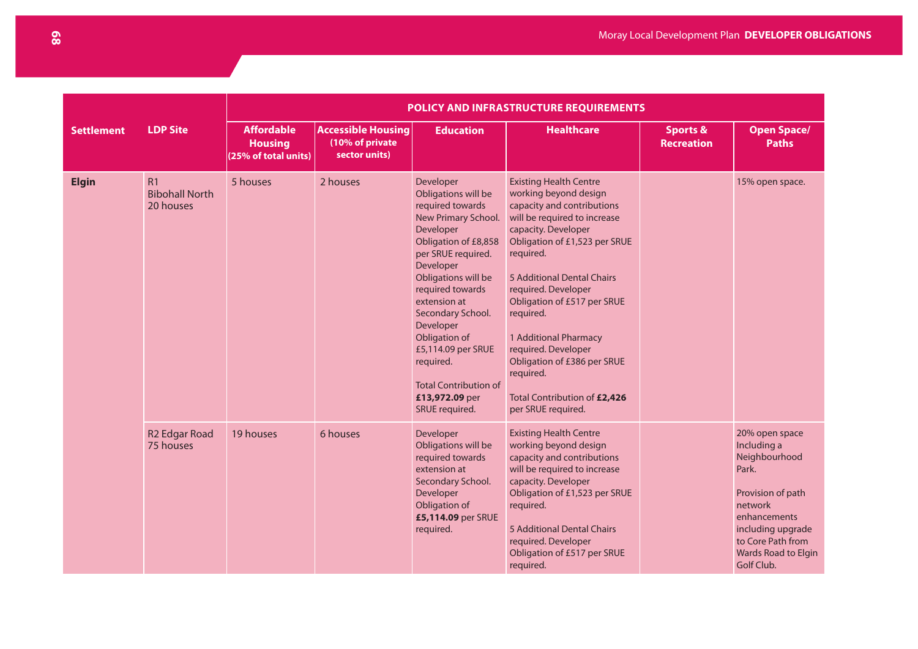| Settlement | LDP Site | POLICY AND INFRASTRUCTURE REQUIREMENTS | | | | | |
|---|---|---|---|---|---|---|---|
| | | Affordable Housing (25% of total units) | Accessible Housing (10% of private sector units) | Education | Healthcare | Sports & Recreation | Open Space/ Paths |
| **Elgin** | R1 Bibohall North 20 houses | 5 houses | 2 houses | Developer Obligations will be required towards New Primary School. Developer Obligation of £8,858 per SRUE required. Developer Obligations will be required towards extension at Secondary School. Developer Obligation of £5,114.09 per SRUE required. Total Contribution of **£13,972.09** per SRUE required. | Existing Health Centre working beyond design capacity and contributions will be required to increase capacity. Developer Obligation of £1,523 per SRUE required. 5 Additional Dental Chairs required. Developer Obligation of £517 per SRUE required. 1 Additional Pharmacy required. Developer Obligation of £386 per SRUE required. Total Contribution of **£2,426** per SRUE required. | | 15% open space. |
| | R2 Edgar Road 75 houses | 19 houses | 6 houses | Developer Obligations will be required towards extension at Secondary School. Developer Obligation of **£5,114.09** per SRUE required. | Existing Health Centre working beyond design capacity and contributions will be required to increase capacity. Developer Obligation of £1,523 per SRUE required. 5 Additional Dental Chairs required. Developer Obligation of £517 per SRUE required. | | 20% open space Including a Neighbourhood Park. Provision of path network enhancements including upgrade to Core Path from Wards Road to Elgin Golf Club. |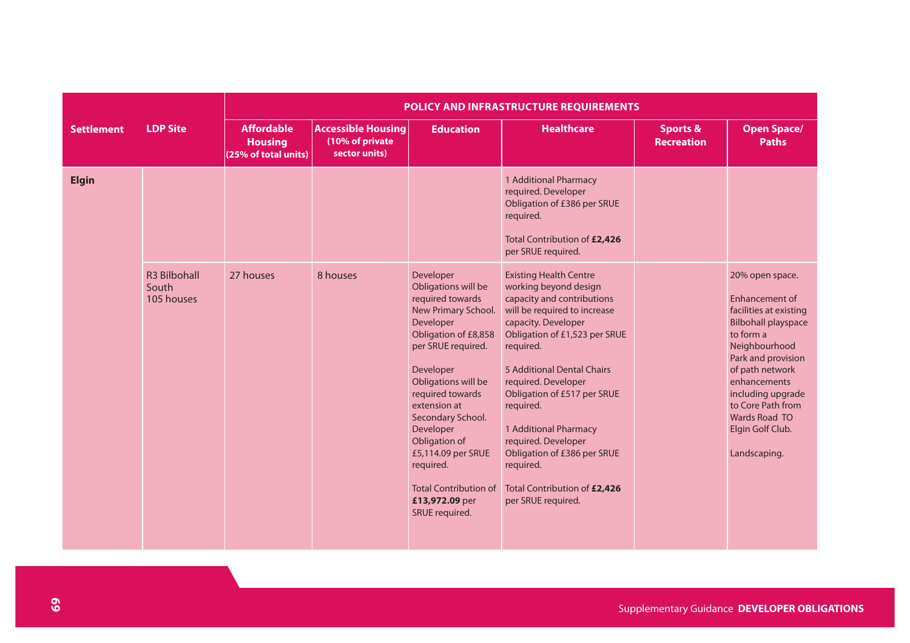| Settlement | LDP Site | POLICY AND INFRASTRUCTURE REQUIREMENTS | | | | | |
|---|---|---|---|---|---|---|---|
| | | Affordable Housing (25% of total units) | Accessible Housing (10% of private sector units) | Education | Healthcare | Sports & Recreation | Open Space/ Paths |
| **Elgin** | | | | | 1 Additional Pharmacy required. Developer Obligation of £386 per SRUE required.<br><br>Total Contribution of **£2,426** per SRUE required. | | |
| | R3 Bilbohall South 105 houses | 27 houses | 8 houses | Developer Obligations will be required towards New Primary School. Developer Obligation of £8,858 per SRUE required.<br><br>Developer Obligations will be required towards extension at Secondary School. Developer Obligation of £5,114.09 per SRUE required.<br><br>Total Contribution of **£13,972.09** per SRUE required. | Existing Health Centre working beyond design capacity and contributions will be required to increase capacity. Developer Obligation of £1,523 per SRUE required.<br><br>5 Additional Dental Chairs required. Developer Obligation of £517 per SRUE required.<br><br>1 Additional Pharmacy required. Developer Obligation of £386 per SRUE required.<br><br>Total Contribution of **£2,426** per SRUE required. | | 20% open space.<br><br>Enhancement of facilities at existing Bilbohall playspace to form a Neighbourhood Park and provision of path network enhancements including upgrade to Core Path from Wards Road TO Elgin Golf Club.<br><br>Landscaping. |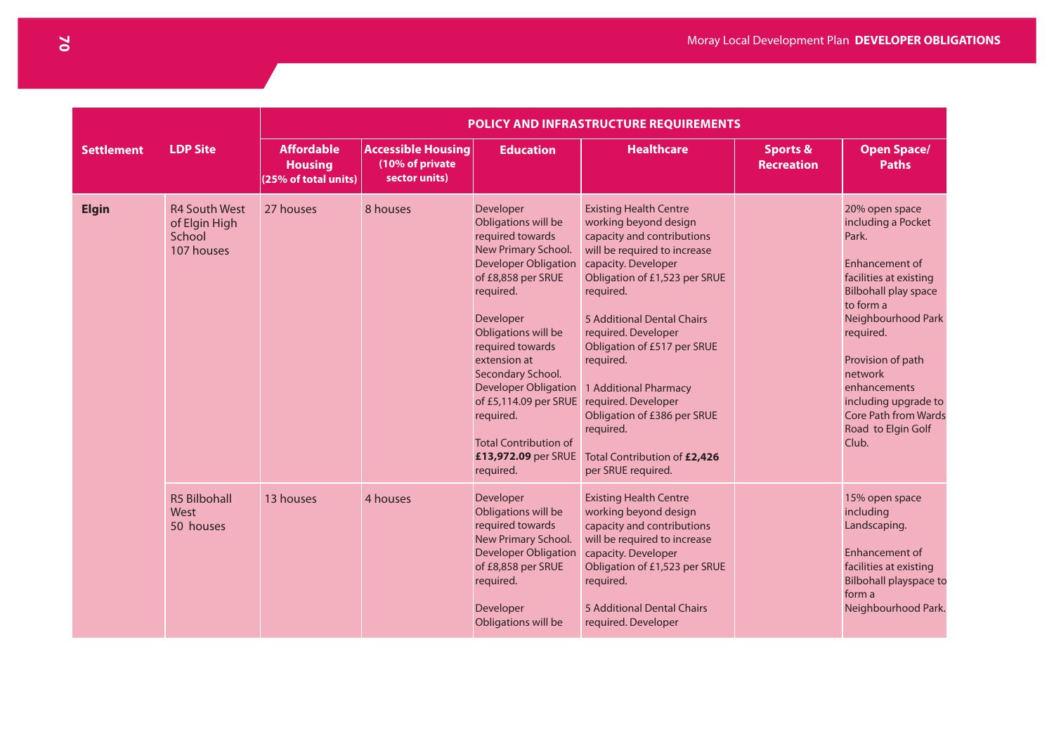| Settlement | LDP Site | POLICY AND INFRASTRUCTURE REQUIREMENTS | | | | | |
|---|---|---|---|---|---|---|---|
| | | Affordable Housing (25% of total units) | Accessible Housing (10% of private sector units) | Education | Healthcare | Sports & Recreation | Open Space/ Paths |
| **Elgin** | R4 South West of Elgin High School 107 houses | 27 houses | 8 houses | Developer Obligations will be required towards New Primary School. Developer Obligation of £8,858 per SRUE required.<br><br>Developer Obligations will be required towards extension at Secondary School. Developer Obligation of £5,114.09 per SRUE required.<br><br>Total Contribution of **£13,972.09** per SRUE required. | Existing Health Centre working beyond design capacity and contributions will be required to increase capacity. Developer Obligation of £1,523 per SRUE required.<br><br>5 Additional Dental Chairs required. Developer Obligation of £517 per SRUE required.<br><br>1 Additional Pharmacy required. Developer Obligation of £386 per SRUE required.<br><br>Total Contribution of **£2,426** per SRUE required. | | 20% open space including a Pocket Park.<br><br>Enhancement of facilities at existing Bilbohall play space to form a Neighbourhood Park required.<br><br>Provision of path network enhancements including upgrade to Core Path from Wards Road to Elgin Golf Club. |
| | R5 Bilbohall West 50 houses | 13 houses | 4 houses | Developer Obligations will be required towards New Primary School. Developer Obligation of £8,858 per SRUE required.<br><br>Developer Obligations will be | Existing Health Centre working beyond design capacity and contributions will be required to increase capacity. Developer Obligation of £1,523 per SRUE required.<br><br>5 Additional Dental Chairs required. Developer | | 15% open space including Landscaping.<br><br>Enhancement of facilities at existing Bilbohall playspace to form a Neighbourhood Park. |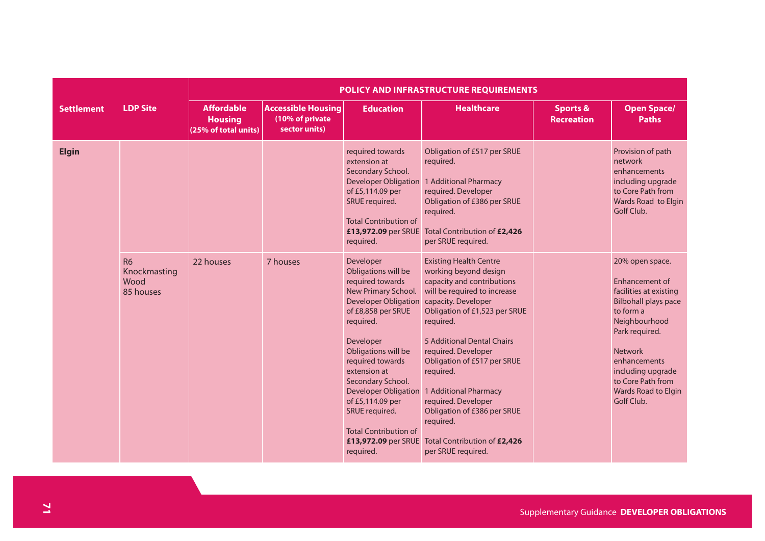| Settlement | LDP Site | POLICY AND INFRASTRUCTURE REQUIREMENTS | | | | | |
|---|---|---|---|---|---|---|---|
| | | Affordable Housing (25% of total units) | Accessible Housing (10% of private sector units) | Education | Healthcare | Sports & Recreation | Open Space/ Paths |
| **Elgin** | | | | required towards extension at Secondary School. Developer Obligation of £5,114.09 per SRUE required.<br><br>Total Contribution of **£13,972.09** per SRUE required. | Obligation of £517 per SRUE required.<br><br>1 Additional Pharmacy required. Developer Obligation of £386 per SRUE required.<br><br>Total Contribution of **£2,426** per SRUE required. | | Provision of path network enhancements including upgrade to Core Path from Wards Road to Elgin Golf Club. |
| | R6 Knockmasting Wood 85 houses | 22 houses | 7 houses | Developer Obligations will be required towards New Primary School. Developer Obligation of £8,858 per SRUE required.<br><br>Developer Obligations will be required towards extension at Secondary School. Developer Obligation of £5,114.09 per SRUE required.<br><br>Total Contribution of **£13,972.09** per SRUE required. | Existing Health Centre working beyond design capacity and contributions will be required to increase capacity. Developer Obligation of £1,523 per SRUE required.<br><br>5 Additional Dental Chairs required. Developer Obligation of £517 per SRUE required.<br><br>1 Additional Pharmacy required. Developer Obligation of £386 per SRUE required.<br><br>Total Contribution of **£2,426** per SRUE required. | | 20% open space.<br><br>Enhancement of facilities at existing Bilbohall plays pace to form a Neighbourhood Park required.<br><br>Network enhancements including upgrade to Core Path from Wards Road to Elgin Golf Club. |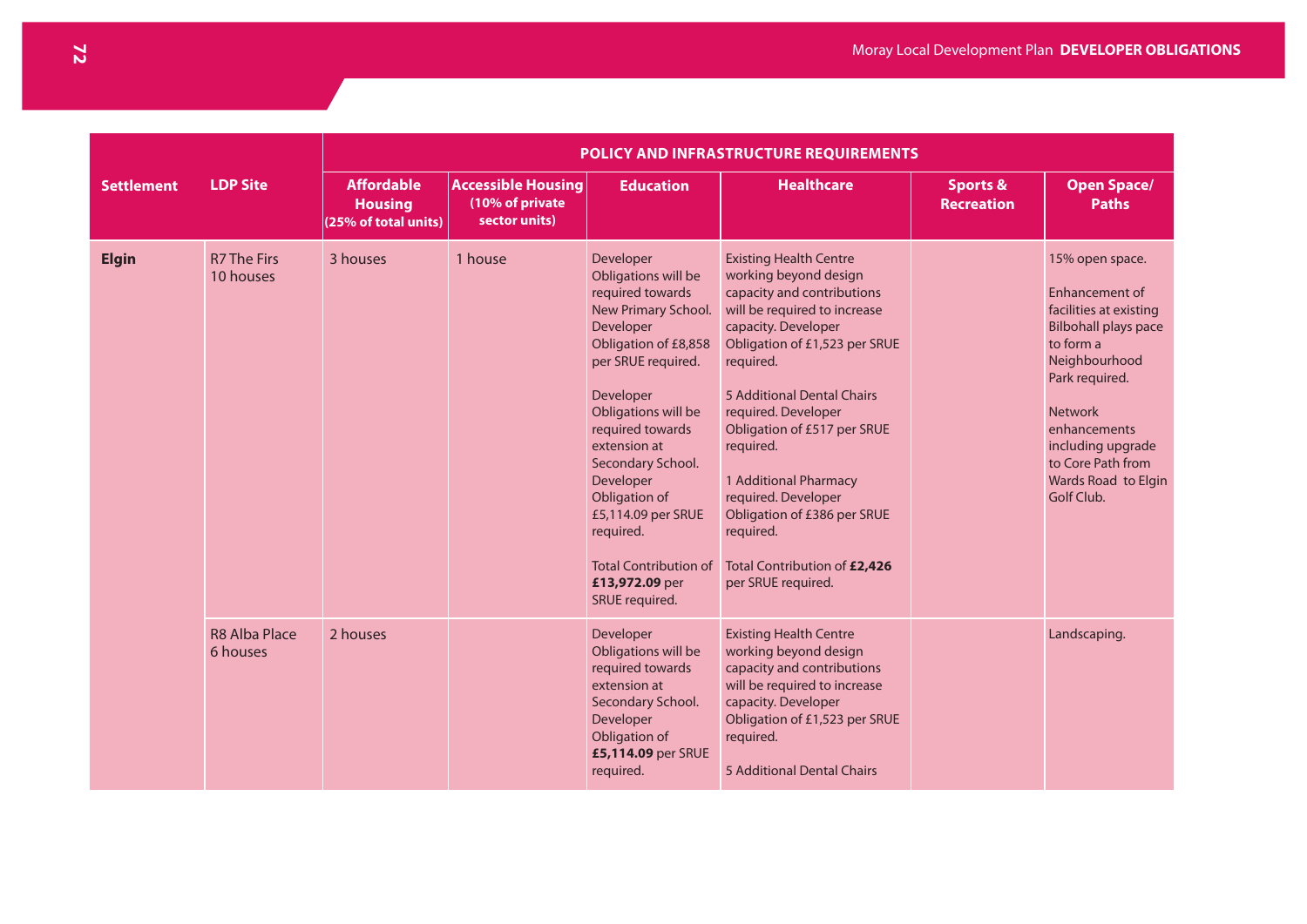| Settlement | LDP Site | POLICY AND INFRASTRUCTURE REQUIREMENTS | | | | | |
|---|---|---|---|---|---|---|---|
| | | Affordable Housing (25% of total units) | Accessible Housing (10% of private sector units) | Education | Healthcare | Sports & Recreation | Open Space/ Paths |
| **Elgin** | R7 The Firs 10 houses | 3 houses | 1 house | Developer Obligations will be required towards New Primary School. Developer Obligation of £8,858 per SRUE required.<br><br>Developer Obligations will be required towards extension at Secondary School. Developer Obligation of £5,114.09 per SRUE required.<br><br>Total Contribution of **£13,972.09** per SRUE required. | Existing Health Centre working beyond design capacity and contributions will be required to increase capacity. Developer Obligation of £1,523 per SRUE required.<br><br>5 Additional Dental Chairs required. Developer Obligation of £517 per SRUE required.<br><br>1 Additional Pharmacy required. Developer Obligation of £386 per SRUE required.<br><br>Total Contribution of **£2,426** per SRUE required. | | 15% open space.<br><br>Enhancement of facilities at existing Bilbohall plays pace to form a Neighbourhood Park required.<br><br>Network enhancements including upgrade to Core Path from Wards Road to Elgin Golf Club. |
| | R8 Alba Place 6 houses | 2 houses | | Developer Obligations will be required towards extension at Secondary School. Developer Obligation of **£5,114.09** per SRUE required. | Existing Health Centre working beyond design capacity and contributions will be required to increase capacity. Developer Obligation of £1,523 per SRUE required.<br><br>5 Additional Dental Chairs | | Landscaping. |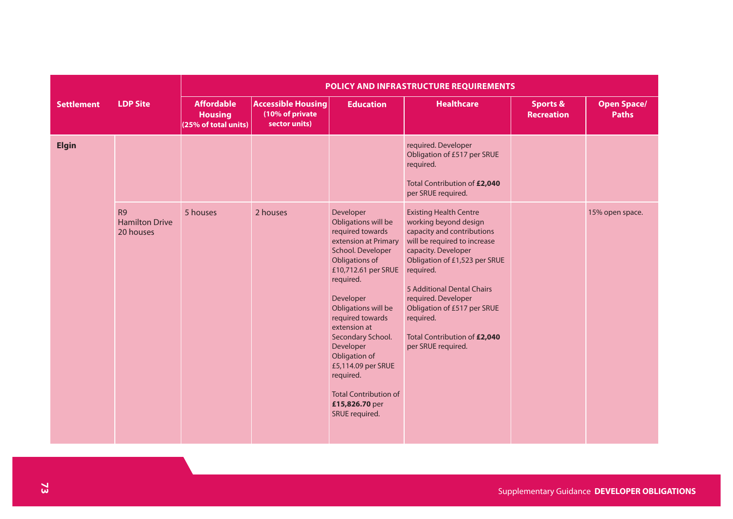| Settlement | LDP Site | POLICY AND INFRASTRUCTURE REQUIREMENTS | | | | | |
|---|---|---|---|---|---|---|---|
| | | Affordable Housing (25% of total units) | Accessible Housing (10% of private sector units) | Education | Healthcare | Sports & Recreation | Open Space/ Paths |
| **Elgin** | | | | | required. Developer Obligation of £517 per SRUE required.<br><br>Total Contribution of **£2,040** per SRUE required. | | |
| | R9<br>Hamilton Drive<br>20 houses | 5 houses | 2 houses | Developer Obligations will be required towards extension at Primary School. Developer Obligations of £10,712.61 per SRUE required.<br><br>Developer Obligations will be required towards extension at Secondary School. Developer Obligation of £5,114.09 per SRUE required.<br><br>Total Contribution of **£15,826.70** per SRUE required. | Existing Health Centre working beyond design capacity and contributions will be required to increase capacity. Developer Obligation of £1,523 per SRUE required.<br><br>5 Additional Dental Chairs required. Developer Obligation of £517 per SRUE required.<br><br>Total Contribution of **£2,040** per SRUE required. | | 15% open space. |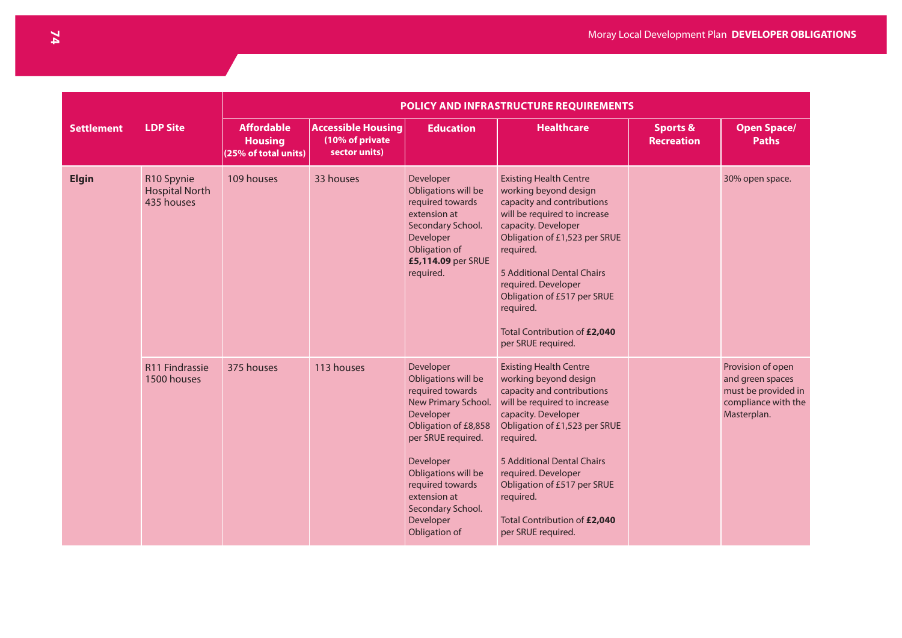| Settlement | LDP Site | POLICY AND INFRASTRUCTURE REQUIREMENTS | | | | | |
|---|---|---|---|---|---|---|---|
| | | Affordable Housing (25% of total units) | Accessible Housing (10% of private sector units) | Education | Healthcare | Sports & Recreation | Open Space/ Paths |
| **Elgin** | R10 Spynie Hospital North 435 houses | 109 houses | 33 houses | Developer Obligations will be required towards extension at Secondary School. Developer Obligation of **£5,114.09** per SRUE required. | Existing Health Centre working beyond design capacity and contributions will be required to increase capacity. Developer Obligation of £1,523 per SRUE required.<br><br>5 Additional Dental Chairs required. Developer Obligation of £517 per SRUE required.<br><br>Total Contribution of **£2,040** per SRUE required. | | 30% open space. |
| | R11 Findrassie 1500 houses | 375 houses | 113 houses | Developer Obligations will be required towards New Primary School. Developer Obligation of £8,858 per SRUE required.<br><br>Developer Obligations will be required towards extension at Secondary School. Developer Obligation of | Existing Health Centre working beyond design capacity and contributions will be required to increase capacity. Developer Obligation of £1,523 per SRUE required.<br><br>5 Additional Dental Chairs required. Developer Obligation of £517 per SRUE required.<br><br>Total Contribution of **£2,040** per SRUE required. | | Provision of open and green spaces must be provided in compliance with the Masterplan. |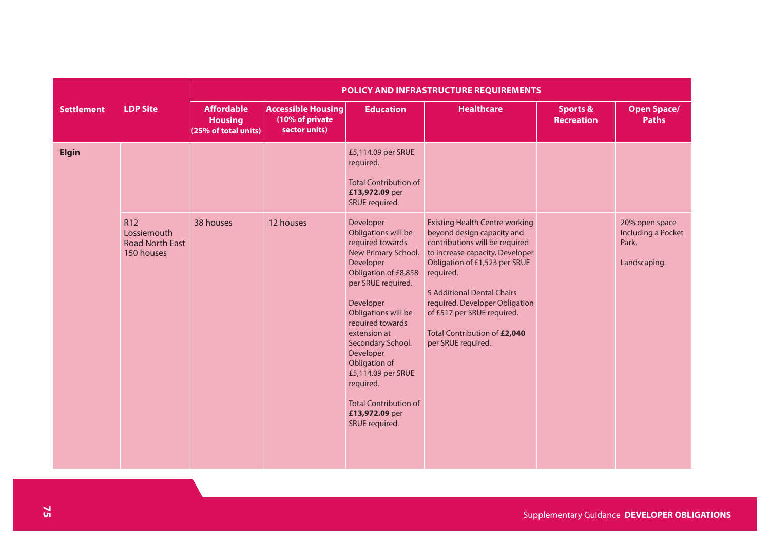| Settlement | LDP Site | POLICY AND INFRASTRUCTURE REQUIREMENTS | | | | | |
|---|---|---|---|---|---|---|---|
| | | Affordable Housing (25% of total units) | Accessible Housing (10% of private sector units) | Education | Healthcare | Sports & Recreation | Open Space/ Paths |
| **Elgin** | | | | £5,114.09 per SRUE required.<br><br>Total Contribution of **£13,972.09** per SRUE required. | | | |
| | R12 Lossiemouth Road North East 150 houses | 38 houses | 12 houses | Developer Obligations will be required towards New Primary School. Developer Obligation of £8,858 per SRUE required.<br><br>Developer Obligations will be required towards extension at Secondary School. Developer Obligation of £5,114.09 per SRUE required.<br><br>Total Contribution of **£13,972.09** per SRUE required. | Existing Health Centre working beyond design capacity and contributions will be required to increase capacity. Developer Obligation of £1,523 per SRUE required.<br><br>5 Additional Dental Chairs required. Developer Obligation of £517 per SRUE required.<br><br>Total Contribution of **£2,040** per SRUE required. | | 20% open space Including a Pocket Park.<br><br>Landscaping. |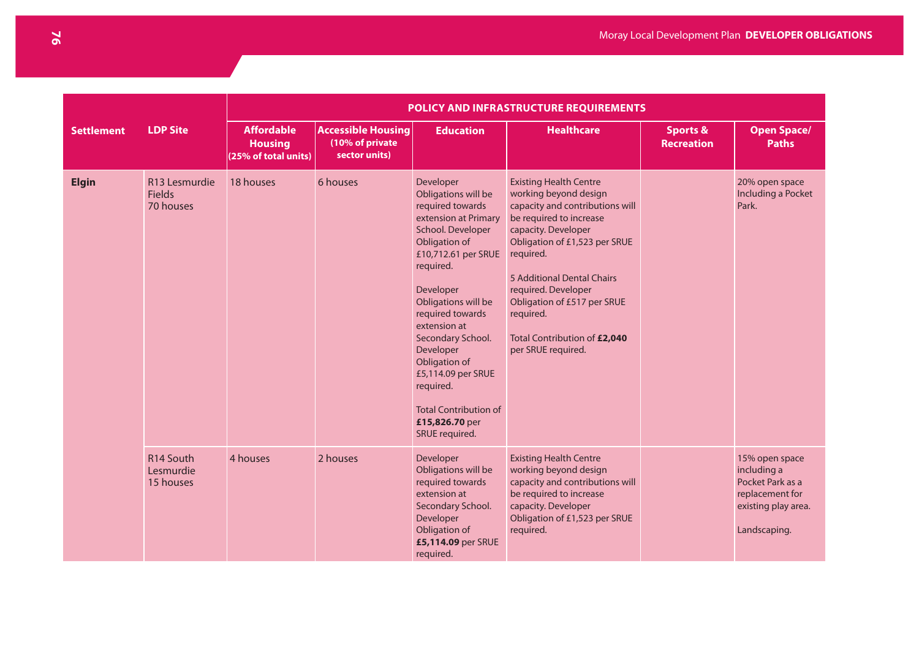| Settlement | LDP Site | POLICY AND INFRASTRUCTURE REQUIREMENTS | | | | | |
|---|---|---|---|---|---|---|---|
| | | Affordable Housing (25% of total units) | Accessible Housing (10% of private sector units) | Education | Healthcare | Sports & Recreation | Open Space/ Paths |
| **Elgin** | R13 Lesmurdie Fields 70 houses | 18 houses | 6 houses | Developer Obligations will be required towards extension at Primary School. Developer Obligation of £10,712.61 per SRUE required.<br><br>Developer Obligations will be required towards extension at Secondary School. Developer Obligation of £5,114.09 per SRUE required.<br><br>Total Contribution of **£15,826.70** per SRUE required. | Existing Health Centre working beyond design capacity and contributions will be required to increase capacity. Developer Obligation of £1,523 per SRUE required.<br><br>5 Additional Dental Chairs required. Developer Obligation of £517 per SRUE required.<br><br>Total Contribution of **£2,040** per SRUE required. | | 20% open space Including a Pocket Park. |
| | R14 South Lesmurdie 15 houses | 4 houses | 2 houses | Developer Obligations will be required towards extension at Secondary School. Developer Obligation of **£5,114.09** per SRUE required. | Existing Health Centre working beyond design capacity and contributions will be required to increase capacity. Developer Obligation of £1,523 per SRUE required. | | 15% open space including a Pocket Park as a replacement for existing play area.<br><br>Landscaping. |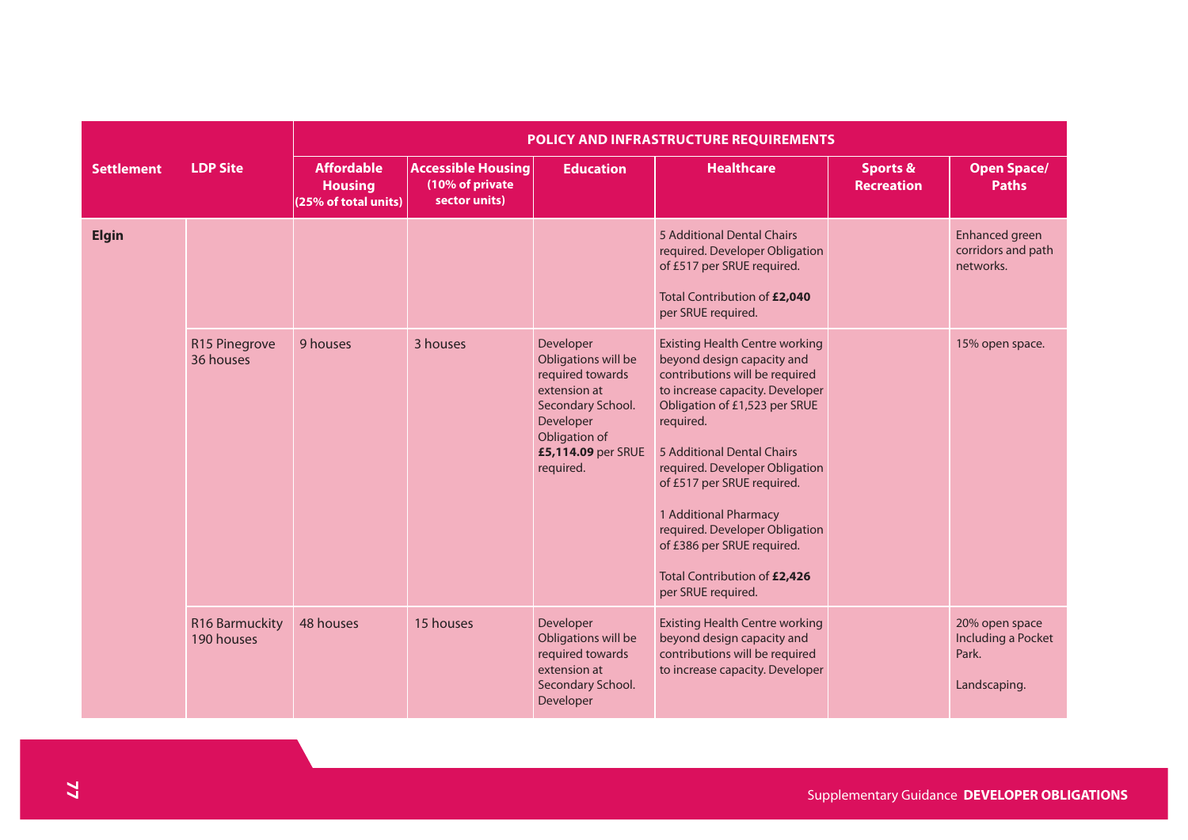| Settlement | LDP Site | POLICY AND INFRASTRUCTURE REQUIREMENTS | | | | | |
|---|---|---|---|---|---|---|---|
| | | Affordable Housing (25% of total units) | Accessible Housing (10% of private sector units) | Education | Healthcare | Sports & Recreation | Open Space/ Paths |
| **Elgin** | | | | | 5 Additional Dental Chairs required. Developer Obligation of £517 per SRUE required.<br><br>Total Contribution of **£2,040** per SRUE required. | | Enhanced green corridors and path networks. |
| | R15 Pinegrove 36 houses | 9 houses | 3 houses | Developer Obligations will be required towards extension at Secondary School. Developer Obligation of **£5,114.09** per SRUE required. | Existing Health Centre working beyond design capacity and contributions will be required to increase capacity. Developer Obligation of £1,523 per SRUE required.<br><br>5 Additional Dental Chairs required. Developer Obligation of £517 per SRUE required.<br><br>1 Additional Pharmacy required. Developer Obligation of £386 per SRUE required.<br><br>Total Contribution of **£2,426** per SRUE required. | | 15% open space. |
| | R16 Barmuckity 190 houses | 48 houses | 15 houses | Developer Obligations will be required towards extension at Secondary School. Developer | Existing Health Centre working beyond design capacity and contributions will be required to increase capacity. Developer | | 20% open space Including a Pocket Park.<br><br>Landscaping. |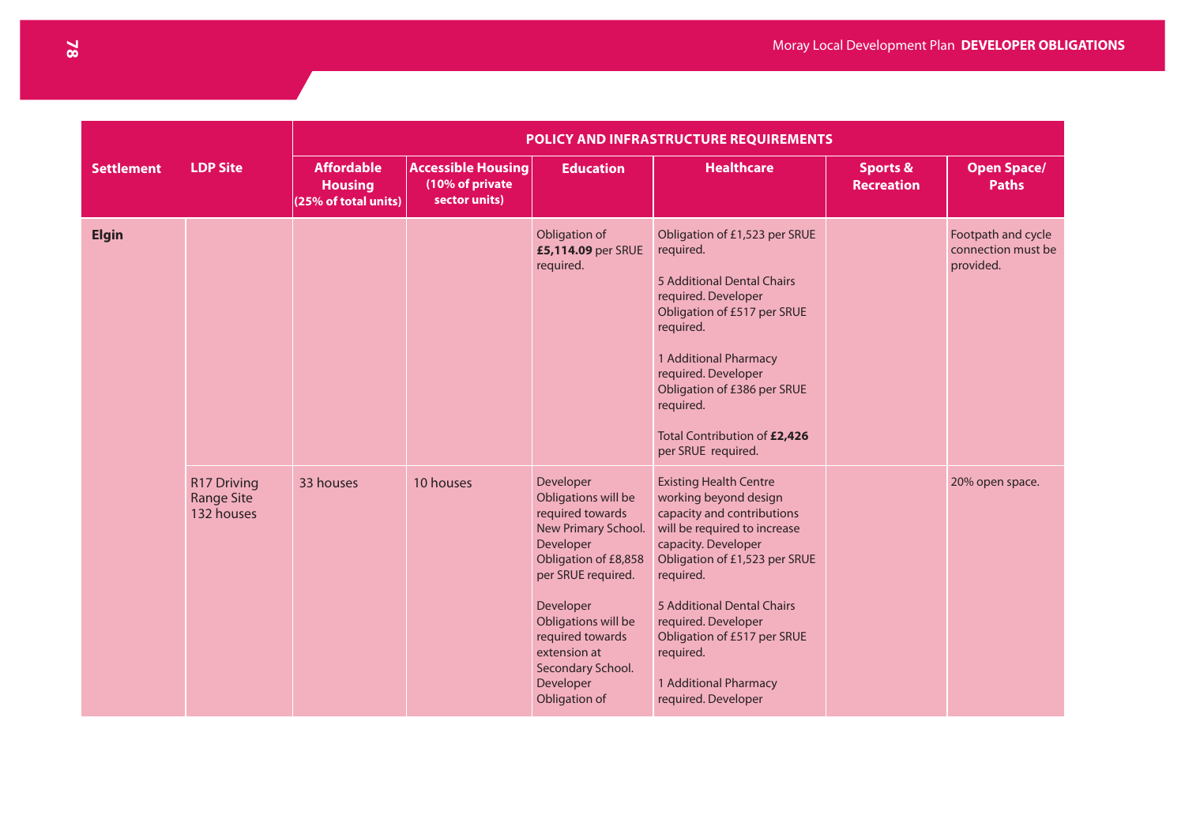| Settlement | LDP Site | POLICY AND INFRASTRUCTURE REQUIREMENTS | | | | | |
|---|---|---|---|---|---|---|---|
| | | Affordable Housing (25% of total units) | Accessible Housing (10% of private sector units) | Education | Healthcare | Sports & Recreation | Open Space/ Paths |
| **Elgin** | | | | Obligation of **£5,114.09** per SRUE required. | Obligation of £1,523 per SRUE required. 5 Additional Dental Chairs required. Developer Obligation of £517 per SRUE required. 1 Additional Pharmacy required. Developer Obligation of £386 per SRUE required. Total Contribution of **£2,426** per SRUE required. | | Footpath and cycle connection must be provided. |
| | R17 Driving Range Site 132 houses | 33 houses | 10 houses | Developer Obligations will be required towards New Primary School. Developer Obligation of £8,858 per SRUE required. Developer Obligations will be required towards extension at Secondary School. Developer Obligation of | Existing Health Centre working beyond design capacity and contributions will be required to increase capacity. Developer Obligation of £1,523 per SRUE required. 5 Additional Dental Chairs required. Developer Obligation of £517 per SRUE required. 1 Additional Pharmacy required. Developer | | 20% open space. |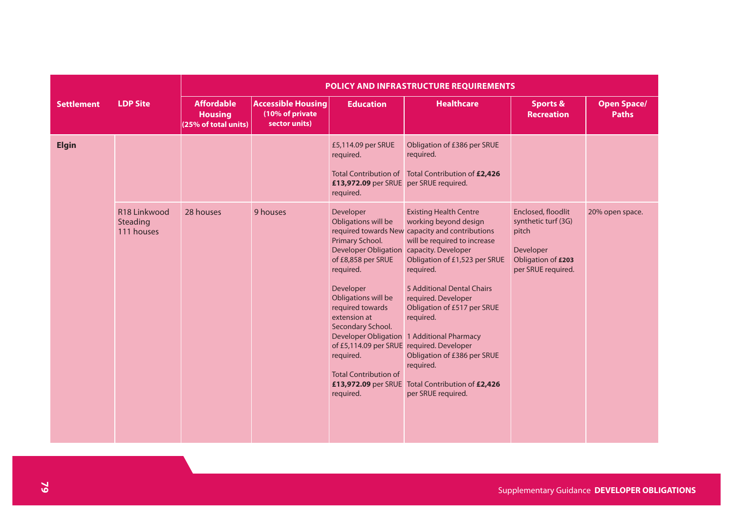| Settlement | LDP Site | POLICY AND INFRASTRUCTURE REQUIREMENTS | | | | | |
|---|---|---|---|---|---|---|---|
| | | Affordable Housing (25% of total units) | Accessible Housing (10% of private sector units) | Education | Healthcare | Sports & Recreation | Open Space/ Paths |
| **Elgin** | | | | £5,114.09 per SRUE required.<br><br>Total Contribution of **£13,972.09** per SRUE required. | Obligation of £386 per SRUE required.<br><br>Total Contribution of **£2,426** per SRUE required. | | |
| | R18 Linkwood Steading 111 houses | 28 houses | 9 houses | Developer Obligations will be required towards New Primary School. Developer Obligation of £8,858 per SRUE required.<br><br>Developer Obligations will be required towards extension at Secondary School. Developer Obligation of £5,114.09 per SRUE required.<br><br>Total Contribution of **£13,972.09** per SRUE required. | Existing Health Centre working beyond design capacity and contributions will be required to increase capacity. Developer Obligation of £1,523 per SRUE required.<br><br>5 Additional Dental Chairs required. Developer Obligation of £517 per SRUE required.<br><br>1 Additional Pharmacy required. Developer Obligation of £386 per SRUE required.<br><br>Total Contribution of **£2,426** per SRUE required. | Enclosed, floodlit synthetic turf (3G) pitch<br><br>Developer Obligation of **£203** per SRUE required. | 20% open space. |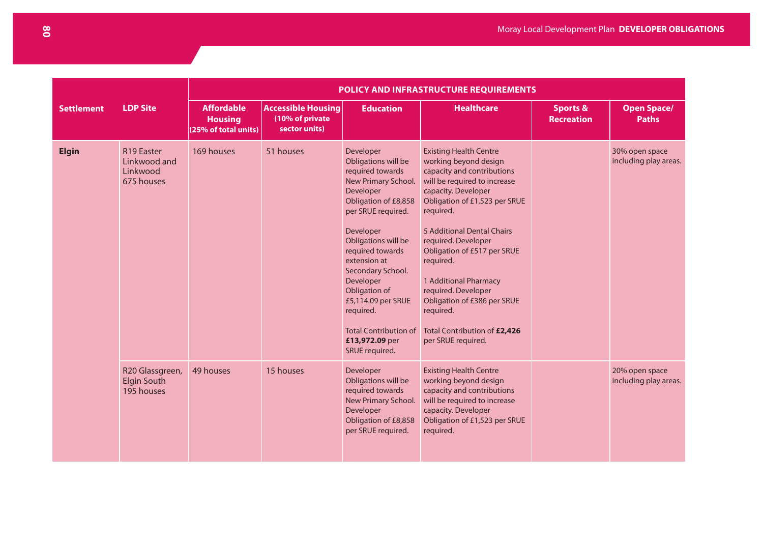| Settlement | LDP Site | POLICY AND INFRASTRUCTURE REQUIREMENTS | | | | | |
|---|---|---|---|---|---|---|---|
| | | Affordable Housing (25% of total units) | Accessible Housing (10% of private sector units) | Education | Healthcare | Sports & Recreation | Open Space/ Paths |
| **Elgin** | R19 Easter Linkwood and Linkwood 675 houses | 169 houses | 51 houses | Developer Obligations will be required towards New Primary School. Developer Obligation of £8,858 per SRUE required.<br><br>Developer Obligations will be required towards extension at Secondary School. Developer Obligation of £5,114.09 per SRUE required.<br><br>Total Contribution of **£13,972.09** per SRUE required. | Existing Health Centre working beyond design capacity and contributions will be required to increase capacity. Developer Obligation of £1,523 per SRUE required.<br><br>5 Additional Dental Chairs required. Developer Obligation of £517 per SRUE required.<br><br>1 Additional Pharmacy required. Developer Obligation of £386 per SRUE required.<br><br>Total Contribution of **£2,426** per SRUE required. | | 30% open space including play areas. |
| | R20 Glassgreen, Elgin South 195 houses | 49 houses | 15 houses | Developer Obligations will be required towards New Primary School. Developer Obligation of £8,858 per SRUE required. | Existing Health Centre working beyond design capacity and contributions will be required to increase capacity. Developer Obligation of £1,523 per SRUE required. | | 20% open space including play areas. |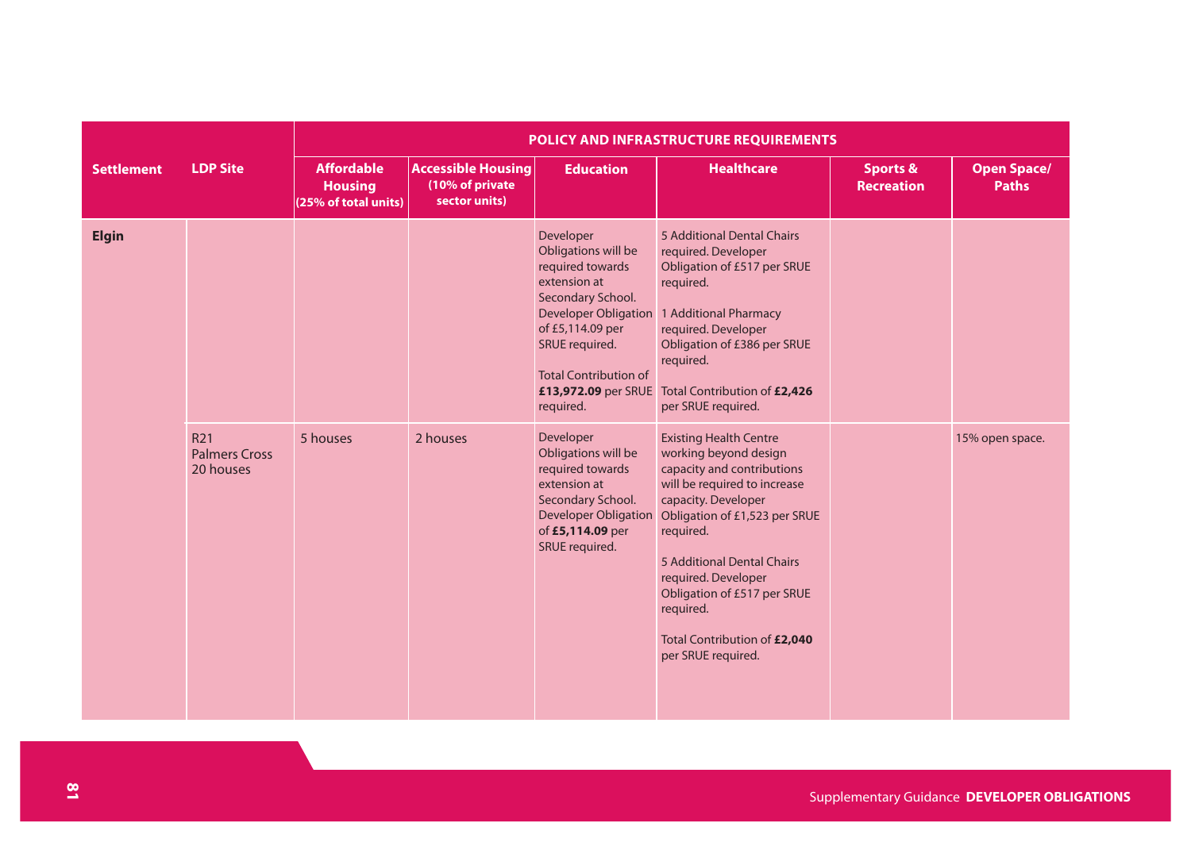| Settlement | LDP Site | POLICY AND INFRASTRUCTURE REQUIREMENTS | | | | | |
|---|---|---|---|---|---|---|---|
| | | Affordable Housing (25% of total units) | Accessible Housing (10% of private sector units) | Education | Healthcare | Sports & Recreation | Open Space/ Paths |
| **Elgin** | | | | Developer Obligations will be required towards extension at Secondary School. Developer Obligation of £5,114.09 per SRUE required.<br><br>Total Contribution of **£13,972.09** per SRUE required. | 5 Additional Dental Chairs required. Developer Obligation of £517 per SRUE required.<br><br>1 Additional Pharmacy required. Developer Obligation of £386 per SRUE required.<br><br>Total Contribution of **£2,426** per SRUE required. | | |
| | R21 Palmers Cross 20 houses | 5 houses | 2 houses | Developer Obligations will be required towards extension at Secondary School. Developer Obligation of **£5,114.09** per SRUE required. | Existing Health Centre working beyond design capacity and contributions will be required to increase capacity. Developer Obligation of £1,523 per SRUE required.<br><br>5 Additional Dental Chairs required. Developer Obligation of £517 per SRUE required.<br><br>Total Contribution of **£2,040** per SRUE required. | | 15% open space. |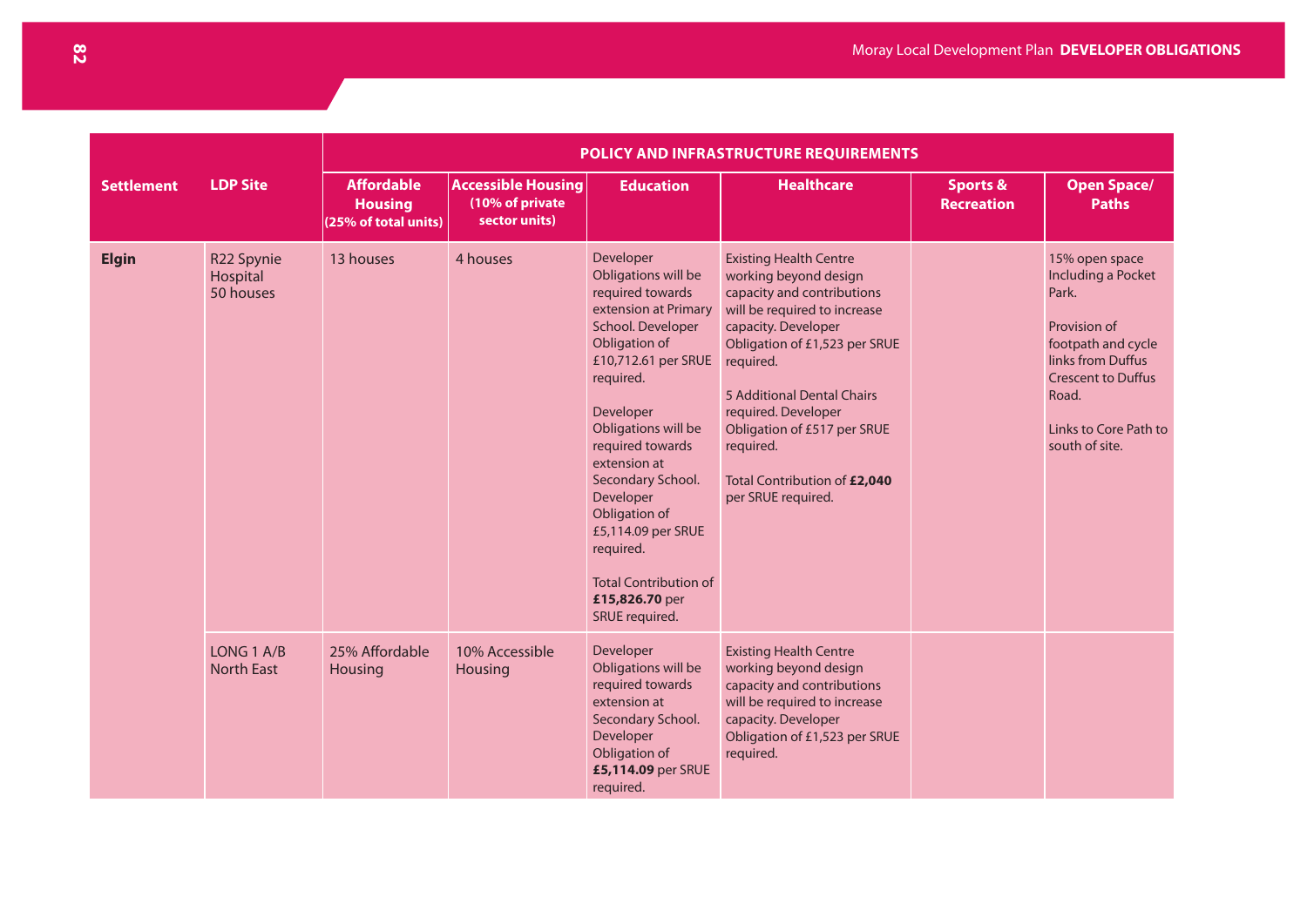| Settlement | LDP Site | POLICY AND INFRASTRUCTURE REQUIREMENTS | | | | | |
|---|---|---|---|---|---|---|---|
| | | Affordable Housing (25% of total units) | Accessible Housing (10% of private sector units) | Education | Healthcare | Sports & Recreation | Open Space/ Paths |
| **Elgin** | R22 Spynie Hospital 50 houses | 13 houses | 4 houses | Developer Obligations will be required towards extension at Primary School. Developer Obligation of £10,712.61 per SRUE required.<br><br>Developer Obligations will be required towards extension at Secondary School. Developer Obligation of £5,114.09 per SRUE required.<br><br>Total Contribution of **£15,826.70** per SRUE required. | Existing Health Centre working beyond design capacity and contributions will be required to increase capacity. Developer Obligation of £1,523 per SRUE required.<br><br>5 Additional Dental Chairs required. Developer Obligation of £517 per SRUE required.<br><br>Total Contribution of **£2,040** per SRUE required. | | 15% open space Including a Pocket Park.<br><br>Provision of footpath and cycle links from Duffus Crescent to Duffus Road.<br><br>Links to Core Path to south of site. |
| | LONG 1 A/B North East | 25% Affordable Housing | 10% Accessible Housing | Developer Obligations will be required towards extension at Secondary School. Developer Obligation of **£5,114.09** per SRUE required. | Existing Health Centre working beyond design capacity and contributions will be required to increase capacity. Developer Obligation of £1,523 per SRUE required. | | |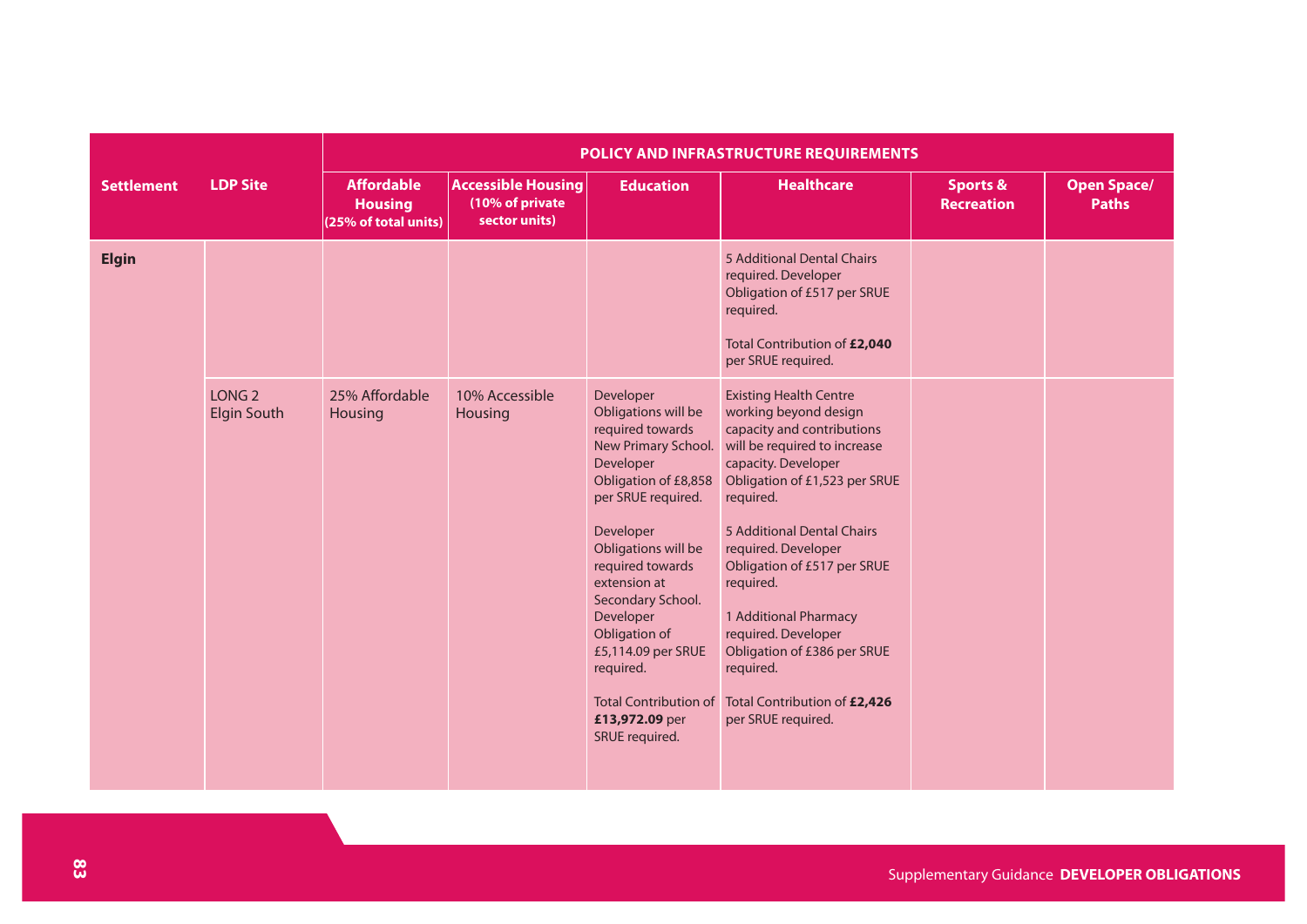| Settlement | LDP Site | POLICY AND INFRASTRUCTURE REQUIREMENTS | | | | | |
|---|---|---|---|---|---|---|---|
| | | Affordable Housing (25% of total units) | Accessible Housing (10% of private sector units) | Education | Healthcare | Sports & Recreation | Open Space/ Paths |
| **Elgin** | | | | | 5 Additional Dental Chairs required. Developer Obligation of £517 per SRUE required.<br><br>Total Contribution of **£2,040** per SRUE required. | | |
| | LONG 2 Elgin South | 25% Affordable Housing | 10% Accessible Housing | Developer Obligations will be required towards New Primary School. Developer Obligation of £8,858 per SRUE required.<br><br>Developer Obligations will be required towards extension at Secondary School. Developer Obligation of £5,114.09 per SRUE required.<br><br>Total Contribution of **£13,972.09** per SRUE required. | Existing Health Centre working beyond design capacity and contributions will be required to increase capacity. Developer Obligation of £1,523 per SRUE required.<br><br>5 Additional Dental Chairs required. Developer Obligation of £517 per SRUE required.<br><br>1 Additional Pharmacy required. Developer Obligation of £386 per SRUE required.<br><br>Total Contribution of **£2,426** per SRUE required. | | |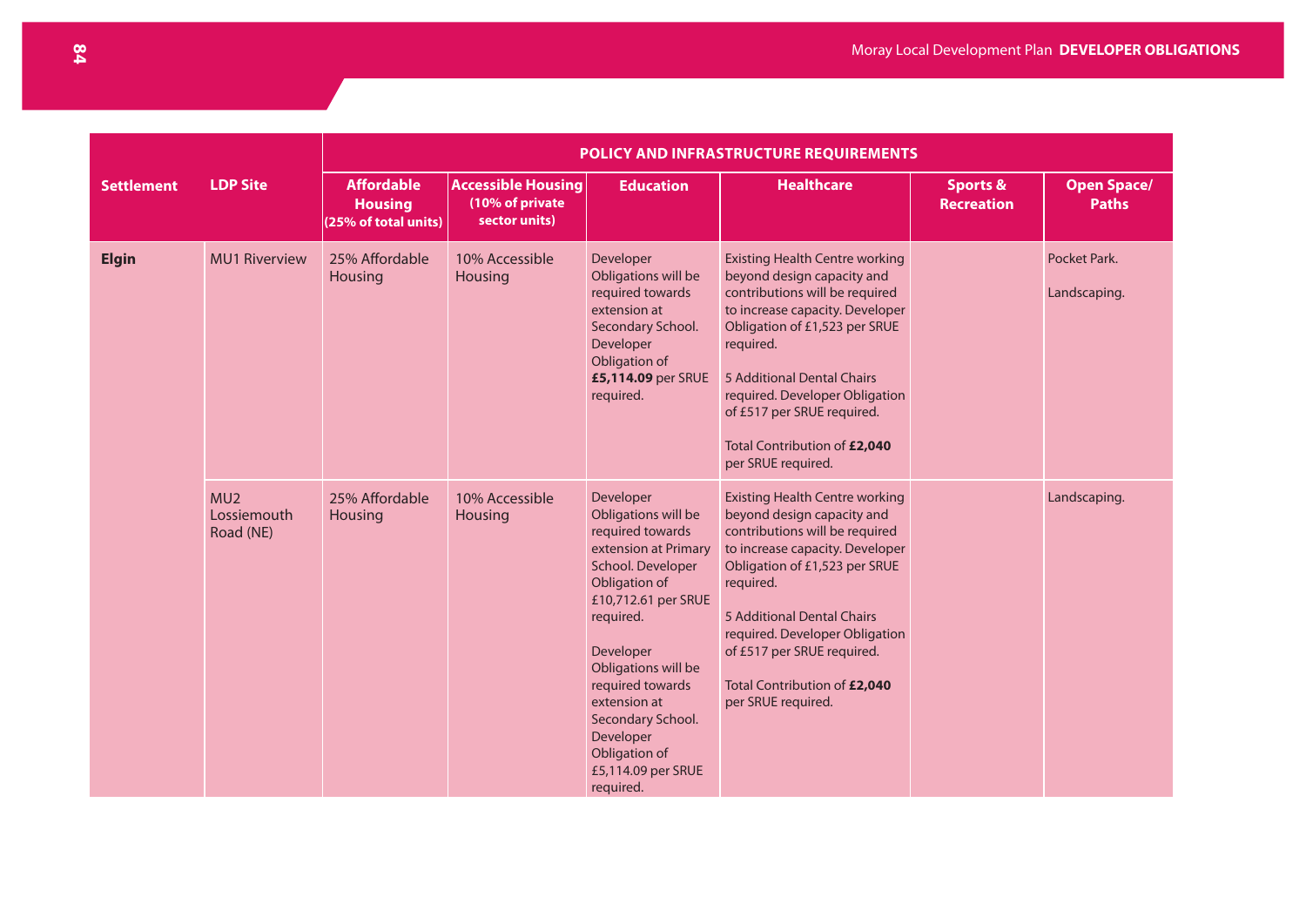| Settlement | LDP Site | POLICY AND INFRASTRUCTURE REQUIREMENTS | | | | | |
|---|---|---|---|---|---|---|---|
| | | Affordable Housing (25% of total units) | Accessible Housing (10% of private sector units) | Education | Healthcare | Sports & Recreation | Open Space/ Paths |
| **Elgin** | MU1 Riverview | 25% Affordable Housing | 10% Accessible Housing | Developer Obligations will be required towards extension at Secondary School. Developer Obligation of **£5,114.09** per SRUE required. | Existing Health Centre working beyond design capacity and contributions will be required to increase capacity. Developer Obligation of £1,523 per SRUE required.<br><br>5 Additional Dental Chairs required. Developer Obligation of £517 per SRUE required.<br><br>Total Contribution of **£2,040** per SRUE required. | | Pocket Park.<br><br>Landscaping. |
| | MU2 Lossiemouth Road (NE) | 25% Affordable Housing | 10% Accessible Housing | Developer Obligations will be required towards extension at Primary School. Developer Obligation of £10,712.61 per SRUE required.<br><br>Developer Obligations will be required towards extension at Secondary School. Developer Obligation of £5,114.09 per SRUE required. | Existing Health Centre working beyond design capacity and contributions will be required to increase capacity. Developer Obligation of £1,523 per SRUE required.<br><br>5 Additional Dental Chairs required. Developer Obligation of £517 per SRUE required.<br><br>Total Contribution of **£2,040** per SRUE required. | | Landscaping. |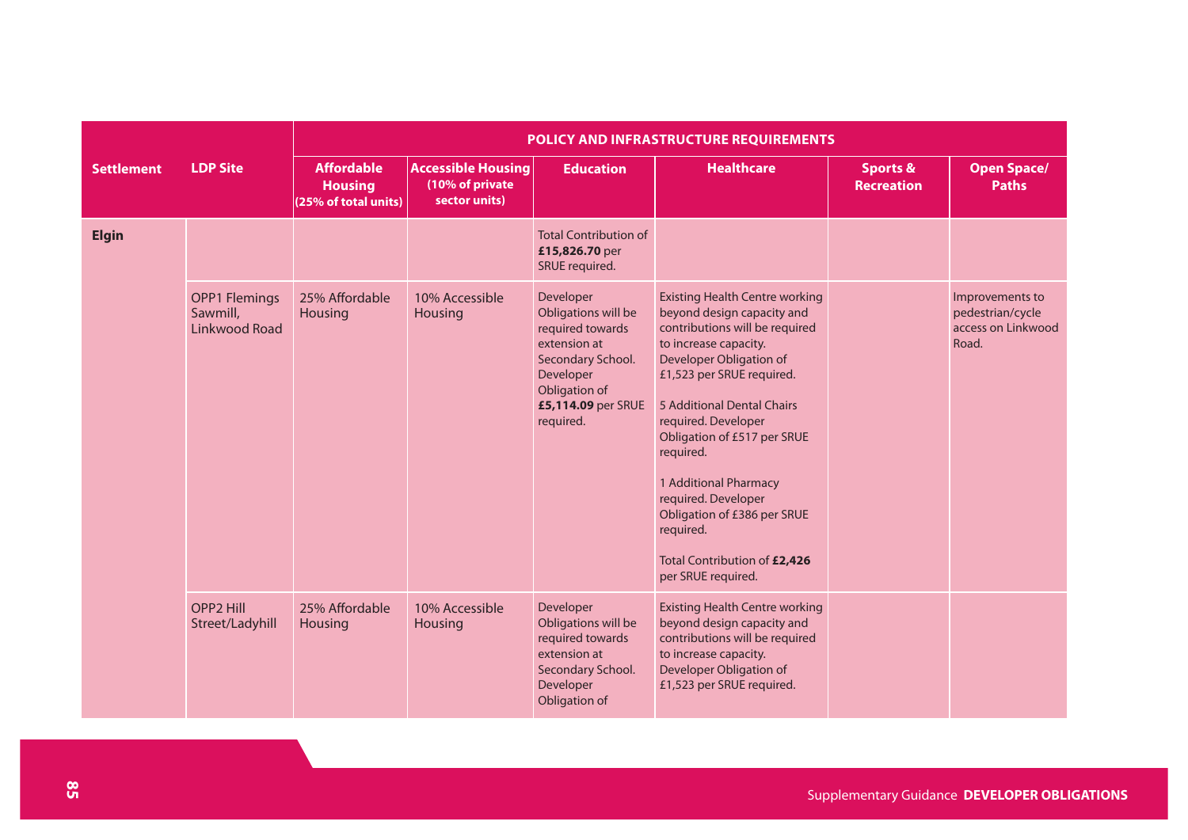| Settlement | LDP Site | POLICY AND INFRASTRUCTURE REQUIREMENTS | | | | | |
|---|---|---|---|---|---|---|---|
| | | Affordable Housing (25% of total units) | Accessible Housing (10% of private sector units) | Education | Healthcare | Sports & Recreation | Open Space/ Paths |
| **Elgin** | | | | Total Contribution of **£15,826.70** per SRUE required. | | | |
| | OPP1 Flemings Sawmill, Linkwood Road | 25% Affordable Housing | 10% Accessible Housing | Developer Obligations will be required towards extension at Secondary School. Developer Obligation of **£5,114.09** per SRUE required. | Existing Health Centre working beyond design capacity and contributions will be required to increase capacity. Developer Obligation of £1,523 per SRUE required.<br><br>5 Additional Dental Chairs required. Developer Obligation of £517 per SRUE required.<br><br>1 Additional Pharmacy required. Developer Obligation of £386 per SRUE required.<br><br>Total Contribution of **£2,426** per SRUE required. | | Improvements to pedestrian/cycle access on Linkwood Road. |
| | OPP2 Hill Street/Ladyhill | 25% Affordable Housing | 10% Accessible Housing | Developer Obligations will be required towards extension at Secondary School. Developer Obligation of | Existing Health Centre working beyond design capacity and contributions will be required to increase capacity. Developer Obligation of £1,523 per SRUE required. | | |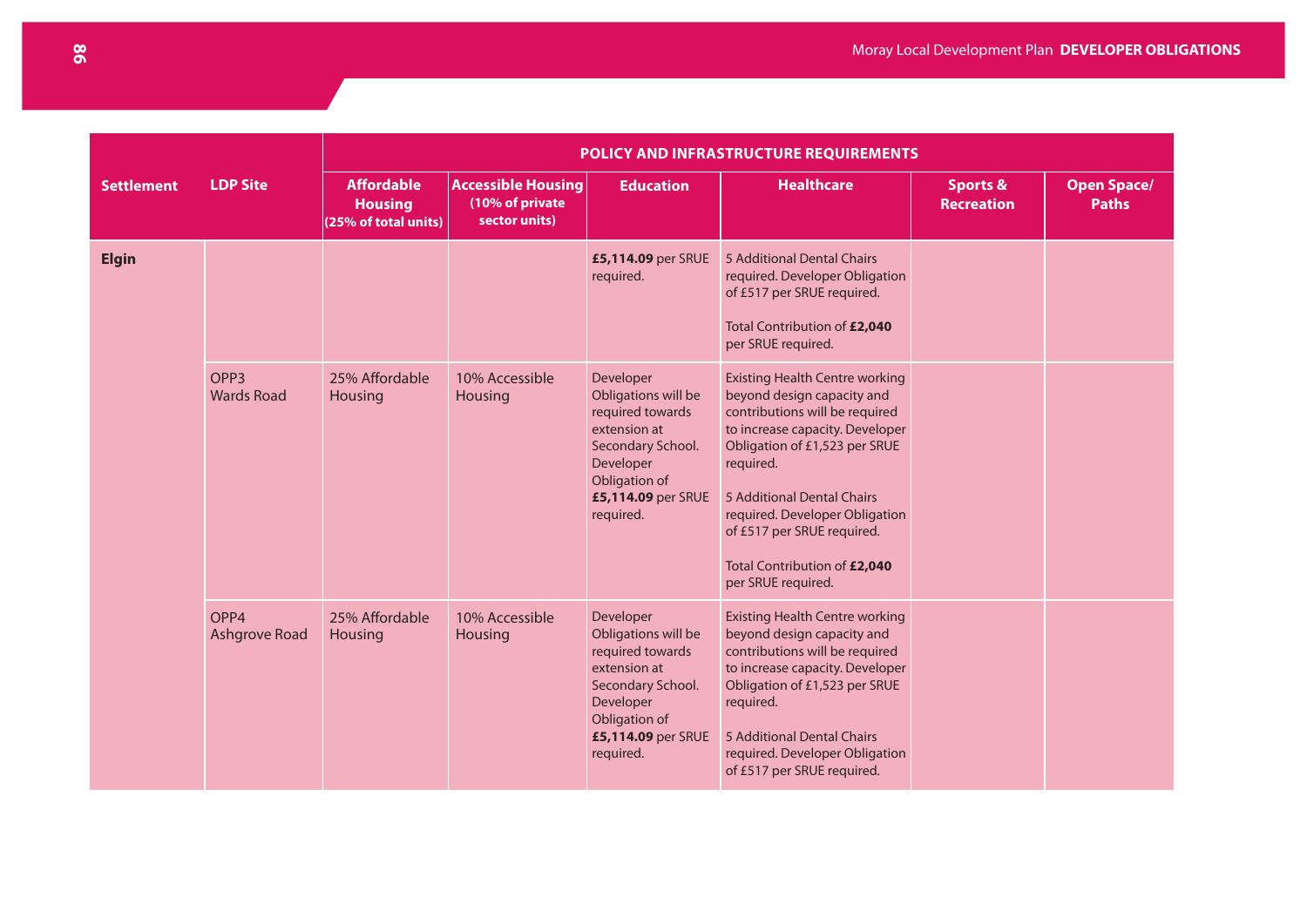| Settlement | LDP Site | POLICY AND INFRASTRUCTURE REQUIREMENTS | | | | | |
|---|---|---|---|---|---|---|---|
| | | Affordable Housing (25% of total units) | Accessible Housing (10% of private sector units) | Education | Healthcare | Sports & Recreation | Open Space/ Paths |
| **Elgin** | | | | **£5,114.09** per SRUE required. | 5 Additional Dental Chairs required. Developer Obligation of £517 per SRUE required.<br><br>Total Contribution of **£2,040** per SRUE required. | | |
| | OPP3 Wards Road | 25% Affordable Housing | 10% Accessible Housing | Developer Obligations will be required towards extension at Secondary School. Developer Obligation of **£5,114.09** per SRUE required. | Existing Health Centre working beyond design capacity and contributions will be required to increase capacity. Developer Obligation of £1,523 per SRUE required.<br><br>5 Additional Dental Chairs required. Developer Obligation of £517 per SRUE required.<br><br>Total Contribution of **£2,040** per SRUE required. | | |
| | OPP4 Ashgrove Road | 25% Affordable Housing | 10% Accessible Housing | Developer Obligations will be required towards extension at Secondary School. Developer Obligation of **£5,114.09** per SRUE required. | Existing Health Centre working beyond design capacity and contributions will be required to increase capacity. Developer Obligation of £1,523 per SRUE required.<br><br>5 Additional Dental Chairs required. Developer Obligation of £517 per SRUE required. | | |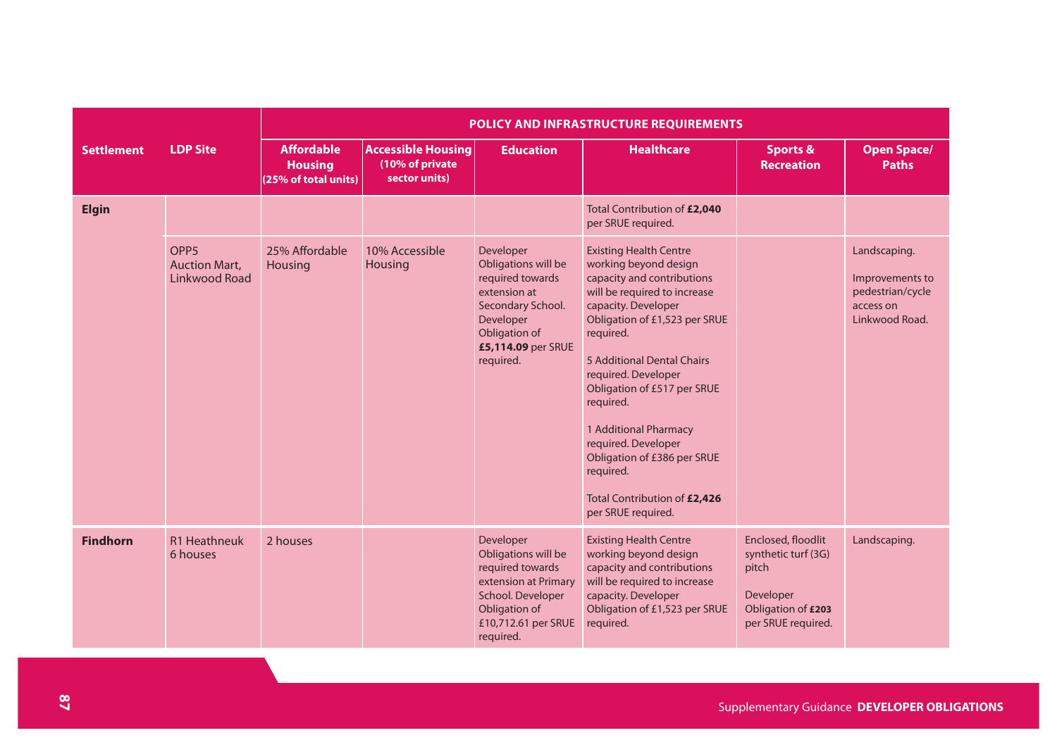| Settlement | LDP Site | POLICY AND INFRASTRUCTURE REQUIREMENTS | | | | | |
|---|---|---|---|---|---|---|---|
| | | **Affordable Housing (25% of total units)** | **Accessible Housing (10% of private sector units)** | **Education** | **Healthcare** | **Sports & Recreation** | **Open Space/ Paths** |
| **Elgin** | | | | | Total Contribution of **£2,040** per SRUE required. | | |
| | OPP5 Auction Mart, Linkwood Road | 25% Affordable Housing | 10% Accessible Housing | Developer Obligations will be required towards extension at Secondary School. Developer Obligation of **£5,114.09** per SRUE required. | Existing Health Centre working beyond design capacity and contributions will be required to increase capacity. Developer Obligation of £1,523 per SRUE required.<br><br>5 Additional Dental Chairs required. Developer Obligation of £517 per SRUE required.<br><br>1 Additional Pharmacy required. Developer Obligation of £386 per SRUE required.<br><br>Total Contribution of **£2,426** per SRUE required. | | Landscaping.<br><br>Improvements to pedestrian/cycle access on Linkwood Road. |
| **Findhorn** | R1 Heathneuk 6 houses | 2 houses | | Developer Obligations will be required towards extension at Primary School. Developer Obligation of £10,712.61 per SRUE required. | Existing Health Centre working beyond design capacity and contributions will be required to increase capacity. Developer Obligation of £1,523 per SRUE required. | Enclosed, floodlit synthetic turf (3G) pitch<br><br>Developer Obligation of **£203** per SRUE required. | Landscaping. |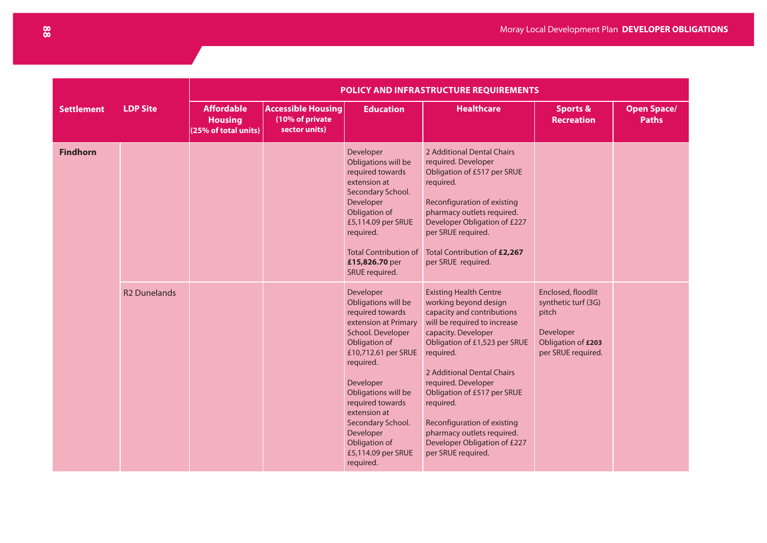| Settlement | LDP Site | POLICY AND INFRASTRUCTURE REQUIREMENTS | | | | | |
|---|---|---|---|---|---|---|---|
| | | Affordable Housing (25% of total units) | Accessible Housing (10% of private sector units) | Education | Healthcare | Sports & Recreation | Open Space/ Paths |
| **Findhorn** | | | | Developer Obligations will be required towards extension at Secondary School. Developer Obligation of £5,114.09 per SRUE required.<br><br>Total Contribution of **£15,826.70** per SRUE required. | 2 Additional Dental Chairs required. Developer Obligation of £517 per SRUE required.<br><br>Reconfiguration of existing pharmacy outlets required. Developer Obligation of £227 per SRUE required.<br><br>Total Contribution of **£2,267** per SRUE required. | | |
| | R2 Dunelands | | | Developer Obligations will be required towards extension at Primary School. Developer Obligation of £10,712.61 per SRUE required.<br><br>Developer Obligations will be required towards extension at Secondary School. Developer Obligation of £5,114.09 per SRUE required. | Existing Health Centre working beyond design capacity and contributions will be required to increase capacity. Developer Obligation of £1,523 per SRUE required.<br><br>2 Additional Dental Chairs required. Developer Obligation of £517 per SRUE required.<br><br>Reconfiguration of existing pharmacy outlets required. Developer Obligation of £227 per SRUE required. | Enclosed, floodlit synthetic turf (3G) pitch<br><br>Developer Obligation of **£203** per SRUE required. | |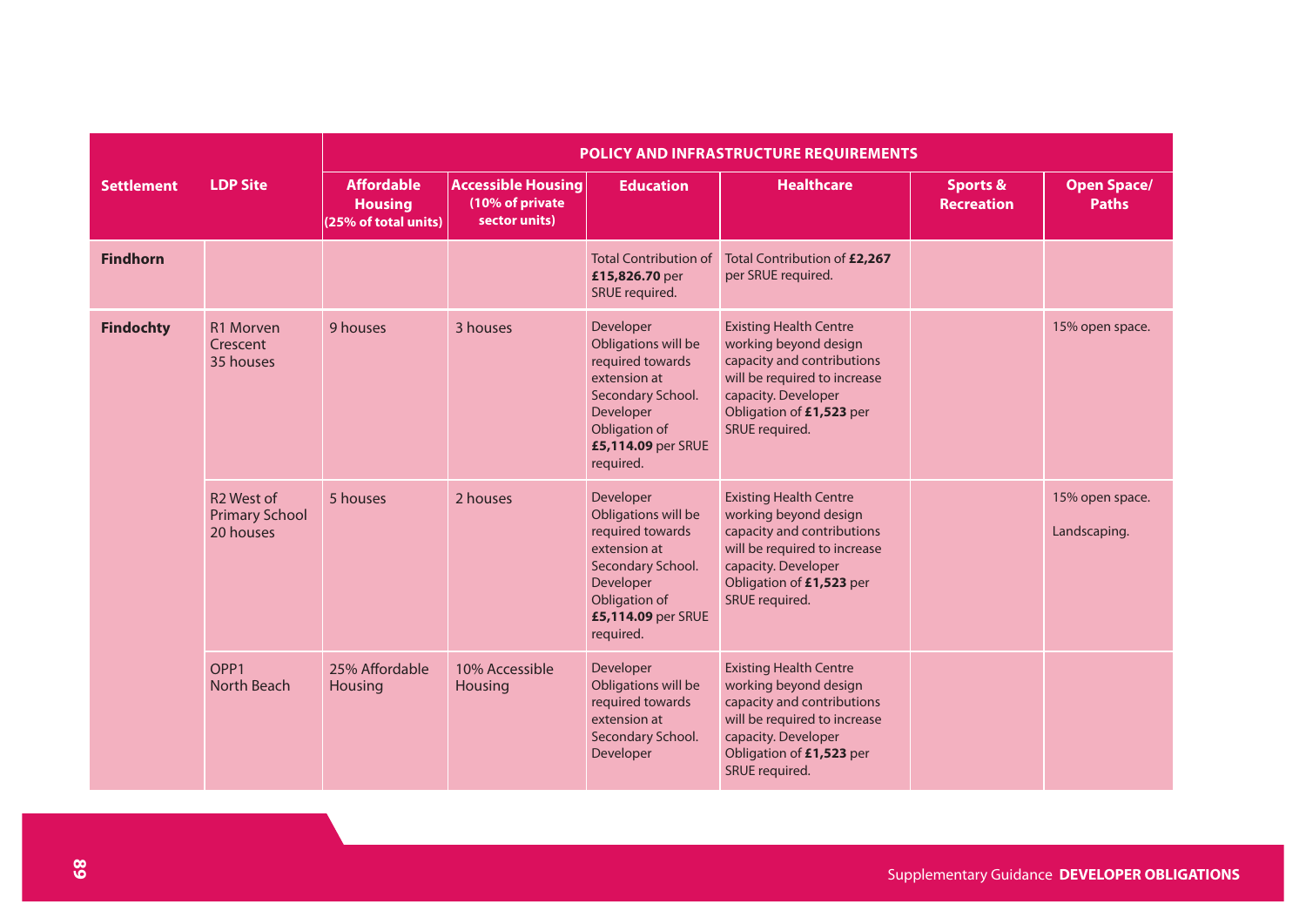| Settlement | LDP Site | POLICY AND INFRASTRUCTURE REQUIREMENTS | | | | | |
|---|---|---|---|---|---|---|---|
| | | Affordable Housing (25% of total units) | Accessible Housing (10% of private sector units) | Education | Healthcare | Sports & Recreation | Open Space/ Paths |
| **Findhorn** | | | | Total Contribution of **£15,826.70** per SRUE required. | Total Contribution of **£2,267** per SRUE required. | | |
| **Findochty** | R1 Morven Crescent 35 houses | 9 houses | 3 houses | Developer Obligations will be required towards extension at Secondary School. Developer Obligation of **£5,114.09** per SRUE required. | Existing Health Centre working beyond design capacity and contributions will be required to increase capacity. Developer Obligation of **£1,523** per SRUE required. | | 15% open space. |
| | R2 West of Primary School 20 houses | 5 houses | 2 houses | Developer Obligations will be required towards extension at Secondary School. Developer Obligation of **£5,114.09** per SRUE required. | Existing Health Centre working beyond design capacity and contributions will be required to increase capacity. Developer Obligation of **£1,523** per SRUE required. | | 15% open space.<br><br>Landscaping. |
| | OPP1 North Beach | 25% Affordable Housing | 10% Accessible Housing | Developer Obligations will be required towards extension at Secondary School. Developer | Existing Health Centre working beyond design capacity and contributions will be required to increase capacity. Developer Obligation of **£1,523** per SRUE required. | | |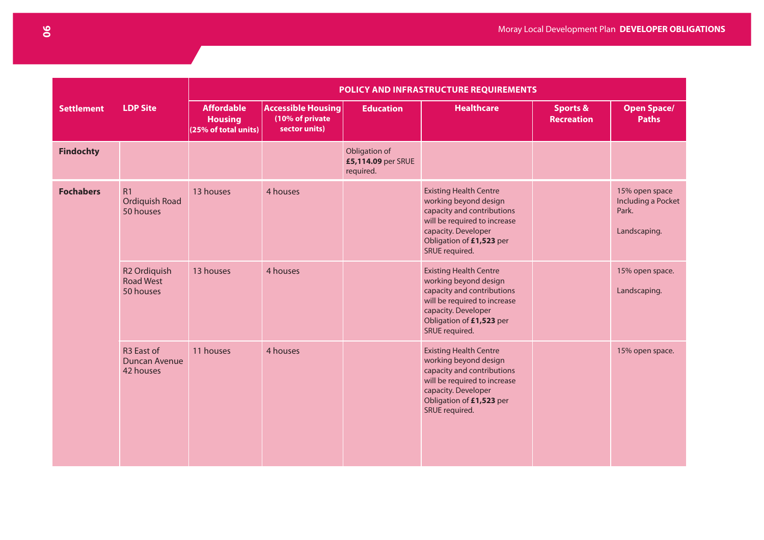| Settlement | LDP Site | POLICY AND INFRASTRUCTURE REQUIREMENTS | | | | | |
|---|---|---|---|---|---|---|---|
| | | Affordable Housing (25% of total units) | Accessible Housing (10% of private sector units) | Education | Healthcare | Sports & Recreation | Open Space/ Paths |
| **Findochty** | | | | Obligation of **£5,114.09** per SRUE required. | | | |
| **Fochabers** | R1 Ordiquish Road 50 houses | 13 houses | 4 houses | | Existing Health Centre working beyond design capacity and contributions will be required to increase capacity. Developer Obligation of **£1,523** per SRUE required. | | 15% open space Including a Pocket Park. Landscaping. |
| | R2 Ordiquish Road West 50 houses | 13 houses | 4 houses | | Existing Health Centre working beyond design capacity and contributions will be required to increase capacity. Developer Obligation of **£1,523** per SRUE required. | | 15% open space. Landscaping. |
| | R3 East of Duncan Avenue 42 houses | 11 houses | 4 houses | | Existing Health Centre working beyond design capacity and contributions will be required to increase capacity. Developer Obligation of **£1,523** per SRUE required. | | 15% open space. |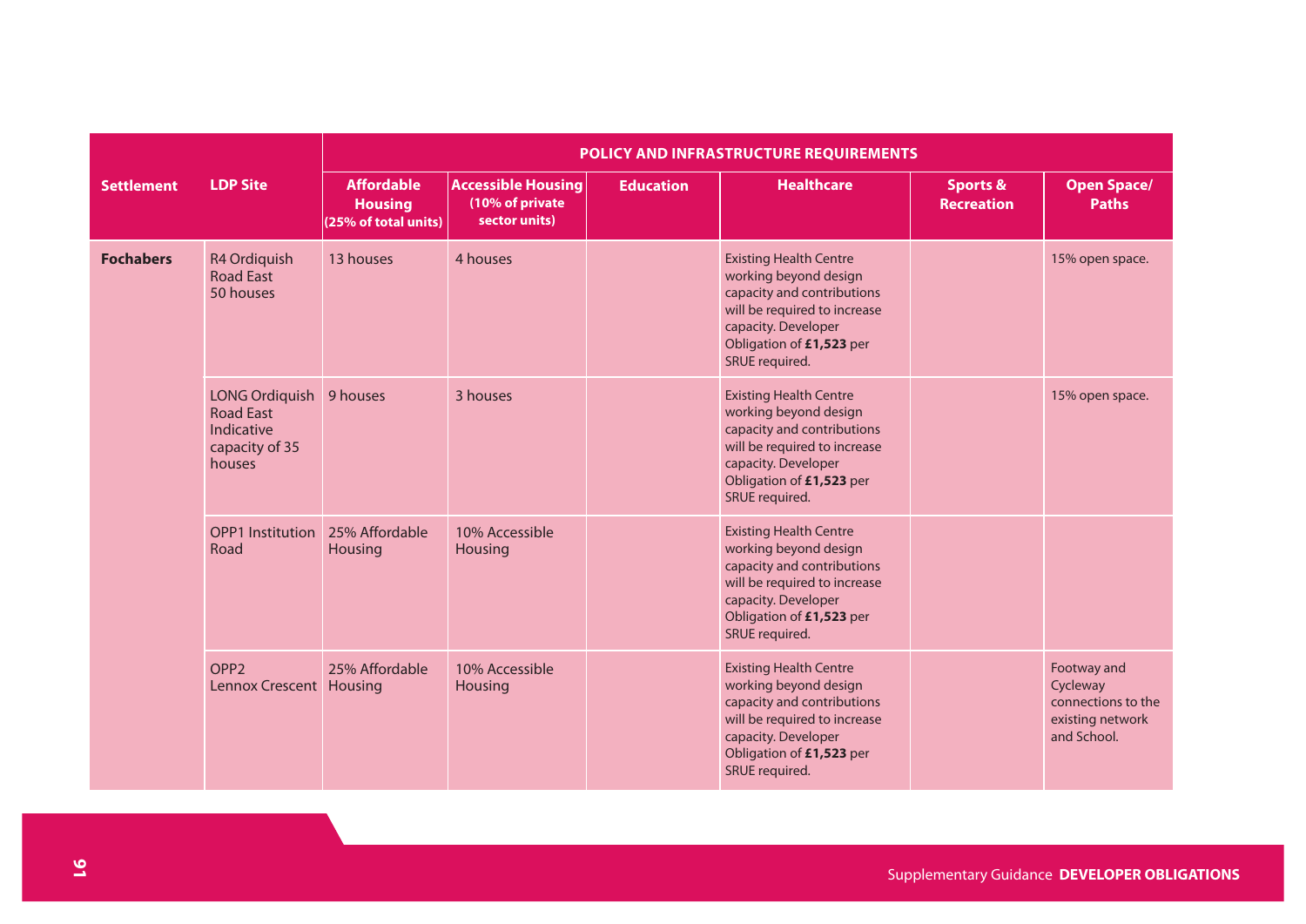| Settlement | LDP Site | POLICY AND INFRASTRUCTURE REQUIREMENTS | | | | | |
|---|---|---|---|---|---|---|---|
| | | Affordable Housing (25% of total units) | Accessible Housing (10% of private sector units) | Education | Healthcare | Sports & Recreation | Open Space/ Paths |
| **Fochabers** | R4 Ordiquish Road East 50 houses | 13 houses | 4 houses | | Existing Health Centre working beyond design capacity and contributions will be required to increase capacity. Developer Obligation of **£1,523** per SRUE required. | | 15% open space. |
| | LONG Ordiquish Road East Indicative capacity of 35 houses | 9 houses | 3 houses | | Existing Health Centre working beyond design capacity and contributions will be required to increase capacity. Developer Obligation of **£1,523** per SRUE required. | | 15% open space. |
| | OPP1 Institution Road | 25% Affordable Housing | 10% Accessible Housing | | Existing Health Centre working beyond design capacity and contributions will be required to increase capacity. Developer Obligation of **£1,523** per SRUE required. | | |
| | OPP2 Lennox Crescent | 25% Affordable Housing | 10% Accessible Housing | | Existing Health Centre working beyond design capacity and contributions will be required to increase capacity. Developer Obligation of **£1,523** per SRUE required. | | Footway and Cycleway connections to the existing network and School. |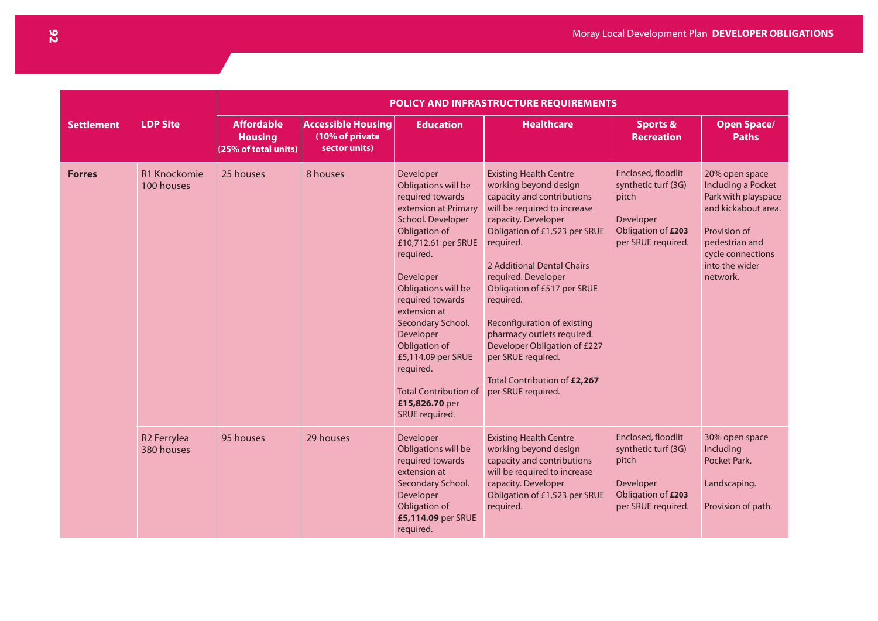| Settlement | LDP Site | POLICY AND INFRASTRUCTURE REQUIREMENTS | | | | | |
|---|---|---|---|---|---|---|---|
| | | Affordable Housing (25% of total units) | Accessible Housing (10% of private sector units) | Education | Healthcare | Sports & Recreation | Open Space/ Paths |
| **Forres** | R1 Knockomie 100 houses | 25 houses | 8 houses | Developer Obligations will be required towards extension at Primary School. Developer Obligation of £10,712.61 per SRUE required.<br><br>Developer Obligations will be required towards extension at Secondary School. Developer Obligation of £5,114.09 per SRUE required.<br><br>Total Contribution of **£15,826.70** per SRUE required. | Existing Health Centre working beyond design capacity and contributions will be required to increase capacity. Developer Obligation of £1,523 per SRUE required.<br><br>2 Additional Dental Chairs required. Developer Obligation of £517 per SRUE required.<br><br>Reconfiguration of existing pharmacy outlets required. Developer Obligation of £227 per SRUE required.<br><br>Total Contribution of **£2,267** per SRUE required. | Enclosed, floodlit synthetic turf (3G) pitch<br><br>Developer Obligation of **£203** per SRUE required. | 20% open space Including a Pocket Park with playspace and kickabout area.<br><br>Provision of pedestrian and cycle connections into the wider network. |
| | R2 Ferrylea 380 houses | 95 houses | 29 houses | Developer Obligations will be required towards extension at Secondary School. Developer Obligation of **£5,114.09** per SRUE required. | Existing Health Centre working beyond design capacity and contributions will be required to increase capacity. Developer Obligation of £1,523 per SRUE required. | Enclosed, floodlit synthetic turf (3G) pitch<br><br>Developer Obligation of **£203** per SRUE required. | 30% open space Including Pocket Park.<br><br>Landscaping.<br><br>Provision of path. |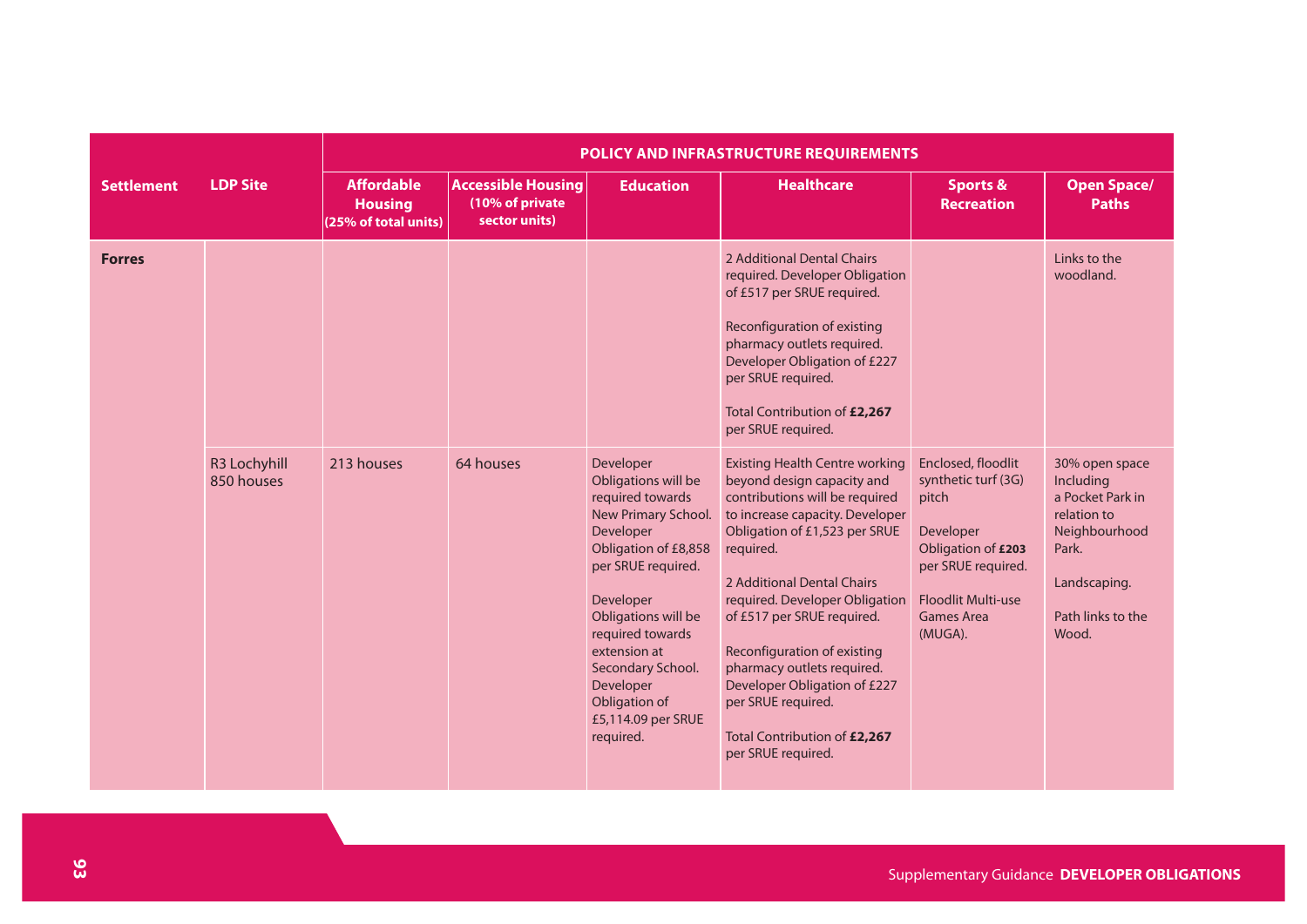| Settlement | LDP Site | POLICY AND INFRASTRUCTURE REQUIREMENTS | | | | | |
|---|---|---|---|---|---|---|---|
| | | Affordable Housing (25% of total units) | Accessible Housing (10% of private sector units) | Education | Healthcare | Sports & Recreation | Open Space/ Paths |
| **Forres** | | | | | 2 Additional Dental Chairs required. Developer Obligation of £517 per SRUE required.<br><br>Reconfiguration of existing pharmacy outlets required. Developer Obligation of £227 per SRUE required.<br><br>Total Contribution of **£2,267** per SRUE required. | | Links to the woodland. |
| | R3 Lochyhill 850 houses | 213 houses | 64 houses | Developer Obligations will be required towards New Primary School. Developer Obligation of £8,858 per SRUE required.<br><br>Developer Obligations will be required towards extension at Secondary School. Developer Obligation of £5,114.09 per SRUE required. | Existing Health Centre working beyond design capacity and contributions will be required to increase capacity. Developer Obligation of £1,523 per SRUE required.<br><br>2 Additional Dental Chairs required. Developer Obligation of £517 per SRUE required.<br><br>Reconfiguration of existing pharmacy outlets required. Developer Obligation of £227 per SRUE required.<br><br>Total Contribution of **£2,267** per SRUE required. | Enclosed, floodlit synthetic turf (3G) pitch<br><br>Developer Obligation of **£203** per SRUE required.<br><br>Floodlit Multi-use Games Area (MUGA). | 30% open space Including a Pocket Park in relation to Neighbourhood Park.<br><br>Landscaping.<br><br>Path links to the Wood. |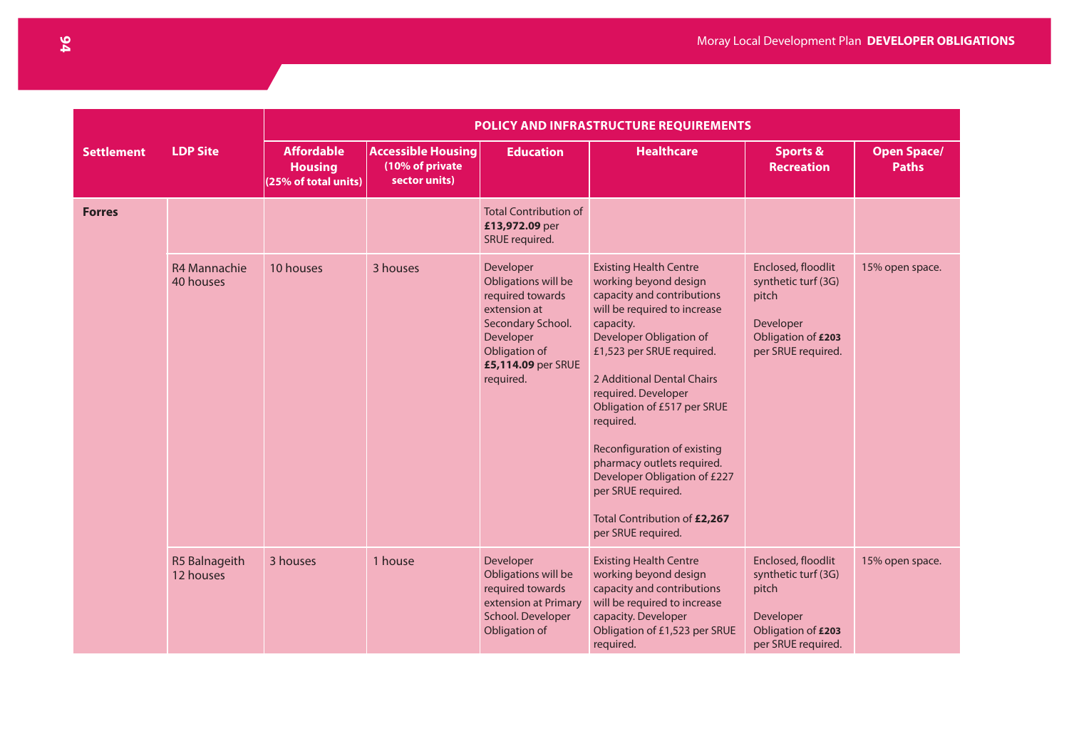| Settlement | LDP Site | POLICY AND INFRASTRUCTURE REQUIREMENTS | | | | | |
|---|---|---|---|---|---|---|---|
| | | Affordable Housing (25% of total units) | Accessible Housing (10% of private sector units) | Education | Healthcare | Sports & Recreation | Open Space/ Paths |
| **Forres** | | | | Total Contribution of **£13,972.09** per SRUE required. | | | |
| | R4 Mannachie 40 houses | 10 houses | 3 houses | Developer Obligations will be required towards extension at Secondary School. Developer Obligation of **£5,114.09** per SRUE required. | Existing Health Centre working beyond design capacity and contributions will be required to increase capacity. Developer Obligation of £1,523 per SRUE required. 2 Additional Dental Chairs required. Developer Obligation of £517 per SRUE required. Reconfiguration of existing pharmacy outlets required. Developer Obligation of £227 per SRUE required. Total Contribution of **£2,267** per SRUE required. | Enclosed, floodlit synthetic turf (3G) pitch Developer Obligation of **£203** per SRUE required. | 15% open space. |
| | R5 Balnageith 12 houses | 3 houses | 1 house | Developer Obligations will be required towards extension at Primary School. Developer Obligation of | Existing Health Centre working beyond design capacity and contributions will be required to increase capacity. Developer Obligation of £1,523 per SRUE required. | Enclosed, floodlit synthetic turf (3G) pitch Developer Obligation of **£203** per SRUE required. | 15% open space. |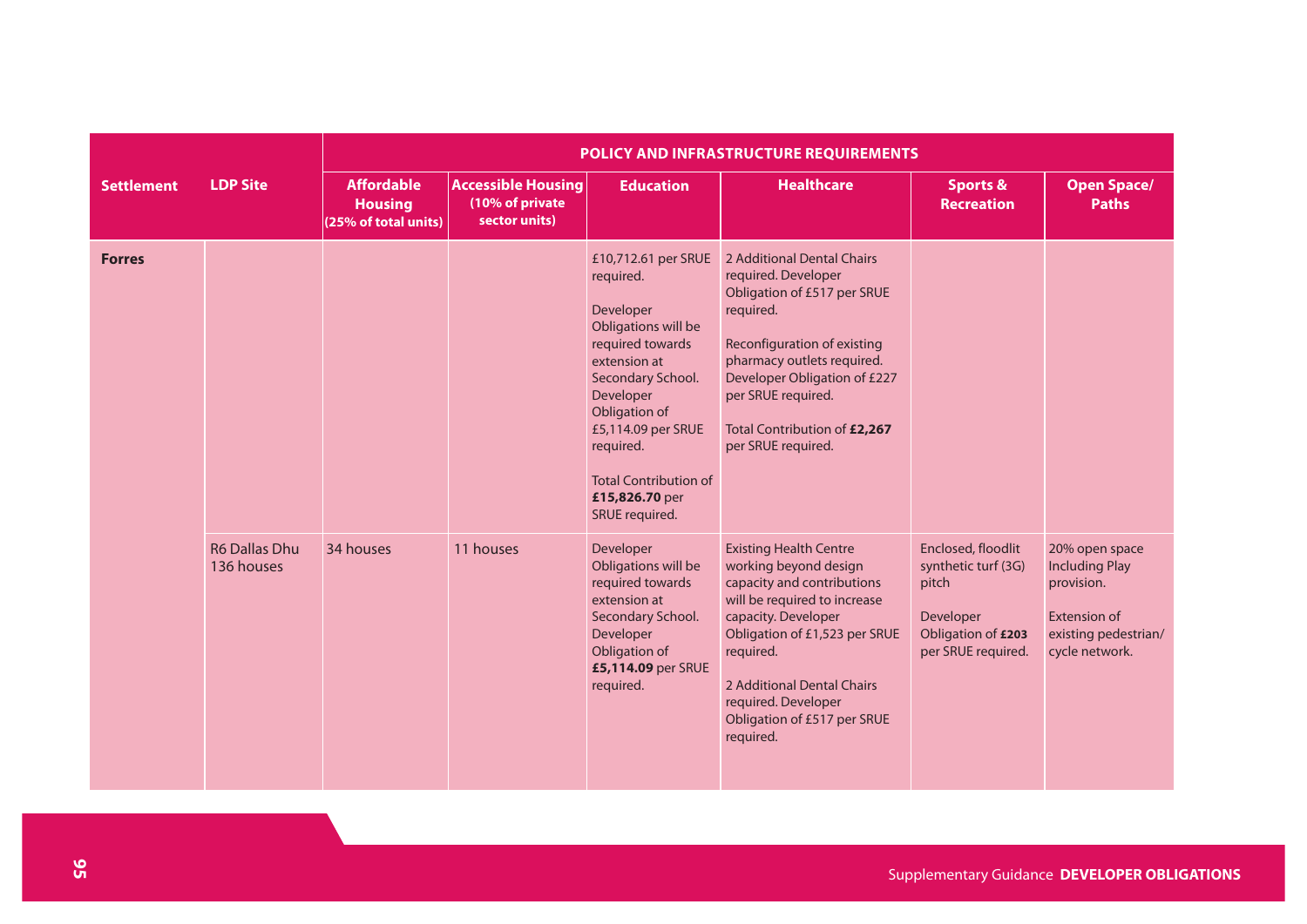| Settlement | LDP Site | POLICY AND INFRASTRUCTURE REQUIREMENTS | | | | | |
|---|---|---|---|---|---|---|---|
| | | Affordable Housing (25% of total units) | Accessible Housing (10% of private sector units) | Education | Healthcare | Sports & Recreation | Open Space/ Paths |
| **Forres** | | | | £10,712.61 per SRUE required.<br><br>Developer Obligations will be required towards extension at Secondary School. Developer Obligation of £5,114.09 per SRUE required.<br><br>Total Contribution of **£15,826.70** per SRUE required. | 2 Additional Dental Chairs required. Developer Obligation of £517 per SRUE required.<br><br>Reconfiguration of existing pharmacy outlets required. Developer Obligation of £227 per SRUE required.<br><br>Total Contribution of **£2,267** per SRUE required. | | |
| | R6 Dallas Dhu 136 houses | 34 houses | 11 houses | Developer Obligations will be required towards extension at Secondary School. Developer Obligation of **£5,114.09** per SRUE required. | Existing Health Centre working beyond design capacity and contributions will be required to increase capacity. Developer Obligation of £1,523 per SRUE required.<br><br>2 Additional Dental Chairs required. Developer Obligation of £517 per SRUE required. | Enclosed, floodlit synthetic turf (3G) pitch<br><br>Developer Obligation of **£203** per SRUE required. | 20% open space Including Play provision.<br><br>Extension of existing pedestrian/ cycle network. |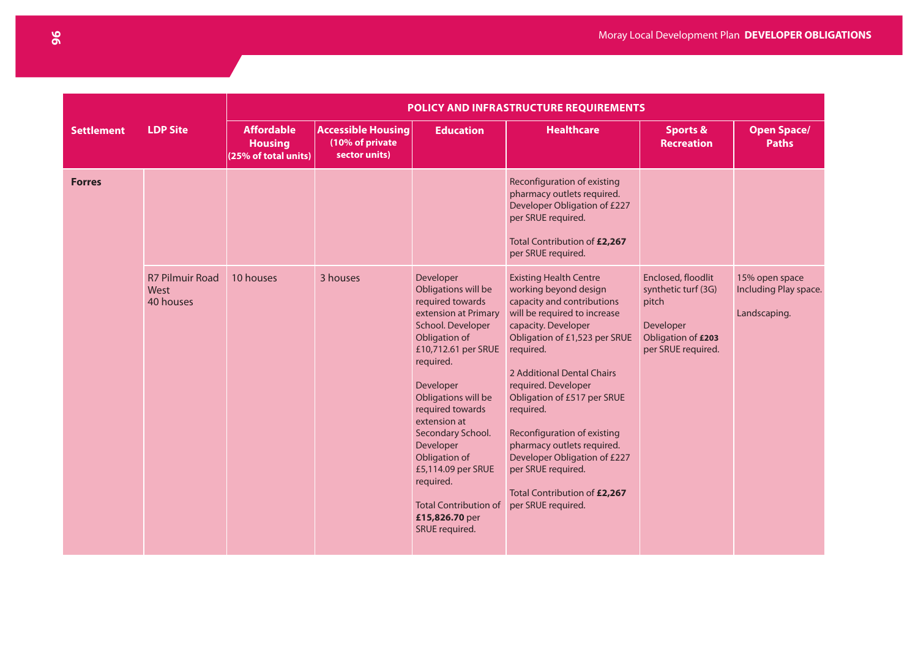| Settlement | LDP Site | POLICY AND INFRASTRUCTURE REQUIREMENTS | | | | | |
|---|---|---|---|---|---|---|---|
| | | Affordable Housing (25% of total units) | Accessible Housing (10% of private sector units) | Education | Healthcare | Sports & Recreation | Open Space/ Paths |
| **Forres** | | | | | Reconfiguration of existing pharmacy outlets required. Developer Obligation of £227 per SRUE required.<br><br>Total Contribution of **£2,267** per SRUE required. | | |
| | R7 Pilmuir Road West 40 houses | 10 houses | 3 houses | Developer Obligations will be required towards extension at Primary School. Developer Obligation of £10,712.61 per SRUE required.<br><br>Developer Obligations will be required towards extension at Secondary School. Developer Obligation of £5,114.09 per SRUE required.<br><br>Total Contribution of **£15,826.70** per SRUE required. | Existing Health Centre working beyond design capacity and contributions will be required to increase capacity. Developer Obligation of £1,523 per SRUE required.<br><br>2 Additional Dental Chairs required. Developer Obligation of £517 per SRUE required.<br><br>Reconfiguration of existing pharmacy outlets required. Developer Obligation of £227 per SRUE required.<br><br>Total Contribution of **£2,267** per SRUE required. | Enclosed, floodlit synthetic turf (3G) pitch<br><br>Developer Obligation of **£203** per SRUE required. | 15% open space Including Play space.<br><br>Landscaping. |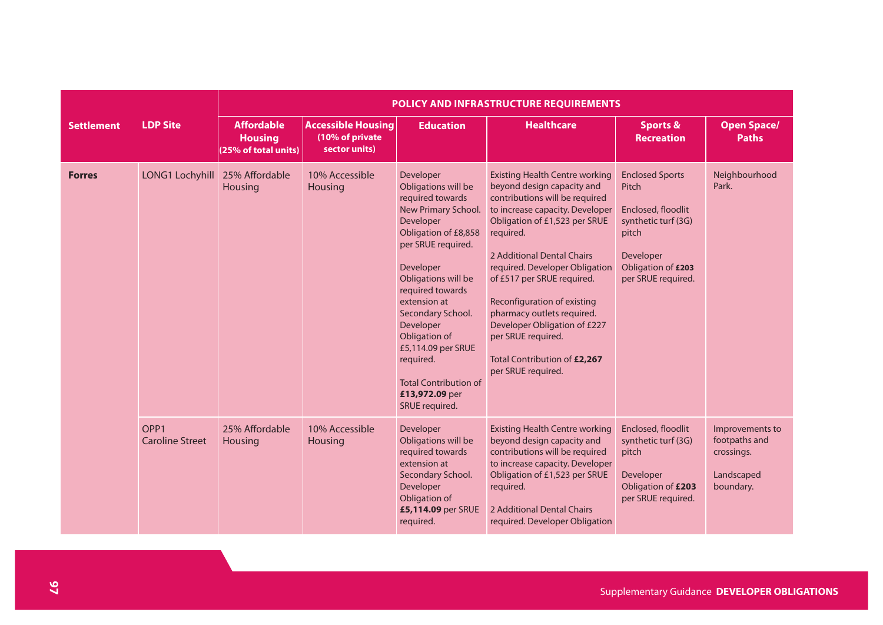| Settlement | LDP Site | POLICY AND INFRASTRUCTURE REQUIREMENTS | | | | | |
|---|---|---|---|---|---|---|---|
| | | Affordable Housing (25% of total units) | Accessible Housing (10% of private sector units) | Education | Healthcare | Sports & Recreation | Open Space/ Paths |
| **Forres** | LONG1 Lochyhill | 25% Affordable Housing | 10% Accessible Housing | Developer Obligations will be required towards New Primary School. Developer Obligation of £8,858 per SRUE required.<br><br>Developer Obligations will be required towards extension at Secondary School. Developer Obligation of £5,114.09 per SRUE required.<br><br>Total Contribution of **£13,972.09** per SRUE required. | Existing Health Centre working beyond design capacity and contributions will be required to increase capacity. Developer Obligation of £1,523 per SRUE required.<br><br>2 Additional Dental Chairs required. Developer Obligation of £517 per SRUE required.<br><br>Reconfiguration of existing pharmacy outlets required. Developer Obligation of £227 per SRUE required.<br><br>Total Contribution of **£2,267** per SRUE required. | Enclosed Sports Pitch<br><br>Enclosed, floodlit synthetic turf (3G) pitch<br><br>Developer Obligation of **£203** per SRUE required. | Neighbourhood Park. |
| | OPP1 Caroline Street | 25% Affordable Housing | 10% Accessible Housing | Developer Obligations will be required towards extension at Secondary School. Developer Obligation of **£5,114.09** per SRUE required. | Existing Health Centre working beyond design capacity and contributions will be required to increase capacity. Developer Obligation of £1,523 per SRUE required.<br><br>2 Additional Dental Chairs required. Developer Obligation | Enclosed, floodlit synthetic turf (3G) pitch<br><br>Developer Obligation of **£203** per SRUE required. | Improvements to footpaths and crossings.<br><br>Landscaped boundary. |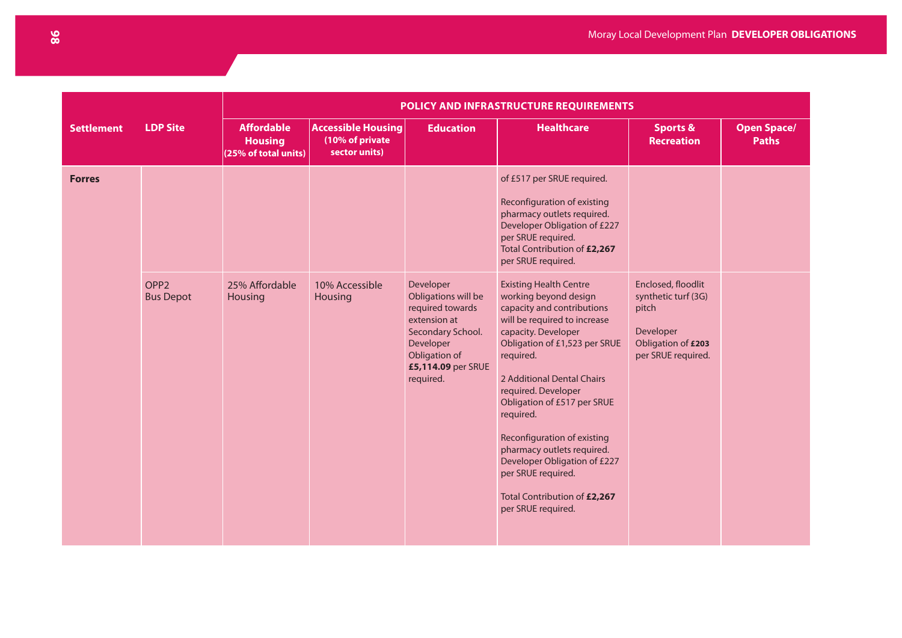| Settlement | LDP Site | POLICY AND INFRASTRUCTURE REQUIREMENTS | | | | | |
|---|---|---|---|---|---|---|---|
| | | Affordable Housing (25% of total units) | Accessible Housing (10% of private sector units) | Education | Healthcare | Sports & Recreation | Open Space/ Paths |
| **Forres** | | | | | of £517 per SRUE required.<br><br>Reconfiguration of existing pharmacy outlets required. Developer Obligation of £227 per SRUE required.<br>Total Contribution of **£2,267** per SRUE required. | | |
| | OPP2<br>Bus Depot | 25% Affordable Housing | 10% Accessible Housing | Developer Obligations will be required towards extension at Secondary School. Developer Obligation of **£5,114.09** per SRUE required. | Existing Health Centre working beyond design capacity and contributions will be required to increase capacity. Developer Obligation of £1,523 per SRUE required.<br><br>2 Additional Dental Chairs required. Developer Obligation of £517 per SRUE required.<br><br>Reconfiguration of existing pharmacy outlets required. Developer Obligation of £227 per SRUE required.<br><br>Total Contribution of **£2,267** per SRUE required. | Enclosed, floodlit synthetic turf (3G) pitch<br><br>Developer Obligation of **£203** per SRUE required. | |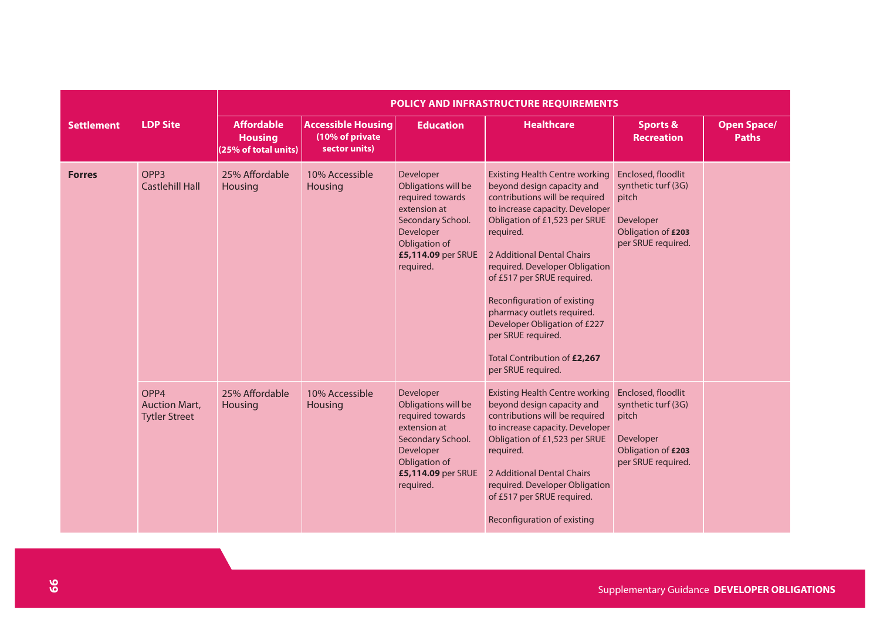| Settlement | LDP Site | POLICY AND INFRASTRUCTURE REQUIREMENTS | | | | | |
|---|---|---|---|---|---|---|---|
| | | Affordable Housing (25% of total units) | Accessible Housing (10% of private sector units) | Education | Healthcare | Sports & Recreation | Open Space/ Paths |
| **Forres** | OPP3 Castlehill Hall | 25% Affordable Housing | 10% Accessible Housing | Developer Obligations will be required towards extension at Secondary School. Developer Obligation of **£5,114.09** per SRUE required. | Existing Health Centre working beyond design capacity and contributions will be required to increase capacity. Developer Obligation of £1,523 per SRUE required.<br><br>2 Additional Dental Chairs required. Developer Obligation of £517 per SRUE required.<br><br>Reconfiguration of existing pharmacy outlets required. Developer Obligation of £227 per SRUE required.<br><br>Total Contribution of **£2,267** per SRUE required. | Enclosed, floodlit synthetic turf (3G) pitch<br><br>Developer Obligation of **£203** per SRUE required. | |
| | OPP4 Auction Mart, Tytler Street | 25% Affordable Housing | 10% Accessible Housing | Developer Obligations will be required towards extension at Secondary School. Developer Obligation of **£5,114.09** per SRUE required. | Existing Health Centre working beyond design capacity and contributions will be required to increase capacity. Developer Obligation of £1,523 per SRUE required.<br><br>2 Additional Dental Chairs required. Developer Obligation of £517 per SRUE required.<br><br>Reconfiguration of existing | Enclosed, floodlit synthetic turf (3G) pitch<br><br>Developer Obligation of **£203** per SRUE required. | |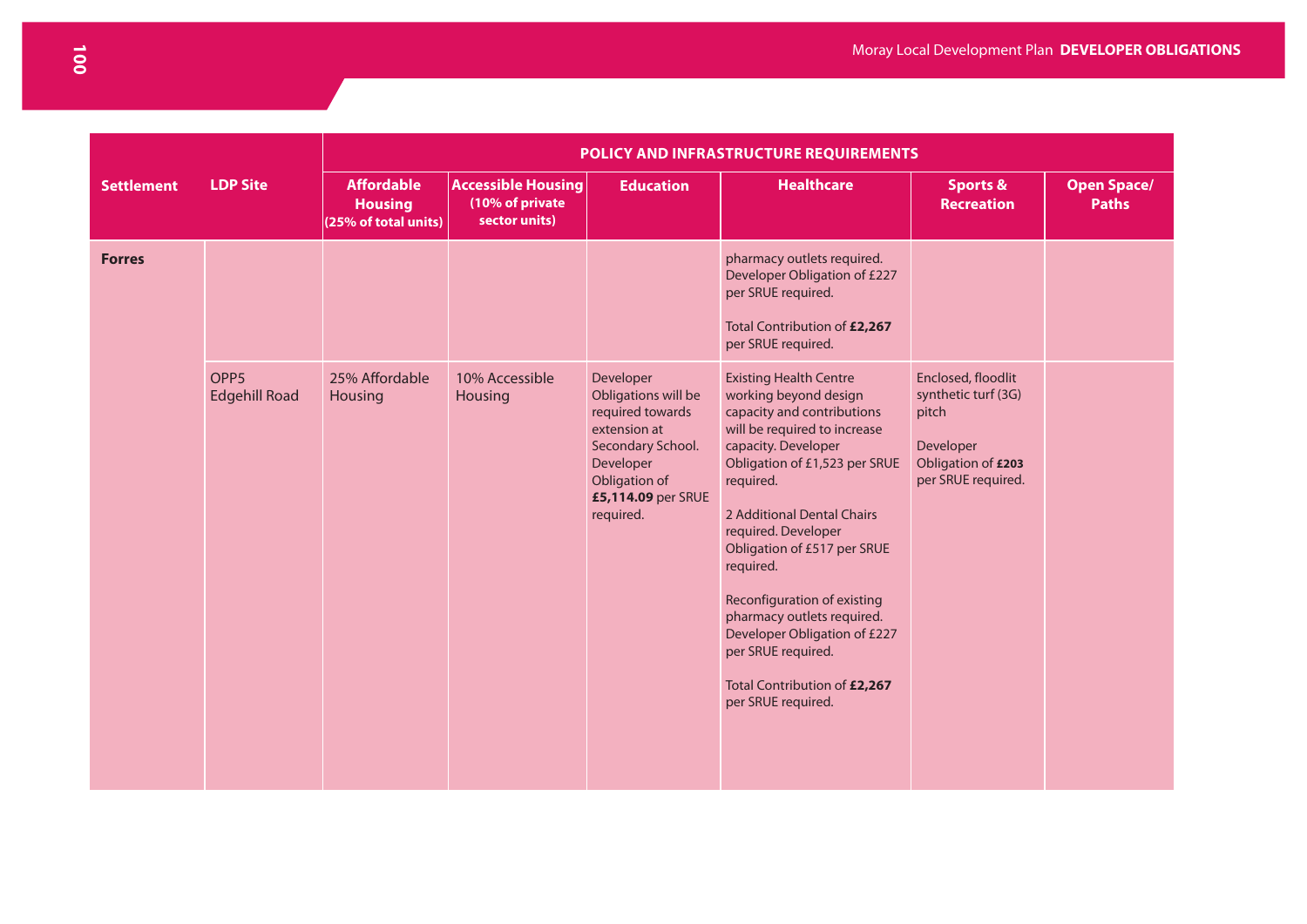| Settlement | LDP Site | POLICY AND INFRASTRUCTURE REQUIREMENTS | | | | | |
|---|---|---|---|---|---|---|---|
| | | Affordable Housing (25% of total units) | Accessible Housing (10% of private sector units) | Education | Healthcare | Sports & Recreation | Open Space/ Paths |
| **Forres** | | | | | pharmacy outlets required. Developer Obligation of £227 per SRUE required.<br><br>Total Contribution of **£2,267** per SRUE required. | | |
| | OPP5 Edgehill Road | 25% Affordable Housing | 10% Accessible Housing | Developer Obligations will be required towards extension at Secondary School. Developer Obligation of **£5,114.09** per SRUE required. | Existing Health Centre working beyond design capacity and contributions will be required to increase capacity. Developer Obligation of £1,523 per SRUE required.<br><br>2 Additional Dental Chairs required. Developer Obligation of £517 per SRUE required.<br><br>Reconfiguration of existing pharmacy outlets required. Developer Obligation of £227 per SRUE required.<br><br>Total Contribution of **£2,267** per SRUE required. | Enclosed, floodlit synthetic turf (3G) pitch<br><br>Developer Obligation of **£203** per SRUE required. | |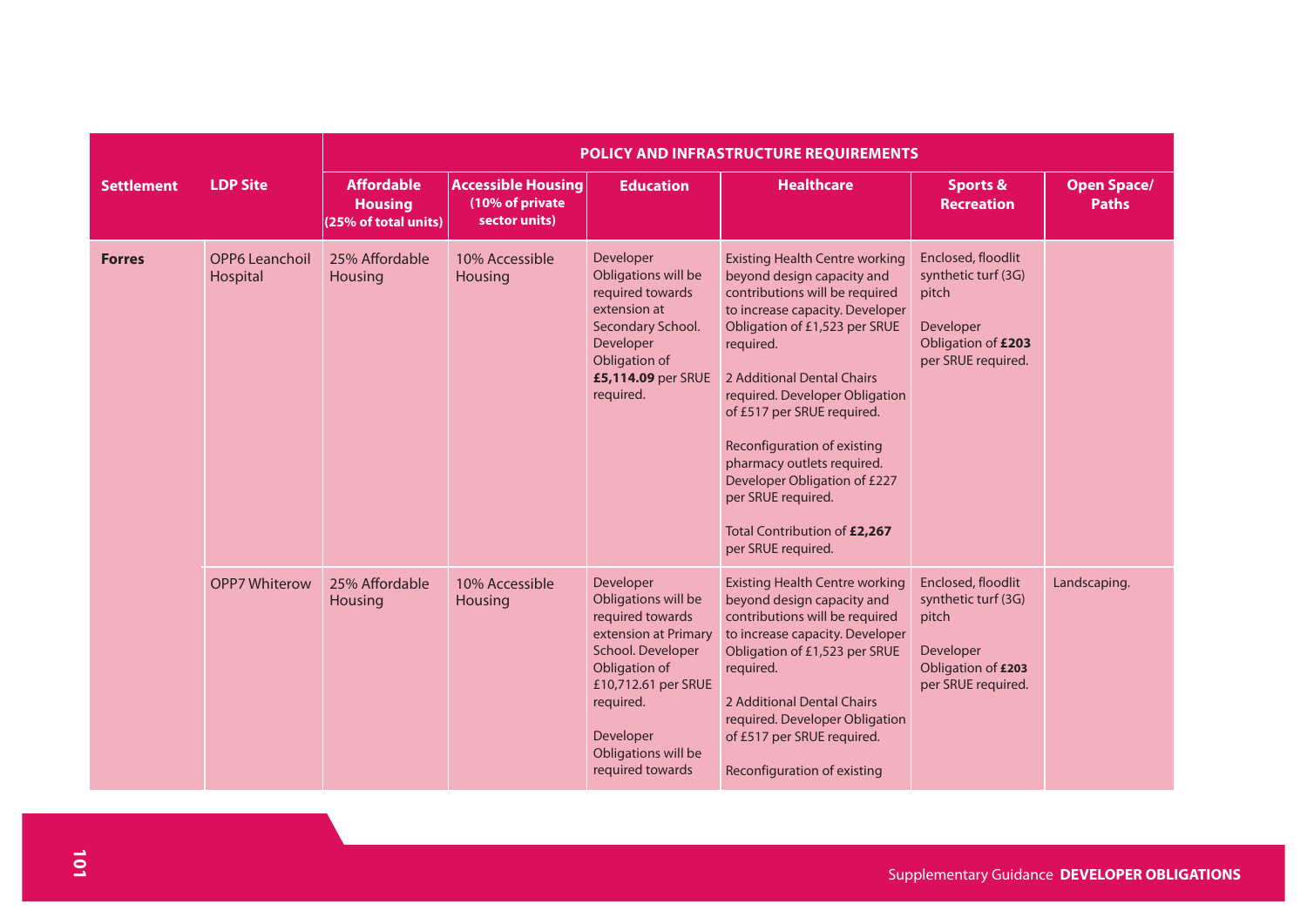| Settlement | LDP Site | POLICY AND INFRASTRUCTURE REQUIREMENTS | | | | | |
|---|---|---|---|---|---|---|---|
| | | Affordable Housing (25% of total units) | Accessible Housing (10% of private sector units) | Education | Healthcare | Sports & Recreation | Open Space/ Paths |
| **Forres** | OPP6 Leanchoil Hospital | 25% Affordable Housing | 10% Accessible Housing | Developer Obligations will be required towards extension at Secondary School. Developer Obligation of **£5,114.09** per SRUE required. | Existing Health Centre working beyond design capacity and contributions will be required to increase capacity. Developer Obligation of £1,523 per SRUE required.<br><br>2 Additional Dental Chairs required. Developer Obligation of £517 per SRUE required.<br><br>Reconfiguration of existing pharmacy outlets required. Developer Obligation of £227 per SRUE required.<br><br>Total Contribution of **£2,267** per SRUE required. | Enclosed, floodlit synthetic turf (3G) pitch<br><br>Developer Obligation of **£203** per SRUE required. | |
| | OPP7 Whiterow | 25% Affordable Housing | 10% Accessible Housing | Developer Obligations will be required towards extension at Primary School. Developer Obligation of £10,712.61 per SRUE required.<br><br>Developer Obligations will be required towards | Existing Health Centre working beyond design capacity and contributions will be required to increase capacity. Developer Obligation of £1,523 per SRUE required.<br><br>2 Additional Dental Chairs required. Developer Obligation of £517 per SRUE required.<br><br>Reconfiguration of existing | Enclosed, floodlit synthetic turf (3G) pitch<br><br>Developer Obligation of **£203** per SRUE required. | Landscaping. |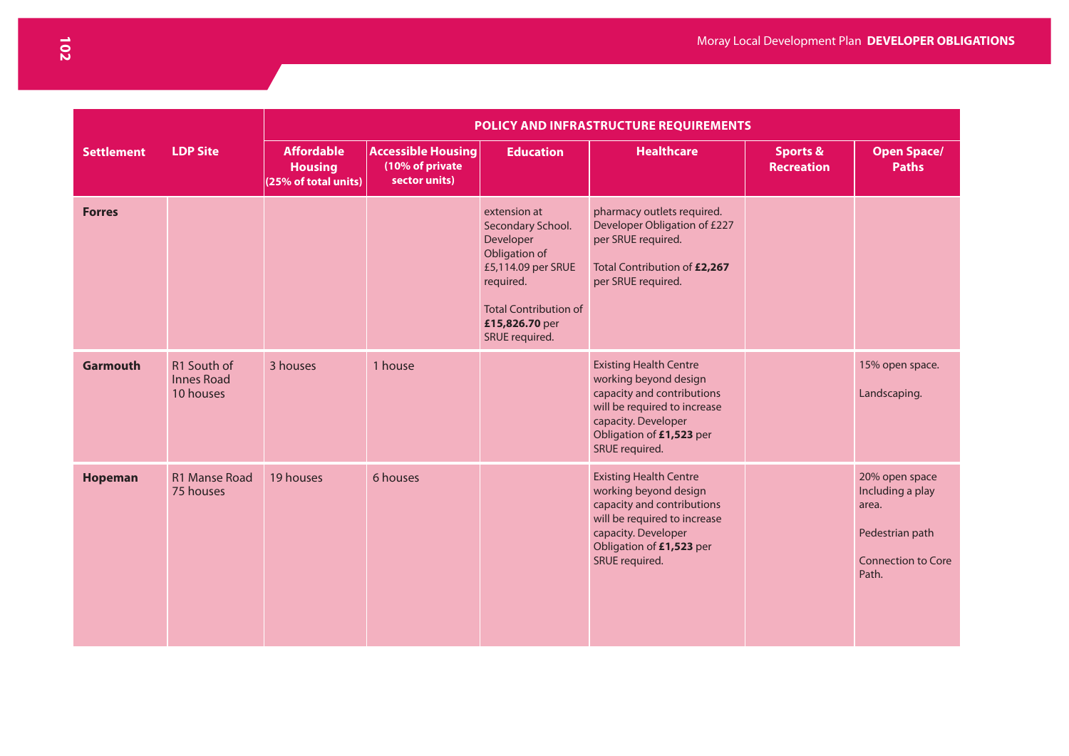| Settlement | LDP Site | POLICY AND INFRASTRUCTURE REQUIREMENTS | | | | | |
|---|---|---|---|---|---|---|---|
| | | **Affordable Housing (25% of total units)** | **Accessible Housing (10% of private sector units)** | **Education** | **Healthcare** | **Sports & Recreation** | **Open Space/ Paths** |
| **Forres** | | | | extension at Secondary School. Developer Obligation of £5,114.09 per SRUE required.<br><br>Total Contribution of **£15,826.70** per SRUE required. | pharmacy outlets required. Developer Obligation of £227 per SRUE required.<br><br>Total Contribution of **£2,267** per SRUE required. | | |
| **Garmouth** | R1 South of Innes Road 10 houses | 3 houses | 1 house | | Existing Health Centre working beyond design capacity and contributions will be required to increase capacity. Developer Obligation of **£1,523** per SRUE required. | | 15% open space.<br><br>Landscaping. |
| **Hopeman** | R1 Manse Road 75 houses | 19 houses | 6 houses | | Existing Health Centre working beyond design capacity and contributions will be required to increase capacity. Developer Obligation of **£1,523** per SRUE required. | | 20% open space Including a play area.<br><br>Pedestrian path<br><br>Connection to Core Path. |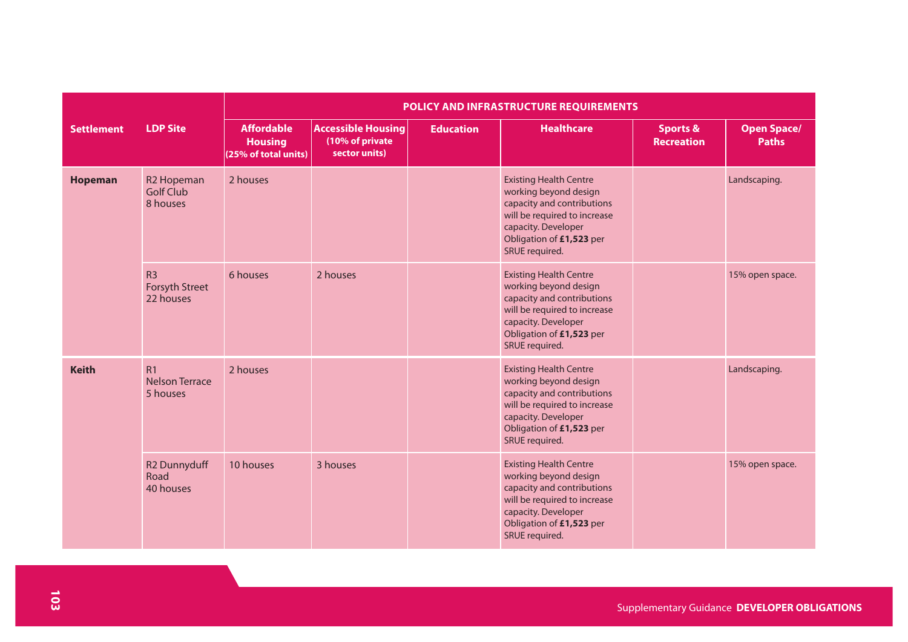| Settlement | LDP Site | POLICY AND INFRASTRUCTURE REQUIREMENTS | | | | | |
|---|---|---|---|---|---|---|---|
| | | Affordable Housing (25% of total units) | Accessible Housing (10% of private sector units) | Education | Healthcare | Sports & Recreation | Open Space/ Paths |
| **Hopeman** | R2 Hopeman Golf Club 8 houses | 2 houses | | | Existing Health Centre working beyond design capacity and contributions will be required to increase capacity. Developer Obligation of **£1,523** per SRUE required. | | Landscaping. |
| | R3 Forsyth Street 22 houses | 6 houses | 2 houses | | Existing Health Centre working beyond design capacity and contributions will be required to increase capacity. Developer Obligation of **£1,523** per SRUE required. | | 15% open space. |
| **Keith** | R1 Nelson Terrace 5 houses | 2 houses | | | Existing Health Centre working beyond design capacity and contributions will be required to increase capacity. Developer Obligation of **£1,523** per SRUE required. | | Landscaping. |
| | R2 Dunnyduff Road 40 houses | 10 houses | 3 houses | | Existing Health Centre working beyond design capacity and contributions will be required to increase capacity. Developer Obligation of **£1,523** per SRUE required. | | 15% open space. |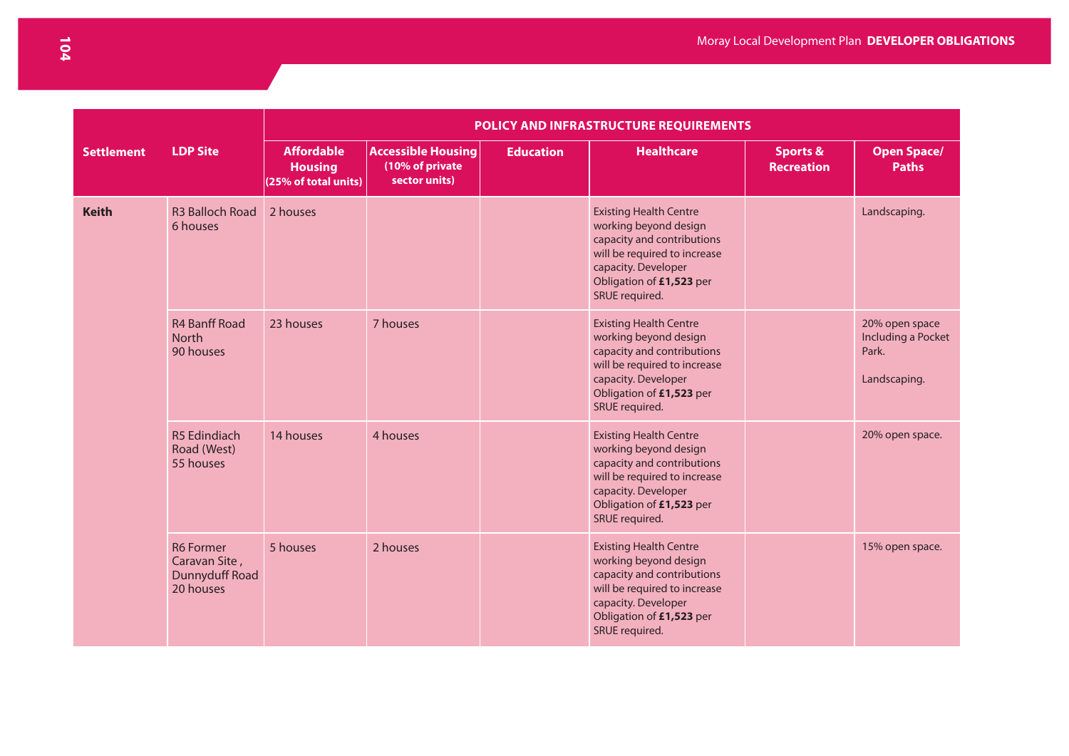| Settlement | LDP Site | POLICY AND INFRASTRUCTURE REQUIREMENTS | | | | | |
|---|---|---|---|---|---|---|---|
| | | Affordable Housing (25% of total units) | Accessible Housing (10% of private sector units) | Education | Healthcare | Sports & Recreation | Open Space/ Paths |
| **Keith** | R3 Balloch Road 6 houses | 2 houses | | | Existing Health Centre working beyond design capacity and contributions will be required to increase capacity. Developer Obligation of **£1,523** per SRUE required. | | Landscaping. |
| | R4 Banff Road North 90 houses | 23 houses | 7 houses | | Existing Health Centre working beyond design capacity and contributions will be required to increase capacity. Developer Obligation of **£1,523** per SRUE required. | | 20% open space Including a Pocket Park.<br><br>Landscaping. |
| | R5 Edindiach Road (West) 55 houses | 14 houses | 4 houses | | Existing Health Centre working beyond design capacity and contributions will be required to increase capacity. Developer Obligation of **£1,523** per SRUE required. | | 20% open space. |
| | R6 Former Caravan Site , Dunnyduff Road 20 houses | 5 houses | 2 houses | | Existing Health Centre working beyond design capacity and contributions will be required to increase capacity. Developer Obligation of **£1,523** per SRUE required. | | 15% open space. |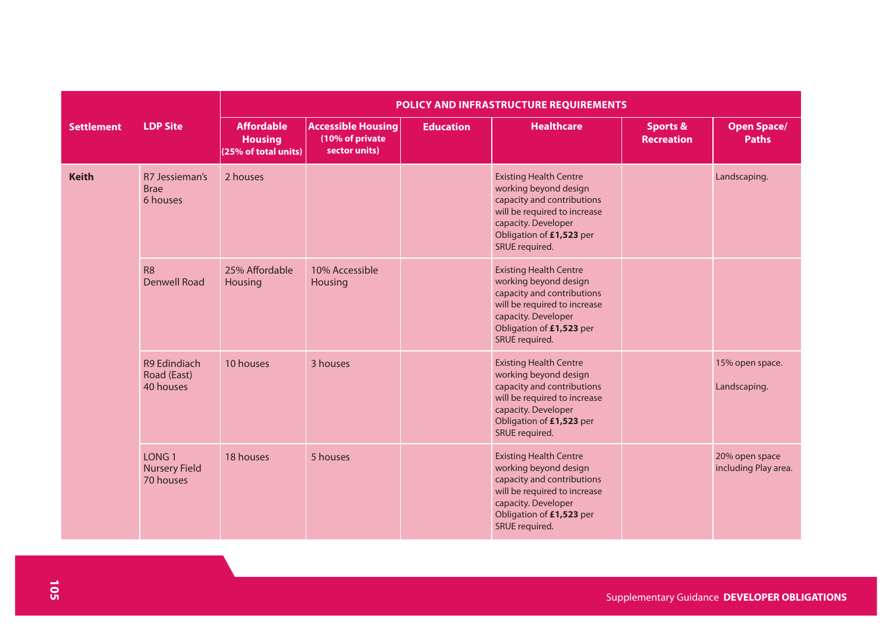| Settlement | LDP Site | POLICY AND INFRASTRUCTURE REQUIREMENTS | | | | | |
|---|---|---|---|---|---|---|---|
| | | Affordable Housing (25% of total units) | Accessible Housing (10% of private sector units) | Education | Healthcare | Sports & Recreation | Open Space/ Paths |
| **Keith** | R7 Jessieman's Brae 6 houses | 2 houses | | | Existing Health Centre working beyond design capacity and contributions will be required to increase capacity. Developer Obligation of **£1,523** per SRUE required. | | Landscaping. |
| | R8 Denwell Road | 25% Affordable Housing | 10% Accessible Housing | | Existing Health Centre working beyond design capacity and contributions will be required to increase capacity. Developer Obligation of **£1,523** per SRUE required. | | |
| | R9 Edindiach Road (East) 40 houses | 10 houses | 3 houses | | Existing Health Centre working beyond design capacity and contributions will be required to increase capacity. Developer Obligation of **£1,523** per SRUE required. | | 15% open space. Landscaping. |
| | LONG 1 Nursery Field 70 houses | 18 houses | 5 houses | | Existing Health Centre working beyond design capacity and contributions will be required to increase capacity. Developer Obligation of **£1,523** per SRUE required. | | 20% open space including Play area. |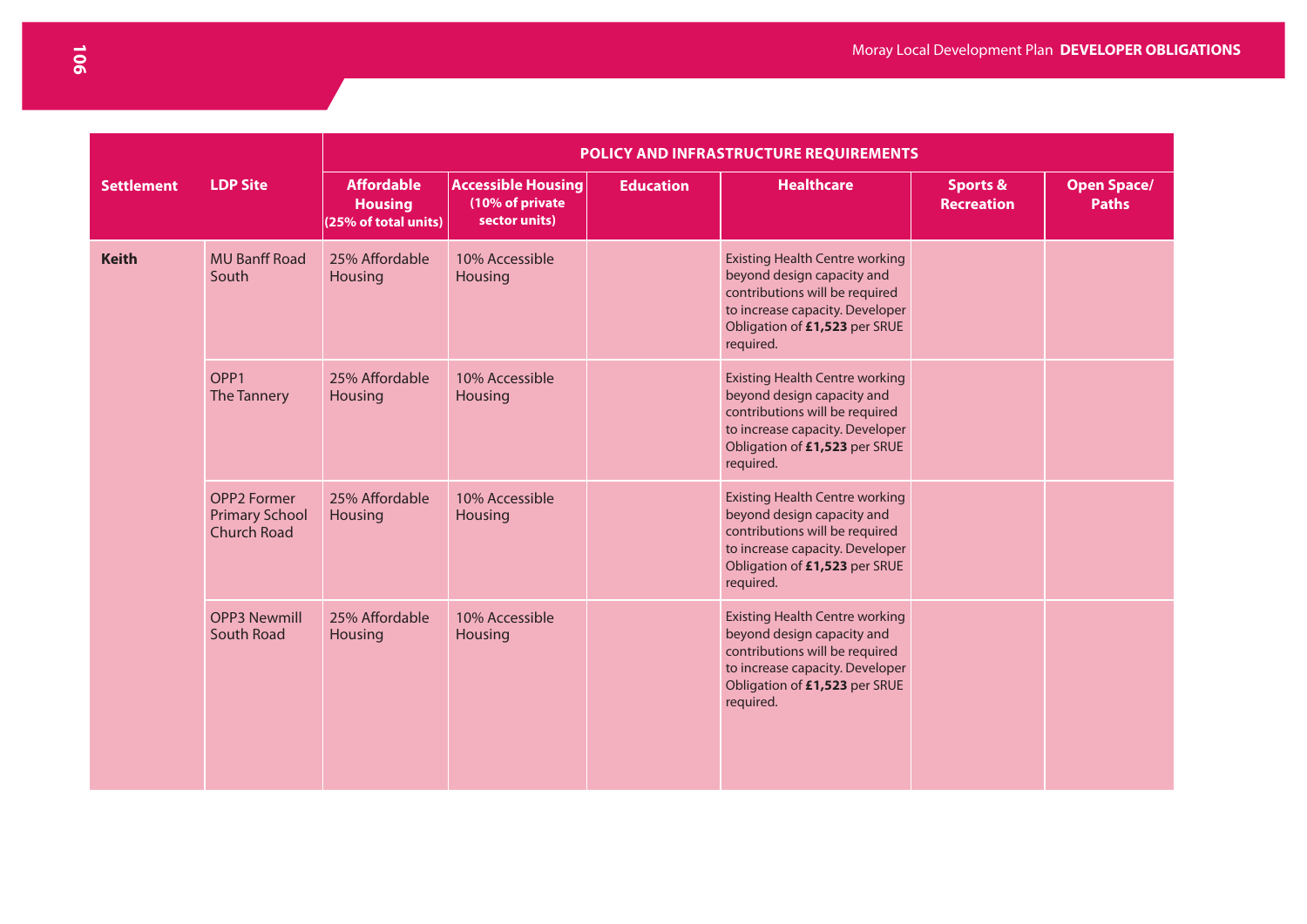| Settlement | LDP Site | POLICY AND INFRASTRUCTURE REQUIREMENTS | | | | | |
|---|---|---|---|---|---|---|---|
| | | Affordable Housing (25% of total units) | Accessible Housing (10% of private sector units) | Education | Healthcare | Sports & Recreation | Open Space/ Paths |
| **Keith** | MU Banff Road South | 25% Affordable Housing | 10% Accessible Housing | | Existing Health Centre working beyond design capacity and contributions will be required to increase capacity. Developer Obligation of **£1,523** per SRUE required. | | |
| | OPP1 The Tannery | 25% Affordable Housing | 10% Accessible Housing | | Existing Health Centre working beyond design capacity and contributions will be required to increase capacity. Developer Obligation of **£1,523** per SRUE required. | | |
| | OPP2 Former Primary School Church Road | 25% Affordable Housing | 10% Accessible Housing | | Existing Health Centre working beyond design capacity and contributions will be required to increase capacity. Developer Obligation of **£1,523** per SRUE required. | | |
| | OPP3 Newmill South Road | 25% Affordable Housing | 10% Accessible Housing | | Existing Health Centre working beyond design capacity and contributions will be required to increase capacity. Developer Obligation of **£1,523** per SRUE required. | | |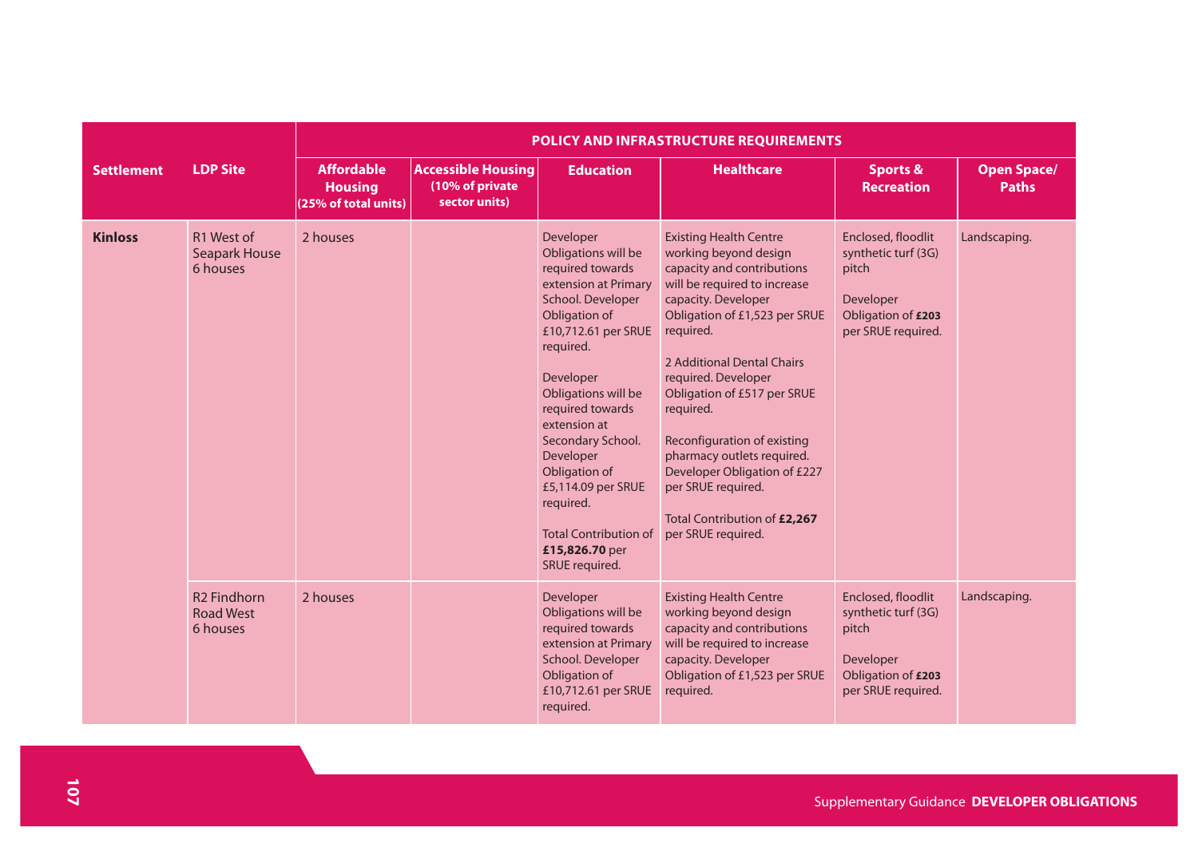| Settlement | LDP Site | POLICY AND INFRASTRUCTURE REQUIREMENTS | | | | | |
|---|---|---|---|---|---|---|---|
| | | Affordable Housing (25% of total units) | Accessible Housing (10% of private sector units) | Education | Healthcare | Sports & Recreation | Open Space/ Paths |
| **Kinloss** | R1 West of Seapark House 6 houses | 2 houses | | Developer Obligations will be required towards extension at Primary School. Developer Obligation of £10,712.61 per SRUE required.<br><br>Developer Obligations will be required towards extension at Secondary School. Developer Obligation of £5,114.09 per SRUE required.<br><br>Total Contribution of **£15,826.70** per SRUE required. | Existing Health Centre working beyond design capacity and contributions will be required to increase capacity. Developer Obligation of £1,523 per SRUE required.<br><br>2 Additional Dental Chairs required. Developer Obligation of £517 per SRUE required.<br><br>Reconfiguration of existing pharmacy outlets required. Developer Obligation of £227 per SRUE required.<br><br>Total Contribution of **£2,267** per SRUE required. | Enclosed, floodlit synthetic turf (3G) pitch<br><br>Developer Obligation of **£203** per SRUE required. | Landscaping. |
| | R2 Findhorn Road West 6 houses | 2 houses | | Developer Obligations will be required towards extension at Primary School. Developer Obligation of £10,712.61 per SRUE required. | Existing Health Centre working beyond design capacity and contributions will be required to increase capacity. Developer Obligation of £1,523 per SRUE required. | Enclosed, floodlit synthetic turf (3G) pitch<br><br>Developer Obligation of **£203** per SRUE required. | Landscaping. |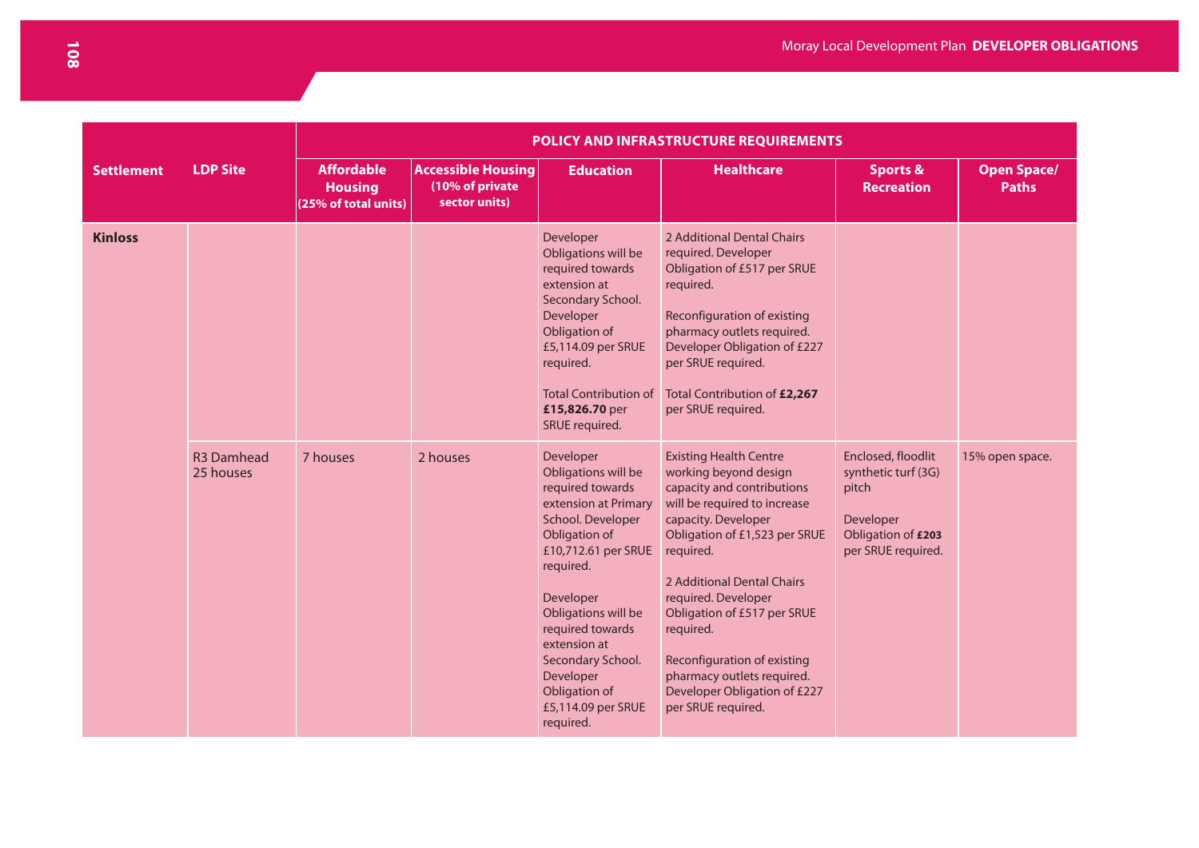| Settlement | LDP Site | POLICY AND INFRASTRUCTURE REQUIREMENTS | | | | | |
|---|---|---|---|---|---|---|---|
| | | Affordable Housing (25% of total units) | Accessible Housing (10% of private sector units) | Education | Healthcare | Sports & Recreation | Open Space/ Paths |
| **Kinloss** | | | | Developer Obligations will be required towards extension at Secondary School. Developer Obligation of £5,114.09 per SRUE required.<br><br>Total Contribution of **£15,826.70** per SRUE required. | 2 Additional Dental Chairs required. Developer Obligation of £517 per SRUE required.<br><br>Reconfiguration of existing pharmacy outlets required. Developer Obligation of £227 per SRUE required.<br><br>Total Contribution of **£2,267** per SRUE required. | | |
| | R3 Damhead 25 houses | 7 houses | 2 houses | Developer Obligations will be required towards extension at Primary School. Developer Obligation of £10,712.61 per SRUE required.<br><br>Developer Obligations will be required towards extension at Secondary School. Developer Obligation of £5,114.09 per SRUE required. | Existing Health Centre working beyond design capacity and contributions will be required to increase capacity. Developer Obligation of £1,523 per SRUE required.<br><br>2 Additional Dental Chairs required. Developer Obligation of £517 per SRUE required.<br><br>Reconfiguration of existing pharmacy outlets required. Developer Obligation of £227 per SRUE required. | Enclosed, floodlit synthetic turf (3G) pitch<br><br>Developer Obligation of **£203** per SRUE required. | 15% open space. |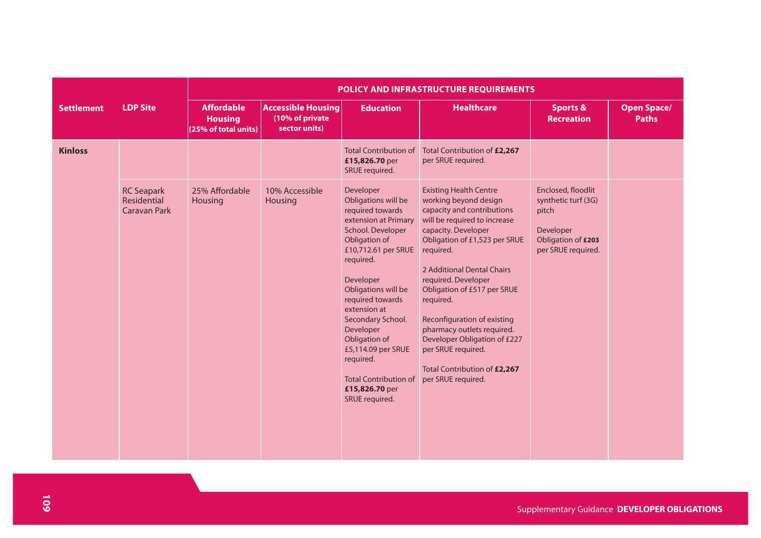| Settlement | LDP Site | POLICY AND INFRASTRUCTURE REQUIREMENTS | | | | | |
|---|---|---|---|---|---|---|---|
| | | Affordable Housing (25% of total units) | Accessible Housing (10% of private sector units) | Education | Healthcare | Sports & Recreation | Open Space/ Paths |
| **Kinloss** | | | | Total Contribution of **£15,826.70** per SRUE required. | Total Contribution of **£2,267** per SRUE required. | | |
| | RC Seapark Residential Caravan Park | 25% Affordable Housing | 10% Accessible Housing | Developer Obligations will be required towards extension at Primary School. Developer Obligation of £10,712.61 per SRUE required.<br><br>Developer Obligations will be required towards extension at Secondary School. Developer Obligation of £5,114.09 per SRUE required.<br><br>Total Contribution of **£15,826.70** per SRUE required. | Existing Health Centre working beyond design capacity and contributions will be required to increase capacity. Developer Obligation of £1,523 per SRUE required.<br><br>2 Additional Dental Chairs required. Developer Obligation of £517 per SRUE required.<br><br>Reconfiguration of existing pharmacy outlets required. Developer Obligation of £227 per SRUE required.<br><br>Total Contribution of **£2,267** per SRUE required. | Enclosed, floodlit synthetic turf (3G) pitch<br><br>Developer Obligation of **£203** per SRUE required. | |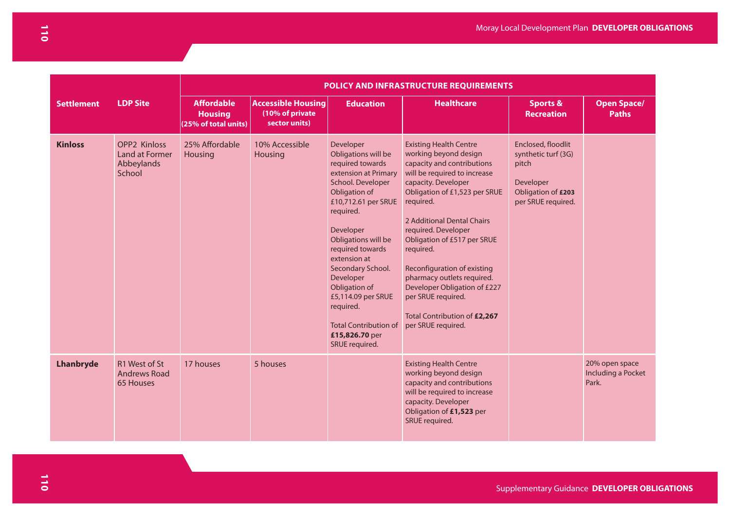| Settlement | LDP Site | POLICY AND INFRASTRUCTURE REQUIREMENTS | | | | | |
|---|---|---|---|---|---|---|---|
| | | **Affordable Housing (25% of total units)** | **Accessible Housing (10% of private sector units)** | **Education** | **Healthcare** | **Sports & Recreation** | **Open Space/ Paths** |
| **Kinloss** | OPP2 Kinloss Land at Former Abbeylands School | 25% Affordable Housing | 10% Accessible Housing | Developer Obligations will be required towards extension at Primary School. Developer Obligation of £10,712.61 per SRUE required.<br><br>Developer Obligations will be required towards extension at Secondary School. Developer Obligation of £5,114.09 per SRUE required.<br><br>Total Contribution of **£15,826.70** per SRUE required. | Existing Health Centre working beyond design capacity and contributions will be required to increase capacity. Developer Obligation of £1,523 per SRUE required.<br><br>2 Additional Dental Chairs required. Developer Obligation of £517 per SRUE required.<br><br>Reconfiguration of existing pharmacy outlets required. Developer Obligation of £227 per SRUE required.<br><br>Total Contribution of **£2,267** per SRUE required. | Enclosed, floodlit synthetic turf (3G) pitch<br><br>Developer Obligation of **£203** per SRUE required. | |
| **Lhanbryde** | R1 West of St Andrews Road 65 Houses | 17 houses | 5 houses | | Existing Health Centre working beyond design capacity and contributions will be required to increase capacity. Developer Obligation of **£1,523** per SRUE required. | | 20% open space Including a Pocket Park. |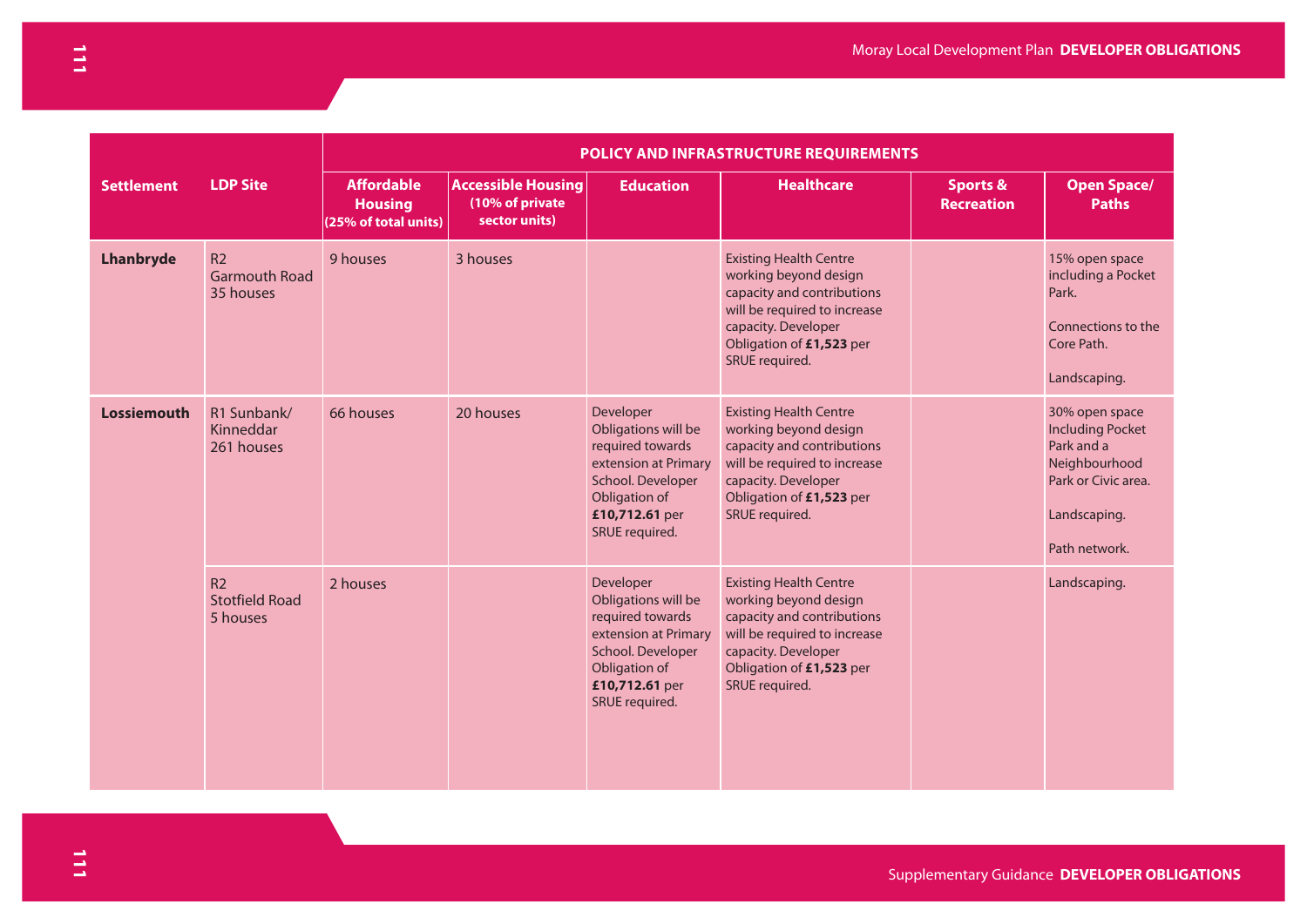| Settlement | LDP Site | POLICY AND INFRASTRUCTURE REQUIREMENTS | | | | | |
|---|---|---|---|---|---|---|---|
| | | Affordable Housing (25% of total units) | Accessible Housing (10% of private sector units) | Education | Healthcare | Sports & Recreation | Open Space/ Paths |
| **Lhanbryde** | R2 Garmouth Road 35 houses | 9 houses | 3 houses | | Existing Health Centre working beyond design capacity and contributions will be required to increase capacity. Developer Obligation of **£1,523** per SRUE required. | | 15% open space including a Pocket Park. Connections to the Core Path. Landscaping. |
| **Lossiemouth** | R1 Sunbank/ Kinneddar 261 houses | 66 houses | 20 houses | Developer Obligations will be required towards extension at Primary School. Developer Obligation of **£10,712.61** per SRUE required. | Existing Health Centre working beyond design capacity and contributions will be required to increase capacity. Developer Obligation of **£1,523** per SRUE required. | | 30% open space Including Pocket Park and a Neighbourhood Park or Civic area. Landscaping. Path network. |
| | R2 Stotfield Road 5 houses | 2 houses | | Developer Obligations will be required towards extension at Primary School. Developer Obligation of **£10,712.61** per SRUE required. | Existing Health Centre working beyond design capacity and contributions will be required to increase capacity. Developer Obligation of **£1,523** per SRUE required. | | Landscaping. |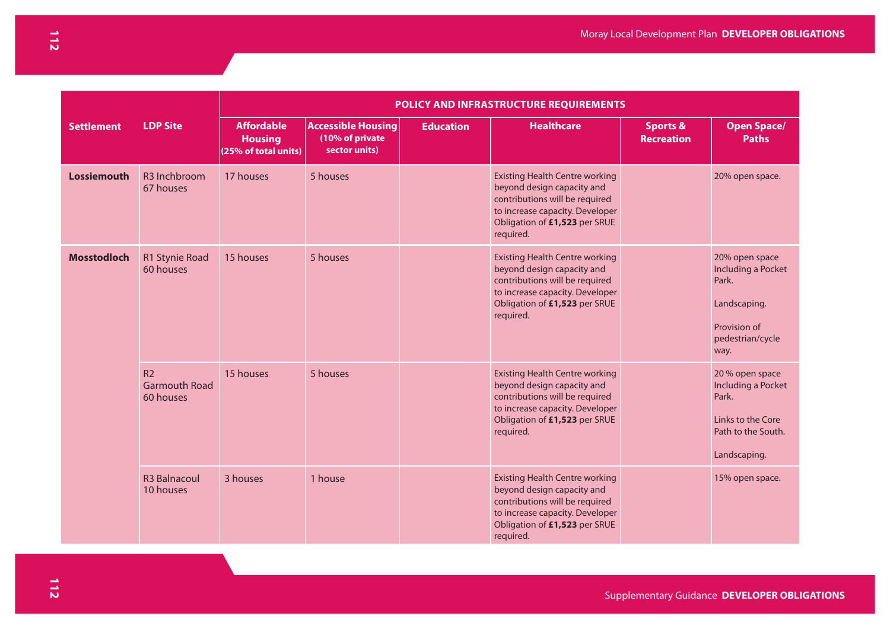| Settlement | LDP Site | POLICY AND INFRASTRUCTURE REQUIREMENTS | | | | | |
|---|---|---|---|---|---|---|---|
| | | Affordable Housing (25% of total units) | Accessible Housing (10% of private sector units) | Education | Healthcare | Sports & Recreation | Open Space/ Paths |
| **Lossiemouth** | R3 Inchbroom 67 houses | 17 houses | 5 houses | | Existing Health Centre working beyond design capacity and contributions will be required to increase capacity. Developer Obligation of **£1,523** per SRUE required. | | 20% open space. |
| **Mosstodloch** | R1 Stynie Road 60 houses | 15 houses | 5 houses | | Existing Health Centre working beyond design capacity and contributions will be required to increase capacity. Developer Obligation of **£1,523** per SRUE required. | | 20% open space Including a Pocket Park. Landscaping. Provision of pedestrian/cycle way. |
| | R2 Garmouth Road 60 houses | 15 houses | 5 houses | | Existing Health Centre working beyond design capacity and contributions will be required to increase capacity. Developer Obligation of **£1,523** per SRUE required. | | 20 % open space Including a Pocket Park. Links to the Core Path to the South. Landscaping. |
| | R3 Balnacoul 10 houses | 3 houses | 1 house | | Existing Health Centre working beyond design capacity and contributions will be required to increase capacity. Developer Obligation of **£1,523** per SRUE required. | | 15% open space. |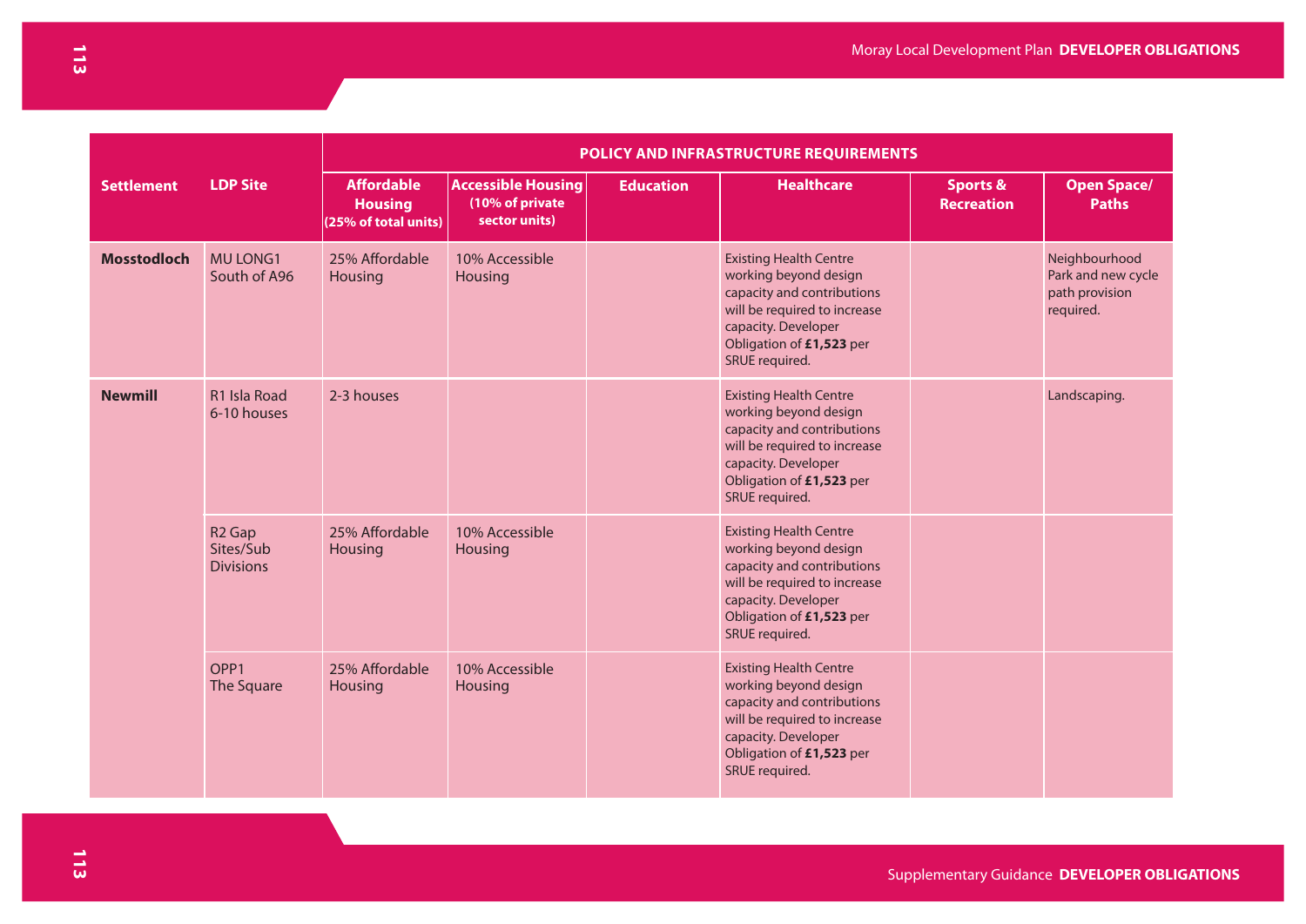| Settlement | LDP Site | POLICY AND INFRASTRUCTURE REQUIREMENTS | | | | | |
|---|---|---|---|---|---|---|---|
| | | Affordable Housing (25% of total units) | Accessible Housing (10% of private sector units) | Education | Healthcare | Sports & Recreation | Open Space/ Paths |
| **Mosstodloch** | MU LONG1 South of A96 | 25% Affordable Housing | 10% Accessible Housing | | Existing Health Centre working beyond design capacity and contributions will be required to increase capacity. Developer Obligation of **£1,523** per SRUE required. | | Neighbourhood Park and new cycle path provision required. |
| **Newmill** | R1 Isla Road 6-10 houses | 2-3 houses | | | Existing Health Centre working beyond design capacity and contributions will be required to increase capacity. Developer Obligation of **£1,523** per SRUE required. | | Landscaping. |
| | R2 Gap Sites/Sub Divisions | 25% Affordable Housing | 10% Accessible Housing | | Existing Health Centre working beyond design capacity and contributions will be required to increase capacity. Developer Obligation of **£1,523** per SRUE required. | | |
| | OPP1 The Square | 25% Affordable Housing | 10% Accessible Housing | | Existing Health Centre working beyond design capacity and contributions will be required to increase capacity. Developer Obligation of **£1,523** per SRUE required. | | |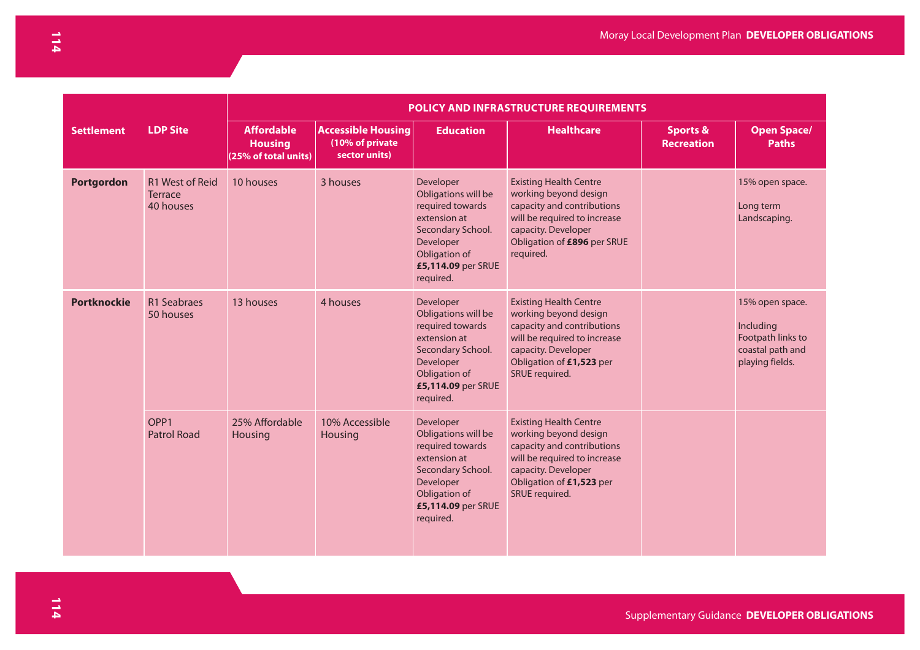| Settlement | LDP Site | POLICY AND INFRASTRUCTURE REQUIREMENTS | | | | | |
|---|---|---|---|---|---|---|---|
| | | Affordable Housing (25% of total units) | Accessible Housing (10% of private sector units) | Education | Healthcare | Sports & Recreation | Open Space/ Paths |
| **Portgordon** | R1 West of Reid Terrace 40 houses | 10 houses | 3 houses | Developer Obligations will be required towards extension at Secondary School. Developer Obligation of **£5,114.09** per SRUE required. | Existing Health Centre working beyond design capacity and contributions will be required to increase capacity. Developer Obligation of **£896** per SRUE required. | | 15% open space. Long term Landscaping. |
| **Portknockie** | R1 Seabraes 50 houses | 13 houses | 4 houses | Developer Obligations will be required towards extension at Secondary School. Developer Obligation of **£5,114.09** per SRUE required. | Existing Health Centre working beyond design capacity and contributions will be required to increase capacity. Developer Obligation of **£1,523** per SRUE required. | | 15% open space. Including Footpath links to coastal path and playing fields. |
| | OPP1 Patrol Road | 25% Affordable Housing | 10% Accessible Housing | Developer Obligations will be required towards extension at Secondary School. Developer Obligation of **£5,114.09** per SRUE required. | Existing Health Centre working beyond design capacity and contributions will be required to increase capacity. Developer Obligation of **£1,523** per SRUE required. | | |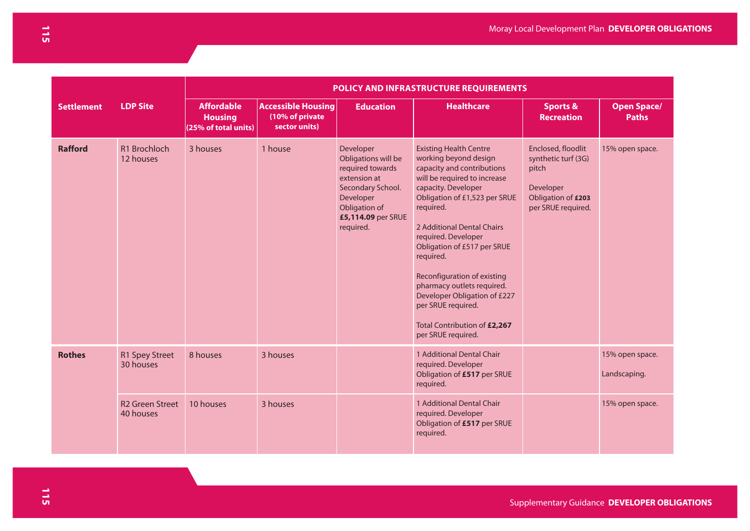| Settlement | LDP Site | POLICY AND INFRASTRUCTURE REQUIREMENTS | | | | | |
|---|---|---|---|---|---|---|---|
| | | Affordable Housing (25% of total units) | Accessible Housing (10% of private sector units) | Education | Healthcare | Sports & Recreation | Open Space/ Paths |
| **Rafford** | R1 Brochloch 12 houses | 3 houses | 1 house | Developer Obligations will be required towards extension at Secondary School. Developer Obligation of **£5,114.09** per SRUE required. | Existing Health Centre working beyond design capacity and contributions will be required to increase capacity. Developer Obligation of £1,523 per SRUE required.<br><br>2 Additional Dental Chairs required. Developer Obligation of £517 per SRUE required.<br><br>Reconfiguration of existing pharmacy outlets required. Developer Obligation of £227 per SRUE required.<br><br>Total Contribution of **£2,267** per SRUE required. | Enclosed, floodlit synthetic turf (3G) pitch<br><br>Developer Obligation of **£203** per SRUE required. | 15% open space. |
| **Rothes** | R1 Spey Street 30 houses | 8 houses | 3 houses | | 1 Additional Dental Chair required. Developer Obligation of **£517** per SRUE required. | | 15% open space.<br><br>Landscaping. |
| | R2 Green Street 40 houses | 10 houses | 3 houses | | 1 Additional Dental Chair required. Developer Obligation of **£517** per SRUE required. | | 15% open space. |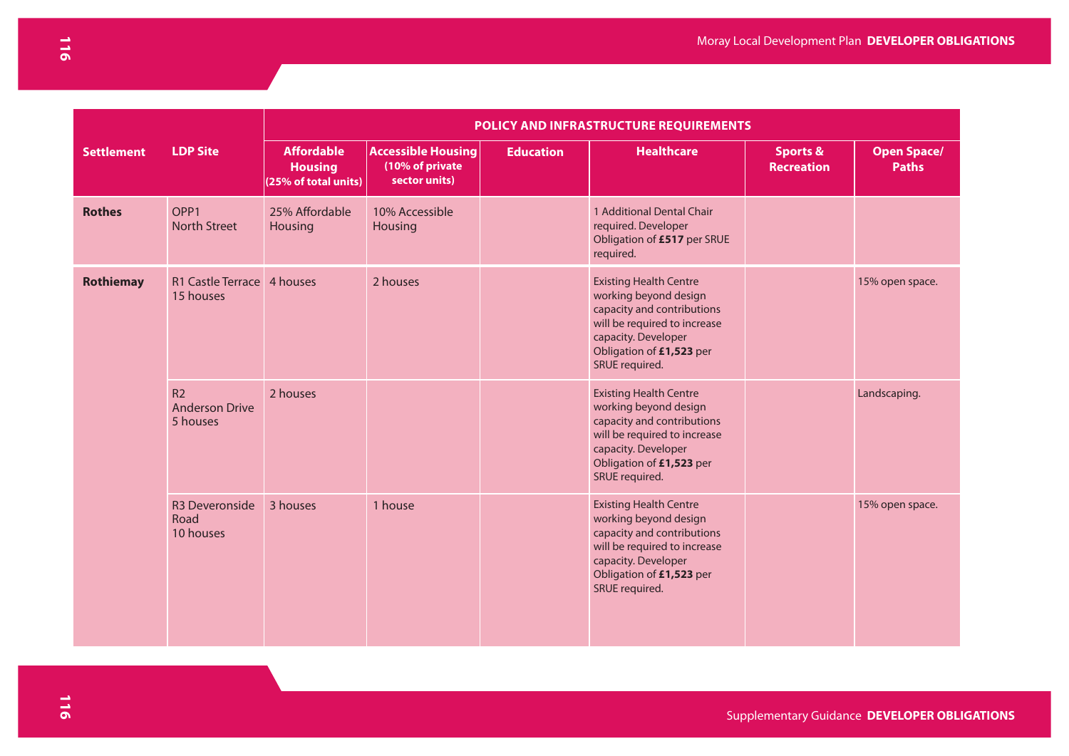| Settlement | LDP Site | POLICY AND INFRASTRUCTURE REQUIREMENTS | | | | | |
|---|---|---|---|---|---|---|---|
| | | Affordable Housing (25% of total units) | Accessible Housing (10% of private sector units) | Education | Healthcare | Sports & Recreation | Open Space/ Paths |
| **Rothes** | OPP1 North Street | 25% Affordable Housing | 10% Accessible Housing | | 1 Additional Dental Chair required. Developer Obligation of **£517** per SRUE required. | | |
| **Rothiemay** | R1 Castle Terrace 15 houses | 4 houses | 2 houses | | Existing Health Centre working beyond design capacity and contributions will be required to increase capacity. Developer Obligation of **£1,523** per SRUE required. | | 15% open space. |
| | R2 Anderson Drive 5 houses | 2 houses | | | Existing Health Centre working beyond design capacity and contributions will be required to increase capacity. Developer Obligation of **£1,523** per SRUE required. | | Landscaping. |
| | R3 Deveronside Road 10 houses | 3 houses | 1 house | | Existing Health Centre working beyond design capacity and contributions will be required to increase capacity. Developer Obligation of **£1,523** per SRUE required. | | 15% open space. |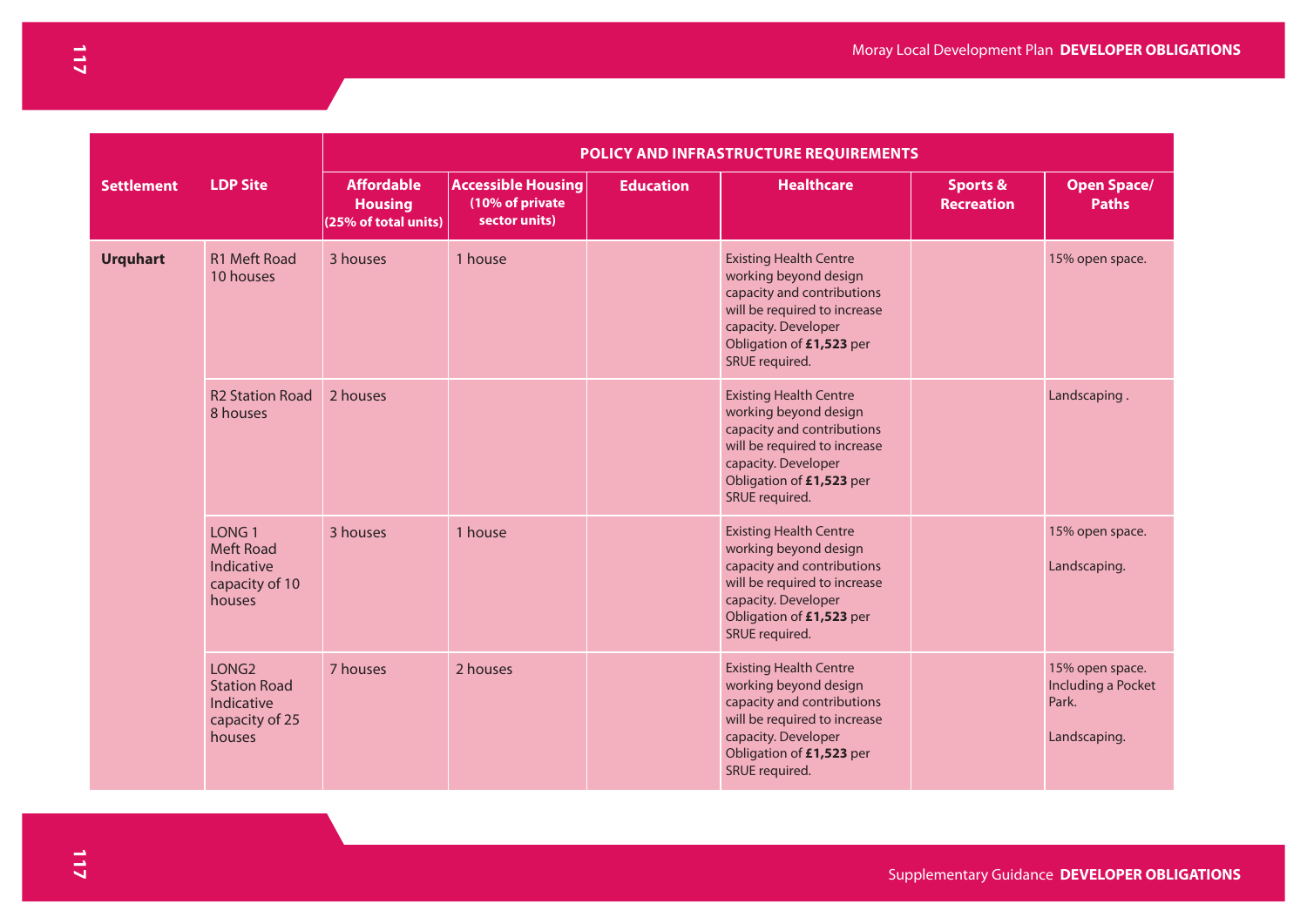| Settlement | LDP Site | POLICY AND INFRASTRUCTURE REQUIREMENTS | | | | | |
|---|---|---|---|---|---|---|---|
| | | Affordable Housing (25% of total units) | Accessible Housing (10% of private sector units) | Education | Healthcare | Sports & Recreation | Open Space/ Paths |
| **Urquhart** | R1 Meft Road 10 houses | 3 houses | 1 house | | Existing Health Centre working beyond design capacity and contributions will be required to increase capacity. Developer Obligation of **£1,523** per SRUE required. | | 15% open space. |
| | R2 Station Road 8 houses | 2 houses | | | Existing Health Centre working beyond design capacity and contributions will be required to increase capacity. Developer Obligation of **£1,523** per SRUE required. | | Landscaping . |
| | LONG 1 Meft Road Indicative capacity of 10 houses | 3 houses | 1 house | | Existing Health Centre working beyond design capacity and contributions will be required to increase capacity. Developer Obligation of **£1,523** per SRUE required. | | 15% open space. Landscaping. |
| | LONG2 Station Road Indicative capacity of 25 houses | 7 houses | 2 houses | | Existing Health Centre working beyond design capacity and contributions will be required to increase capacity. Developer Obligation of **£1,523** per SRUE required. | | 15% open space. Including a Pocket Park. Landscaping. |